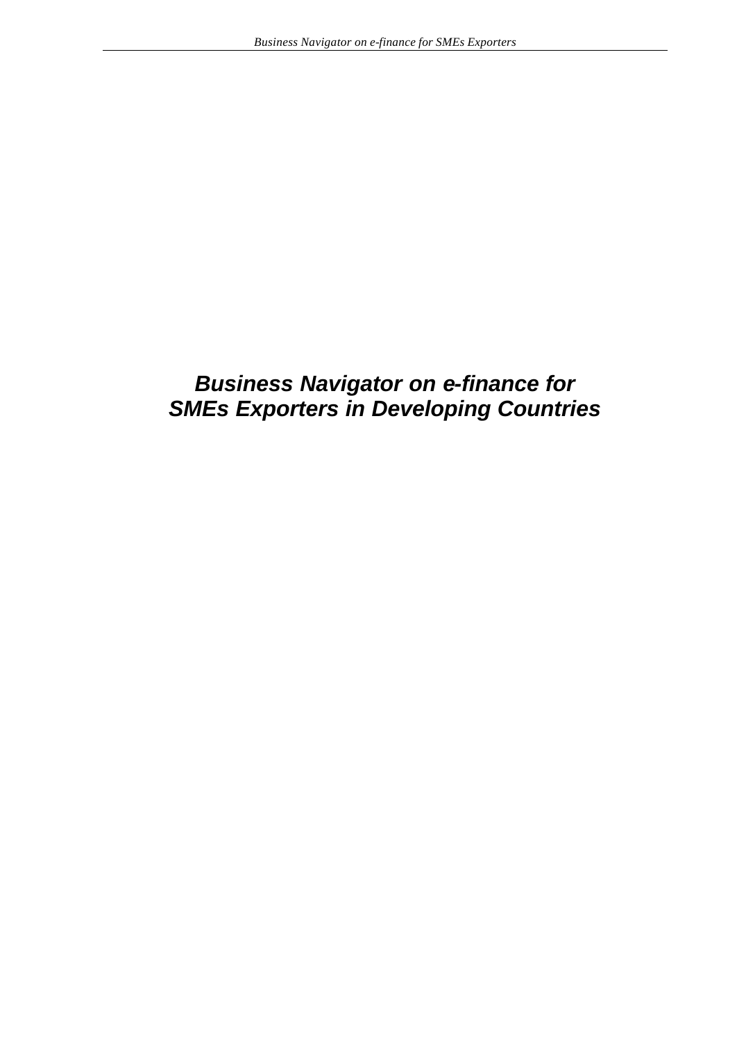# *Business Navigator on e-finance for SMEs Exporters in Developing Countries*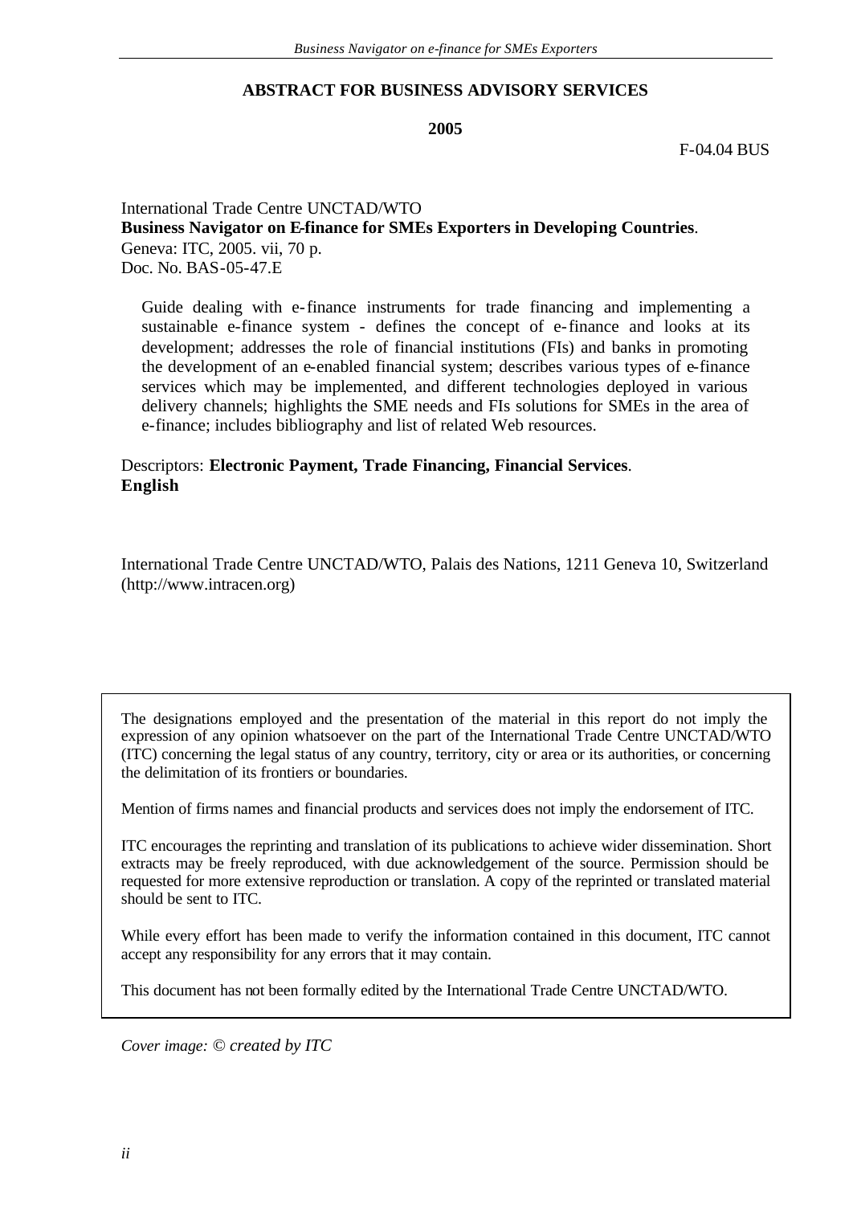## ABSTRACT FOR BUSINESS ADVISORY SERVICES

**2005**

F-04.04 BUS

International Trade Centre UNCTAD/WTO
**Business Navigator on E-finance for SMEs Exporters in Developing Countries**.
Geneva: ITC, 2005. vii, 70 p.
Doc. No. BAS-05-47.E

Guide dealing with e-finance instruments for trade financing and implementing a sustainable e-finance system - defines the concept of e-finance and looks at its development; addresses the role of financial institutions (FIs) and banks in promoting the development of an e-enabled financial system; describes various types of e-finance services which may be implemented, and different technologies deployed in various delivery channels; highlights the SME needs and FIs solutions for SMEs in the area of e-finance; includes bibliography and list of related Web resources.

Descriptors: **Electronic Payment, Trade Financing, Financial Services**.
**English**

International Trade Centre UNCTAD/WTO, Palais des Nations, 1211 Geneva 10, Switzerland (http://www.intracen.org)

The designations employed and the presentation of the material in this report do not imply the expression of any opinion whatsoever on the part of the International Trade Centre UNCTAD/WTO (ITC) concerning the legal status of any country, territory, city or area or its authorities, or concerning the delimitation of its frontiers or boundaries.

Mention of firms names and financial products and services does not imply the endorsement of ITC.

ITC encourages the reprinting and translation of its publications to achieve wider dissemination. Short extracts may be freely reproduced, with due acknowledgement of the source. Permission should be requested for more extensive reproduction or translation. A copy of the reprinted or translated material should be sent to ITC.

While every effort has been made to verify the information contained in this document, ITC cannot accept any responsibility for any errors that it may contain.

This document has not been formally edited by the International Trade Centre UNCTAD/WTO.

*Cover image: © created by ITC*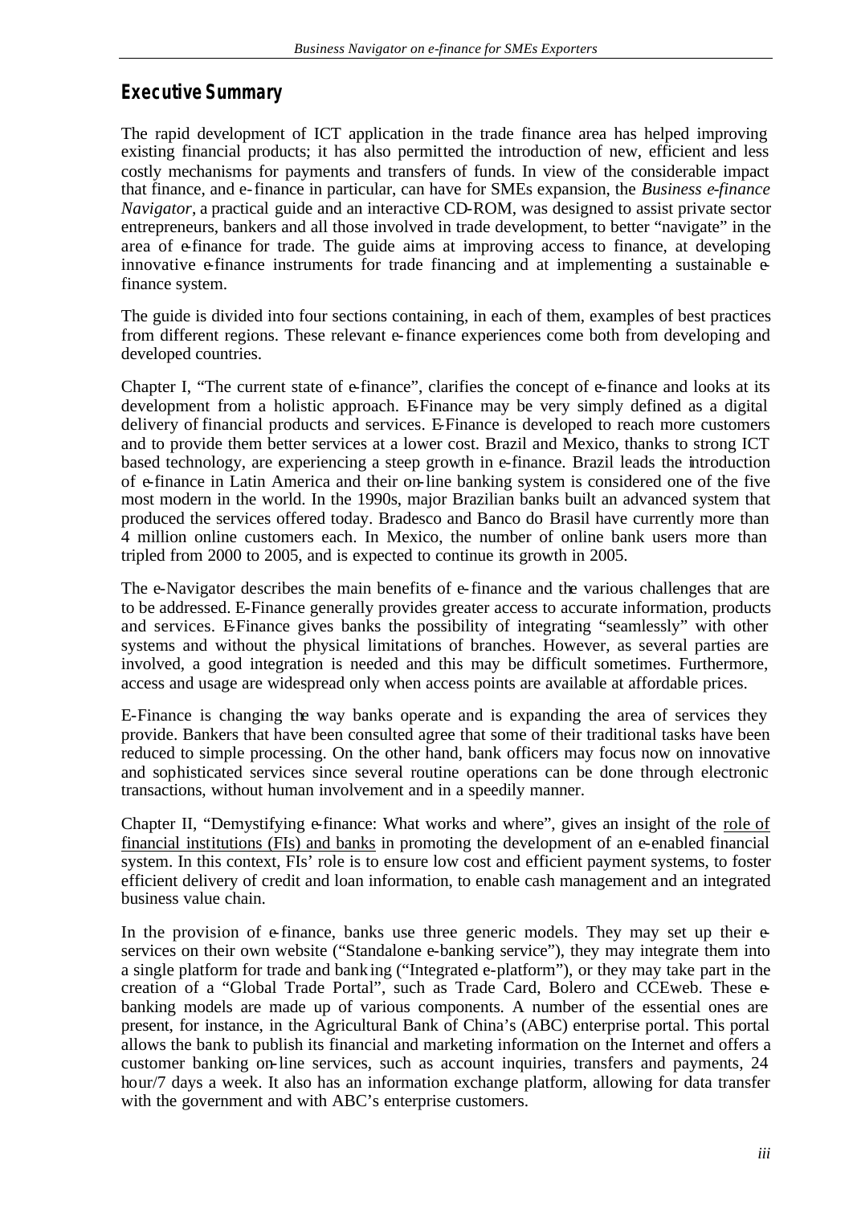## Executive Summary

The rapid development of ICT application in the trade finance area has helped improving existing financial products; it has also permitted the introduction of new, efficient and less costly mechanisms for payments and transfers of funds. In view of the considerable impact that finance, and e-finance in particular, can have for SMEs expansion, the *Business e-finance Navigator*, a practical guide and an interactive CD-ROM, was designed to assist private sector entrepreneurs, bankers and all those involved in trade development, to better "navigate" in the area of e-finance for trade. The guide aims at improving access to finance, at developing innovative e-finance instruments for trade financing and at implementing a sustainable e-finance system.

The guide is divided into four sections containing, in each of them, examples of best practices from different regions. These relevant e-finance experiences come both from developing and developed countries.

Chapter I, "The current state of e-finance", clarifies the concept of e-finance and looks at its development from a holistic approach. E-Finance may be very simply defined as a digital delivery of financial products and services. E-Finance is developed to reach more customers and to provide them better services at a lower cost. Brazil and Mexico, thanks to strong ICT based technology, are experiencing a steep growth in e-finance. Brazil leads the introduction of e-finance in Latin America and their on-line banking system is considered one of the five most modern in the world. In the 1990s, major Brazilian banks built an advanced system that produced the services offered today. Bradesco and Banco do Brasil have currently more than 4 million online customers each. In Mexico, the number of online bank users more than tripled from 2000 to 2005, and is expected to continue its growth in 2005.

The e-Navigator describes the main benefits of e-finance and the various challenges that are to be addressed. E-Finance generally provides greater access to accurate information, products and services. E-Finance gives banks the possibility of integrating "seamlessly" with other systems and without the physical limitations of branches. However, as several parties are involved, a good integration is needed and this may be difficult sometimes. Furthermore, access and usage are widespread only when access points are available at affordable prices.

E-Finance is changing the way banks operate and is expanding the area of services they provide. Bankers that have been consulted agree that some of their traditional tasks have been reduced to simple processing. On the other hand, bank officers may focus now on innovative and sophisticated services since several routine operations can be done through electronic transactions, without human involvement and in a speedily manner.

Chapter II, "Demystifying e-finance: What works and where", gives an insight of the role of financial institutions (FIs) and banks in promoting the development of an e-enabled financial system. In this context, FIs' role is to ensure low cost and efficient payment systems, to foster efficient delivery of credit and loan information, to enable cash management and an integrated business value chain.

In the provision of e-finance, banks use three generic models. They may set up their e-services on their own website ("Standalone e-banking service"), they may integrate them into a single platform for trade and banking ("Integrated e-platform"), or they may take part in the creation of a "Global Trade Portal", such as Trade Card, Bolero and CCEweb. These e-banking models are made up of various components. A number of the essential ones are present, for instance, in the Agricultural Bank of China's (ABC) enterprise portal. This portal allows the bank to publish its financial and marketing information on the Internet and offers a customer banking on-line services, such as account inquiries, transfers and payments, 24 hour/7 days a week. It also has an information exchange platform, allowing for data transfer with the government and with ABC's enterprise customers.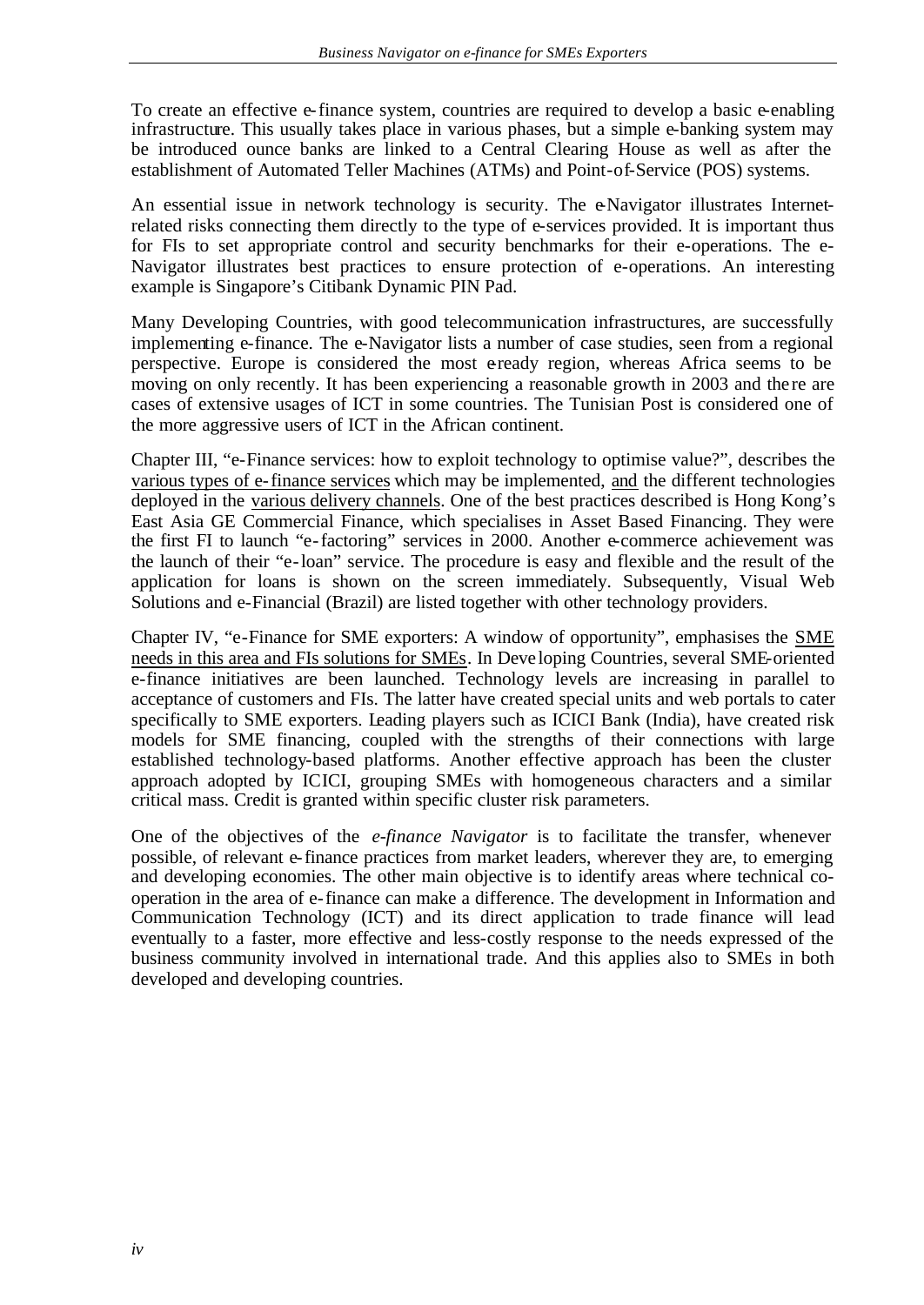To create an effective e-finance system, countries are required to develop a basic e-enabling infrastructure. This usually takes place in various phases, but a simple e-banking system may be introduced ounce banks are linked to a Central Clearing House as well as after the establishment of Automated Teller Machines (ATMs) and Point-of-Service (POS) systems.

An essential issue in network technology is security. The e-Navigator illustrates Internet-related risks connecting them directly to the type of e-services provided. It is important thus for FIs to set appropriate control and security benchmarks for their e-operations. The e-Navigator illustrates best practices to ensure protection of e-operations. An interesting example is Singapore's Citibank Dynamic PIN Pad.

Many Developing Countries, with good telecommunication infrastructures, are successfully implementing e-finance. The e-Navigator lists a number of case studies, seen from a regional perspective. Europe is considered the most e-ready region, whereas Africa seems to be moving on only recently. It has been experiencing a reasonable growth in 2003 and there are cases of extensive usages of ICT in some countries. The Tunisian Post is considered one of the more aggressive users of ICT in the African continent.

Chapter III, "e-Finance services: how to exploit technology to optimise value?", describes the <u>various types of e-finance services</u> which may be implemented, <u>and</u> the different technologies deployed in the <u>various delivery channels</u>. One of the best practices described is Hong Kong's East Asia GE Commercial Finance, which specialises in Asset Based Financing. They were the first FI to launch "e-factoring" services in 2000. Another e-commerce achievement was the launch of their "e-loan" service. The procedure is easy and flexible and the result of the application for loans is shown on the screen immediately. Subsequently, Visual Web Solutions and e-Financial (Brazil) are listed together with other technology providers.

Chapter IV, "e-Finance for SME exporters: A window of opportunity", emphasises the <u>SME needs in this area and FIs solutions for SMEs</u>. In Developing Countries, several SME-oriented e-finance initiatives are been launched. Technology levels are increasing in parallel to acceptance of customers and FIs. The latter have created special units and web portals to cater specifically to SME exporters. Leading players such as ICICI Bank (India), have created risk models for SME financing, coupled with the strengths of their connections with large established technology-based platforms. Another effective approach has been the cluster approach adopted by ICICI, grouping SMEs with homogeneous characters and a similar critical mass. Credit is granted within specific cluster risk parameters.

One of the objectives of the *e-finance Navigator* is to facilitate the transfer, whenever possible, of relevant e-finance practices from market leaders, wherever they are, to emerging and developing economies. The other main objective is to identify areas where technical co-operation in the area of e-finance can make a difference. The development in Information and Communication Technology (ICT) and its direct application to trade finance will lead eventually to a faster, more effective and less-costly response to the needs expressed of the business community involved in international trade. And this applies also to SMEs in both developed and developing countries.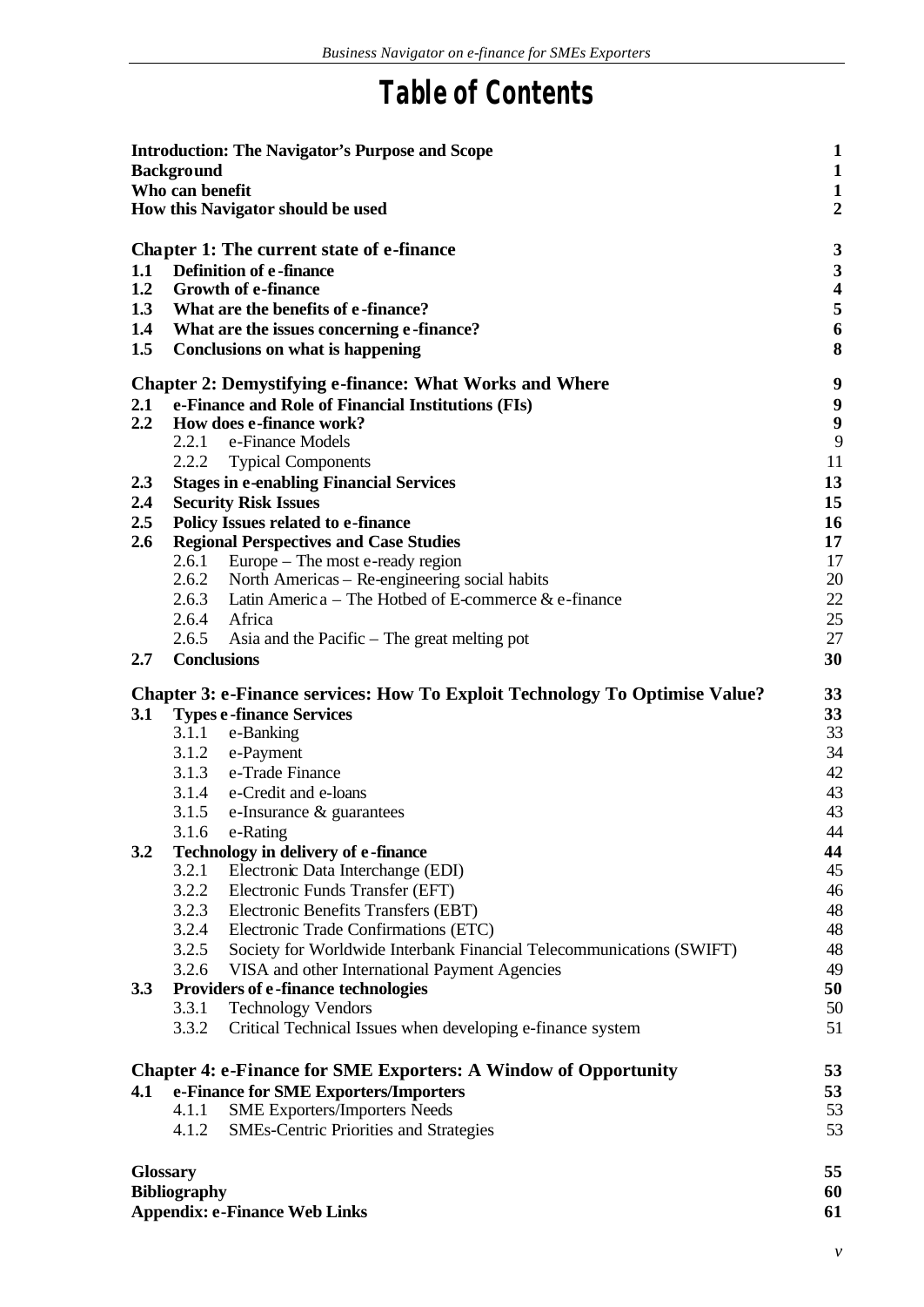# Table of Contents

| | | |
|---|---|---|
| **Introduction: The Navigator's Purpose and Scope** | | **1** |
| **Background** | | **1** |
| **Who can benefit** | | **1** |
| **How this Navigator should be used** | | **2** |
| **Chapter 1: The current state of e-finance** | | **3** |
| **1.1** | **Definition of e-finance** | **3** |
| **1.2** | **Growth of e-finance** | **4** |
| **1.3** | **What are the benefits of e-finance?** | **5** |
| **1.4** | **What are the issues concerning e-finance?** | **6** |
| **1.5** | **Conclusions on what is happening** | **8** |
| **Chapter 2: Demystifying e-finance: What Works and Where** | | **9** |
| **2.1** | **e-Finance and Role of Financial Institutions (FIs)** | **9** |
| **2.2** | **How does e-finance work?** | **9** |
| | 2.2.1 e-Finance Models | 9 |
| | 2.2.2 Typical Components | 11 |
| **2.3** | **Stages in e-enabling Financial Services** | **13** |
| **2.4** | **Security Risk Issues** | **15** |
| **2.5** | **Policy Issues related to e-finance** | **16** |
| **2.6** | **Regional Perspectives and Case Studies** | **17** |
| | 2.6.1 Europe – The most e-ready region | 17 |
| | 2.6.2 North Americas – Re-engineering social habits | 20 |
| | 2.6.3 Latin America – The Hotbed of E-commerce & e-finance | 22 |
| | 2.6.4 Africa | 25 |
| | 2.6.5 Asia and the Pacific – The great melting pot | 27 |
| **2.7** | **Conclusions** | **30** |
| **Chapter 3: e-Finance services: How To Exploit Technology To Optimise Value?** | | **33** |
| **3.1** | **Types e-finance Services** | **33** |
| | 3.1.1 e-Banking | 33 |
| | 3.1.2 e-Payment | 34 |
| | 3.1.3 e-Trade Finance | 42 |
| | 3.1.4 e-Credit and e-loans | 43 |
| | 3.1.5 e-Insurance & guarantees | 43 |
| | 3.1.6 e-Rating | 44 |
| **3.2** | **Technology in delivery of e-finance** | **44** |
| | 3.2.1 Electronic Data Interchange (EDI) | 45 |
| | 3.2.2 Electronic Funds Transfer (EFT) | 46 |
| | 3.2.3 Electronic Benefits Transfers (EBT) | 48 |
| | 3.2.4 Electronic Trade Confirmations (ETC) | 48 |
| | 3.2.5 Society for Worldwide Interbank Financial Telecommunications (SWIFT) | 48 |
| | 3.2.6 VISA and other International Payment Agencies | 49 |
| **3.3** | **Providers of e-finance technologies** | **50** |
| | 3.3.1 Technology Vendors | 50 |
| | 3.3.2 Critical Technical Issues when developing e-finance system | 51 |
| **Chapter 4: e-Finance for SME Exporters: A Window of Opportunity** | | **53** |
| **4.1** | **e-Finance for SME Exporters/Importers** | **53** |
| | 4.1.1 SME Exporters/Importers Needs | 53 |
| | 4.1.2 SMEs-Centric Priorities and Strategies | 53 |
| **Glossary** | | **55** |
| **Bibliography** | | **60** |
| **Appendix: e-Finance Web Links** | | **61** |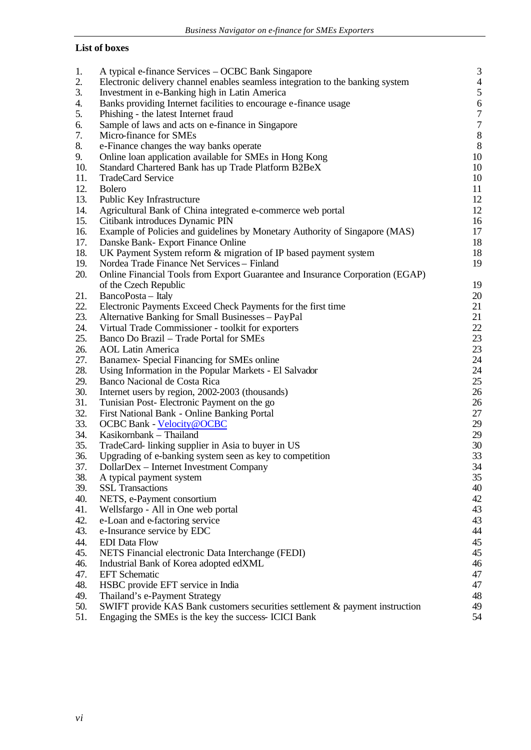**List of boxes**

| | | |
|---|---|---|
| 1. | A typical e-finance Services – OCBC Bank Singapore | 3 |
| 2. | Electronic delivery channel enables seamless integration to the banking system | 4 |
| 3. | Investment in e-Banking high in Latin America | 5 |
| 4. | Banks providing Internet facilities to encourage e-finance usage | 6 |
| 5. | Phishing - the latest Internet fraud | 7 |
| 6. | Sample of laws and acts on e-finance in Singapore | 7 |
| 7. | Micro-finance for SMEs | 8 |
| 8. | e-Finance changes the way banks operate | 8 |
| 9. | Online loan application available for SMEs in Hong Kong | 10 |
| 10. | Standard Chartered Bank has up Trade Platform B2BeX | 10 |
| 11. | TradeCard Service | 10 |
| 12. | Bolero | 11 |
| 13. | Public Key Infrastructure | 12 |
| 14. | Agricultural Bank of China integrated e-commerce web portal | 12 |
| 15. | Citibank introduces Dynamic PIN | 16 |
| 16. | Example of Policies and guidelines by Monetary Authority of Singapore (MAS) | 17 |
| 17. | Danske Bank- Export Finance Online | 18 |
| 18. | UK Payment System reform & migration of IP based payment system | 18 |
| 19. | Nordea Trade Finance Net Services – Finland | 19 |
| 20. | Online Financial Tools from Export Guarantee and Insurance Corporation (EGAP) of the Czech Republic | 19 |
| 21. | BancoPosta – Italy | 20 |
| 22. | Electronic Payments Exceed Check Payments for the first time | 21 |
| 23. | Alternative Banking for Small Businesses – PayPal | 21 |
| 24. | Virtual Trade Commissioner - toolkit for exporters | 22 |
| 25. | Banco Do Brazil – Trade Portal for SMEs | 23 |
| 26. | AOL Latin America | 23 |
| 27. | Banamex- Special Financing for SMEs online | 24 |
| 28. | Using Information in the Popular Markets - El Salvador | 24 |
| 29. | Banco Nacional de Costa Rica | 25 |
| 30. | Internet users by region, 2002-2003 (thousands) | 26 |
| 31. | Tunisian Post- Electronic Payment on the go | 26 |
| 32. | First National Bank - Online Banking Portal | 27 |
| 33. | OCBC Bank - Velocity@OCBC | 29 |
| 34. | Kasikornbank – Thailand | 29 |
| 35. | TradeCard- linking supplier in Asia to buyer in US | 30 |
| 36. | Upgrading of e-banking system seen as key to competition | 33 |
| 37. | DollarDex – Internet Investment Company | 34 |
| 38. | A typical payment system | 35 |
| 39. | SSL Transactions | 40 |
| 40. | NETS, e-Payment consortium | 42 |
| 41. | Wellsfargo - All in One web portal | 43 |
| 42. | e-Loan and e-factoring service | 43 |
| 43. | e-Insurance service by EDC | 44 |
| 44. | EDI Data Flow | 45 |
| 45. | NETS Financial electronic Data Interchange (FEDI) | 45 |
| 46. | Industrial Bank of Korea adopted edXML | 46 |
| 47. | EFT Schematic | 47 |
| 48. | HSBC provide EFT service in India | 47 |
| 49. | Thailand's e-Payment Strategy | 48 |
| 50. | SWIFT provide KAS Bank customers securities settlement & payment instruction | 49 |
| 51. | Engaging the SMEs is the key the success- ICICI Bank | 54 |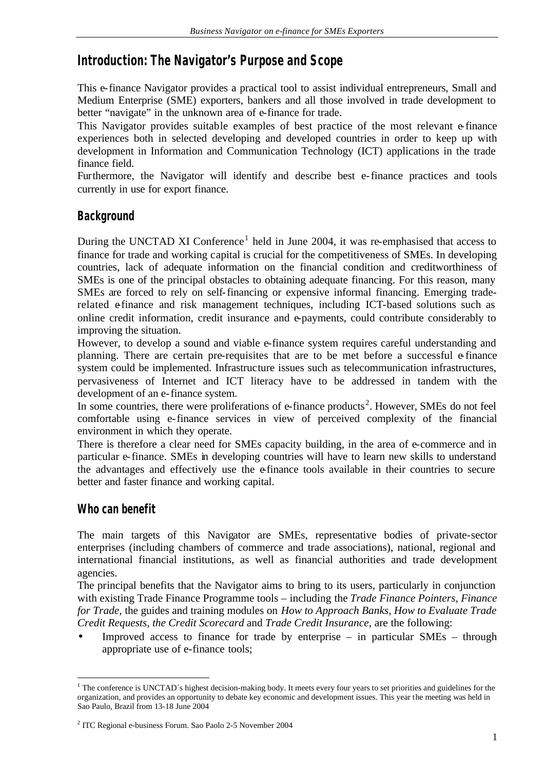## Introduction: The Navigator's Purpose and Scope

This e-finance Navigator provides a practical tool to assist individual entrepreneurs, Small and Medium Enterprise (SME) exporters, bankers and all those involved in trade development to better "navigate" in the unknown area of e-finance for trade.

This Navigator provides suitable examples of best practice of the most relevant e-finance experiences both in selected developing and developed countries in order to keep up with development in Information and Communication Technology (ICT) applications in the trade finance field.

Furthermore, the Navigator will identify and describe best e-finance practices and tools currently in use for export finance.

### Background

During the UNCTAD XI Conference[1] held in June 2004, it was re-emphasised that access to finance for trade and working capital is crucial for the competitiveness of SMEs. In developing countries, lack of adequate information on the financial condition and creditworthiness of SMEs is one of the principal obstacles to obtaining adequate financing. For this reason, many SMEs are forced to rely on self-financing or expensive informal financing. Emerging trade-related e-finance and risk management techniques, including ICT-based solutions such as online credit information, credit insurance and e-payments, could contribute considerably to improving the situation.

However, to develop a sound and viable e-finance system requires careful understanding and planning. There are certain pre-requisites that are to be met before a successful e-finance system could be implemented. Infrastructure issues such as telecommunication infrastructures, pervasiveness of Internet and ICT literacy have to be addressed in tandem with the development of an e-finance system.

In some countries, there were proliferations of e-finance products[2]. However, SMEs do not feel comfortable using e-finance services in view of perceived complexity of the financial environment in which they operate.

There is therefore a clear need for SMEs capacity building, in the area of e-commerce and in particular e-finance. SMEs in developing countries will have to learn new skills to understand the advantages and effectively use the e-finance tools available in their countries to secure better and faster finance and working capital.

### Who can benefit

The main targets of this Navigator are SMEs, representative bodies of private-sector enterprises (including chambers of commerce and trade associations), national, regional and international financial institutions, as well as financial authorities and trade development agencies.

The principal benefits that the Navigator aims to bring to its users, particularly in conjunction with existing Trade Finance Programme tools – including the *Trade Finance Pointers, Finance for Trade*, the guides and training modules on *How to Approach Banks, How to Evaluate Trade Credit Requests, the Credit Scorecard* and *Trade Credit Insurance*, are the following:

- Improved access to finance for trade by enterprise – in particular SMEs – through appropriate use of e-finance tools;

---

[1] The conference is UNCTAD´s highest decision-making body. It meets every four years to set priorities and guidelines for the organization, and provides an opportunity to debate key economic and development issues. This year the meeting was held in Sao Paulo, Brazil from 13-18 June 2004

[2] ITC Regional e-business Forum. Sao Paolo 2-5 November 2004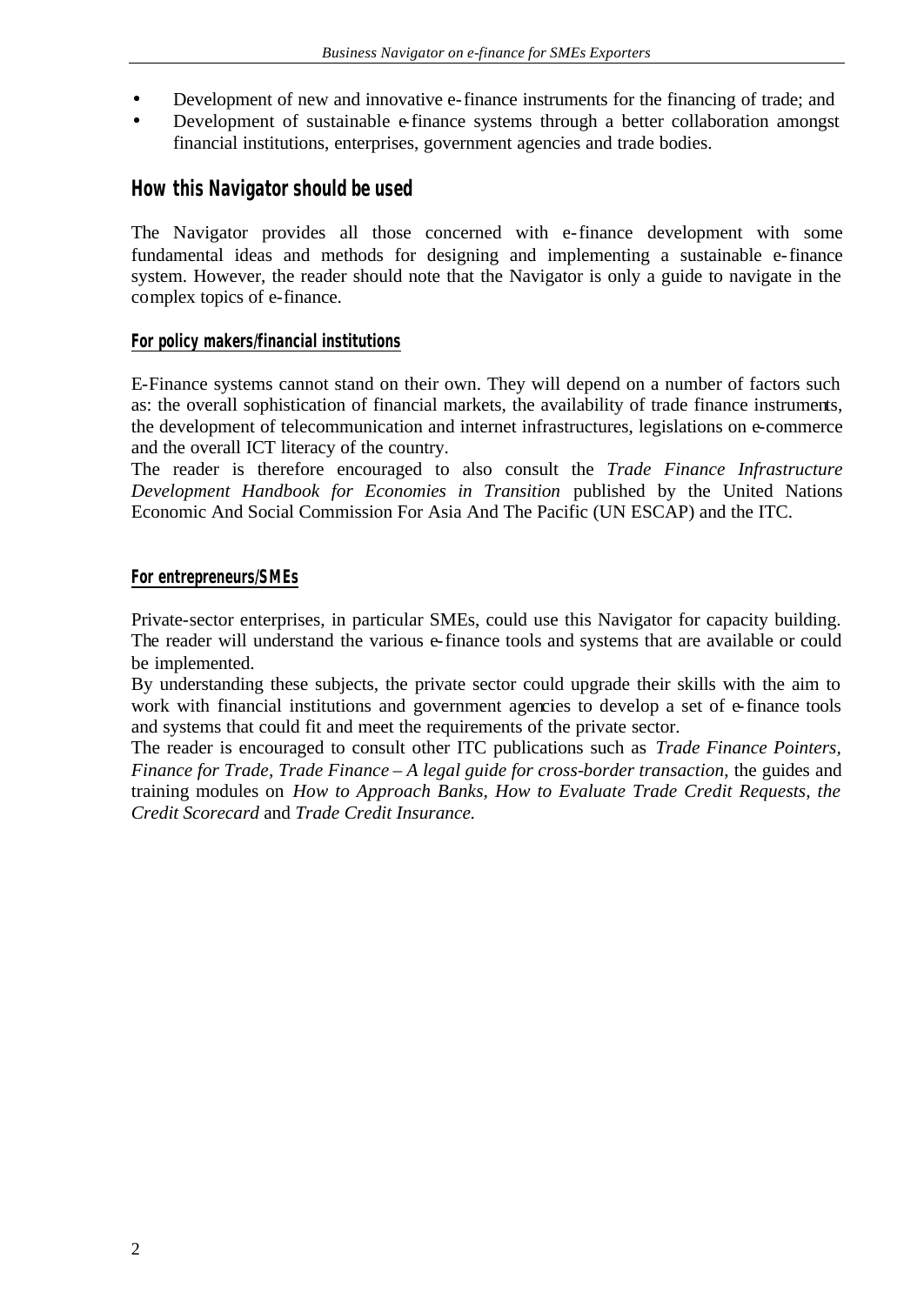- Development of new and innovative e-finance instruments for the financing of trade; and
- Development of sustainable e-finance systems through a better collaboration amongst financial institutions, enterprises, government agencies and trade bodies.

## How this Navigator should be used

The Navigator provides all those concerned with e-finance development with some fundamental ideas and methods for designing and implementing a sustainable e-finance system. However, the reader should note that the Navigator is only a guide to navigate in the complex topics of e-finance.

### For policy makers/financial institutions

E-Finance systems cannot stand on their own. They will depend on a number of factors such as: the overall sophistication of financial markets, the availability of trade finance instruments, the development of telecommunication and internet infrastructures, legislations on e-commerce and the overall ICT literacy of the country.

The reader is therefore encouraged to also consult the *Trade Finance Infrastructure Development Handbook for Economies in Transition* published by the United Nations Economic And Social Commission For Asia And The Pacific (UN ESCAP) and the ITC.

### For entrepreneurs/SMEs

Private-sector enterprises, in particular SMEs, could use this Navigator for capacity building. The reader will understand the various e-finance tools and systems that are available or could be implemented.

By understanding these subjects, the private sector could upgrade their skills with the aim to work with financial institutions and government agencies to develop a set of e-finance tools and systems that could fit and meet the requirements of the private sector.

The reader is encouraged to consult other ITC publications such as *Trade Finance Pointers, Finance for Trade, Trade Finance – A legal guide for cross-border transaction*, the guides and training modules on *How to Approach Banks, How to Evaluate Trade Credit Requests, the Credit Scorecard* and *Trade Credit Insurance.*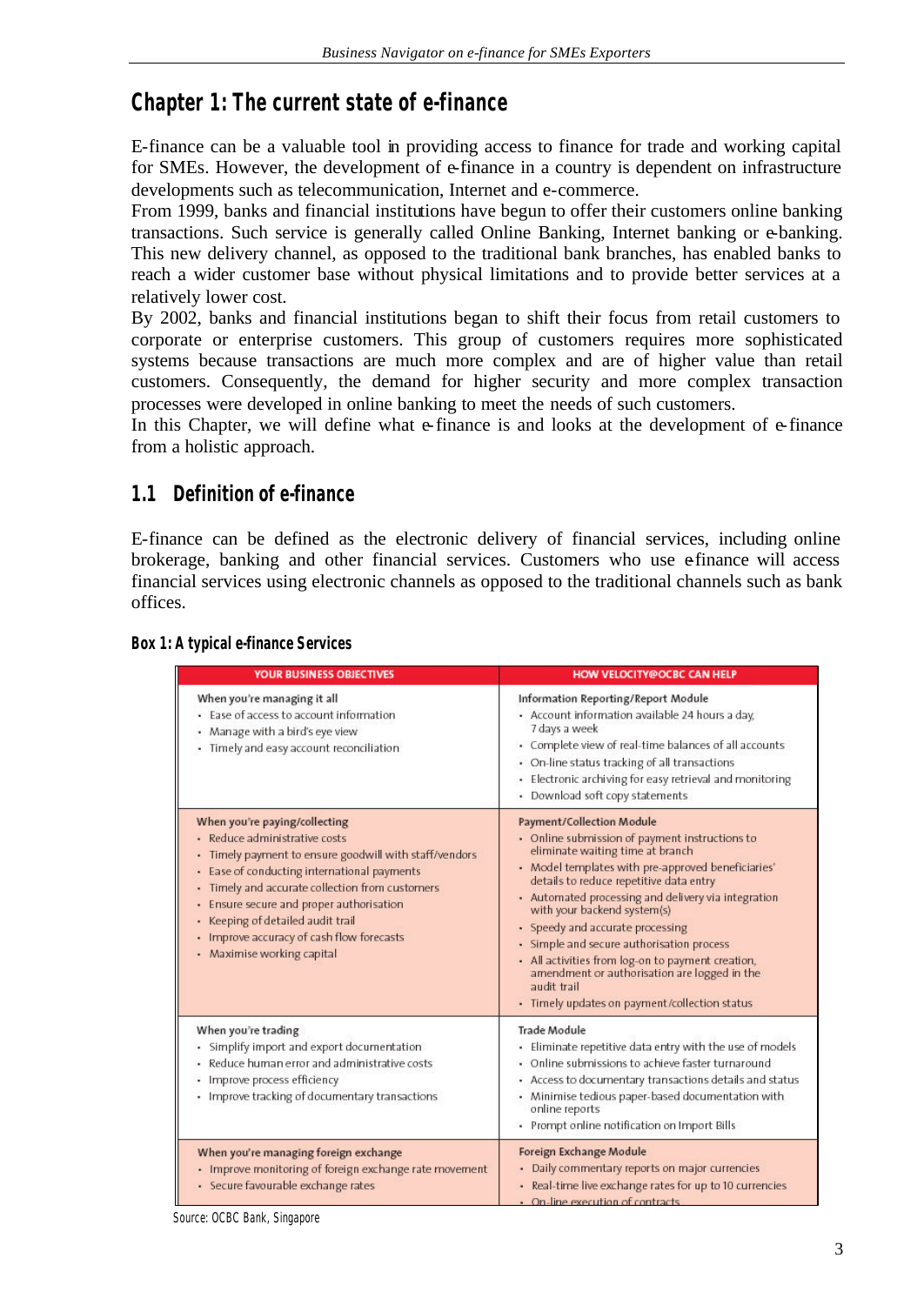# Chapter 1: The current state of e-finance

E-finance can be a valuable tool in providing access to finance for trade and working capital for SMEs. However, the development of e-finance in a country is dependent on infrastructure developments such as telecommunication, Internet and e-commerce.

From 1999, banks and financial institutions have begun to offer their customers online banking transactions. Such service is generally called Online Banking, Internet banking or e-banking. This new delivery channel, as opposed to the traditional bank branches, has enabled banks to reach a wider customer base without physical limitations and to provide better services at a relatively lower cost.

By 2002, banks and financial institutions began to shift their focus from retail customers to corporate or enterprise customers. This group of customers requires more sophisticated systems because transactions are much more complex and are of higher value than retail customers. Consequently, the demand for higher security and more complex transaction processes were developed in online banking to meet the needs of such customers.

In this Chapter, we will define what e-finance is and looks at the development of e-finance from a holistic approach.

## 1.1 Definition of e-finance

E-finance can be defined as the electronic delivery of financial services, including online brokerage, banking and other financial services. Customers who use e-finance will access financial services using electronic channels as opposed to the traditional channels such as bank offices.

**Box 1: A typical e-finance Services**

| YOUR BUSINESS OBJECTIVES | HOW VELOCITY@OCBC CAN HELP |
|---|---|
| **When you're managing it all**<br>• Ease of access to account information<br>• Manage with a bird's eye view<br>• Timely and easy account reconciliation | **Information Reporting/Report Module**<br>• Account information available 24 hours a day, 7 days a week<br>• Complete view of real-time balances of all accounts<br>• On-line status tracking of all transactions<br>• Electronic archiving for easy retrieval and monitoring<br>• Download soft copy statements |
| **When you're paying/collecting**<br>• Reduce administrative costs<br>• Timely payment to ensure goodwill with staff/vendors<br>• Ease of conducting international payments<br>• Timely and accurate collection from customers<br>• Ensure secure and proper authorisation<br>• Keeping of detailed audit trail<br>• Improve accuracy of cash flow forecasts<br>• Maximise working capital | **Payment/Collection Module**<br>• Online submission of payment instructions to eliminate waiting time at branch<br>• Model templates with pre-approved beneficiaries' details to reduce repetitive data entry<br>• Automated processing and delivery via integration with your backend system(s)<br>• Speedy and accurate processing<br>• Simple and secure authorisation process<br>• All activities from log-on to payment creation, amendment or authorisation are logged in the audit trail<br>• Timely updates on payment/collection status |
| **When you're trading**<br>• Simplify import and export documentation<br>• Reduce human error and administrative costs<br>• Improve process efficiency<br>• Improve tracking of documentary transactions | **Trade Module**<br>• Eliminate repetitive data entry with the use of models<br>• Online submissions to achieve faster turnaround<br>• Access to documentary transactions details and status<br>• Minimise tedious paper-based documentation with online reports<br>• Prompt online notification on Import Bills |
| **When you're managing foreign exchange**<br>• Improve monitoring of foreign exchange rate movement<br>• Secure favourable exchange rates | **Foreign Exchange Module**<br>• Daily commentary reports on major currencies<br>• Real-time live exchange rates for up to 10 currencies<br>• On-line execution of contracts |

Source: OCBC Bank, Singapore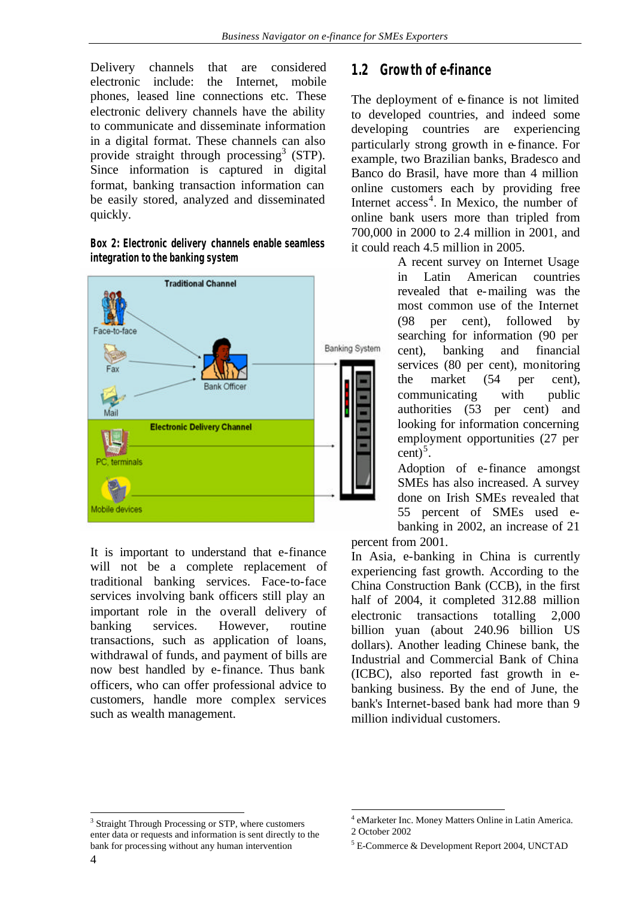Delivery channels that are considered electronic include: the Internet, mobile phones, leased line connections etc. These electronic delivery channels have the ability to communicate and disseminate information in a digital format. These channels can also provide straight through processing[3] (STP). Since information is captured in digital format, banking transaction information can be easily stored, analyzed and disseminated quickly.

**Box 2: Electronic delivery channels enable seamless integration to the banking system**

Traditional Channel

Face-to-face

Fax

Mail

Bank Officer

Banking System

Electronic Delivery Channel

PC, terminals

Mobile devices

It is important to understand that e-finance will not be a complete replacement of traditional banking services. Face-to-face services involving bank officers still play an important role in the overall delivery of banking services. However, routine transactions, such as application of loans, withdrawal of funds, and payment of bills are now best handled by e-finance. Thus bank officers, who can offer professional advice to customers, handle more complex services such as wealth management.

## 1.2 Growth of e-finance

The deployment of e-finance is not limited to developed countries, and indeed some developing countries are experiencing particularly strong growth in e-finance. For example, two Brazilian banks, Bradesco and Banco do Brasil, have more than 4 million online customers each by providing free Internet access[4]. In Mexico, the number of online bank users more than tripled from 700,000 in 2000 to 2.4 million in 2001, and it could reach 4.5 million in 2005.

A recent survey on Internet Usage in Latin American countries revealed that e-mailing was the most common use of the Internet (98 per cent), followed by searching for information (90 per cent), banking and financial services (80 per cent), monitoring the market (54 per cent), communicating with public authorities (53 per cent) and looking for information concerning employment opportunities (27 per cent)[5].

Adoption of e-finance amongst SMEs has also increased. A survey done on Irish SMEs revealed that 55 percent of SMEs used e-banking in 2002, an increase of 21 percent from 2001.

In Asia, e-banking in China is currently experiencing fast growth. According to the China Construction Bank (CCB), in the first half of 2004, it completed 312.88 million electronic transactions totalling 2,000 billion yuan (about 240.96 billion US dollars). Another leading Chinese bank, the Industrial and Commercial Bank of China (ICBC), also reported fast growth in e-banking business. By the end of June, the bank's Internet-based bank had more than 9 million individual customers.

---

[3] Straight Through Processing or STP, where customers enter data or requests and information is sent directly to the bank for processing without any human intervention

[4] eMarketer Inc. Money Matters Online in Latin America. 2 October 2002

[5] E-Commerce & Development Report 2004, UNCTAD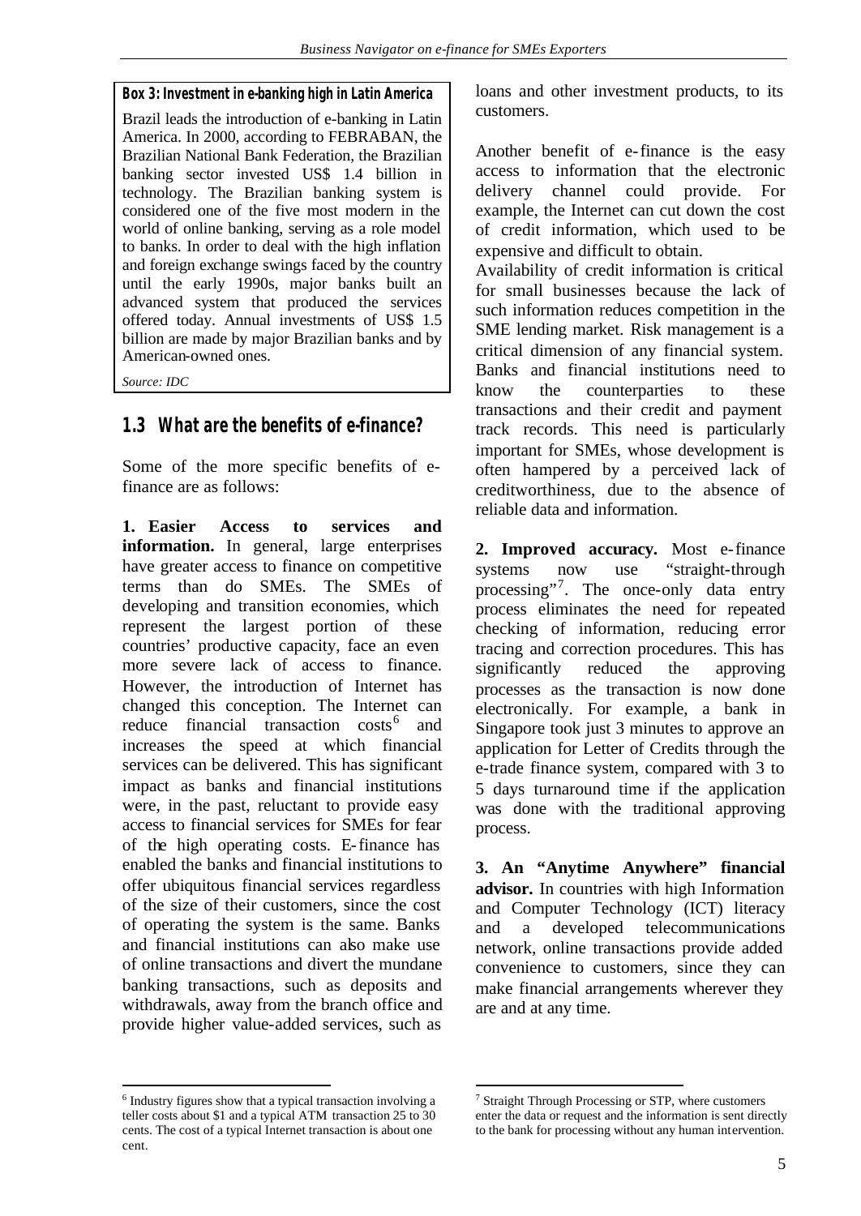**Box 3: Investment in e-banking high in Latin America**

Brazil leads the introduction of e-banking in Latin America. In 2000, according to FEBRABAN, the Brazilian National Bank Federation, the Brazilian banking sector invested US$ 1.4 billion in technology. The Brazilian banking system is considered one of the five most modern in the world of online banking, serving as a role model to banks. In order to deal with the high inflation and foreign exchange swings faced by the country until the early 1990s, major banks built an advanced system that produced the services offered today. Annual investments of US$ 1.5 billion are made by major Brazilian banks and by American-owned ones.

*Source: IDC*

## 1.3 What are the benefits of e-finance?

Some of the more specific benefits of e-finance are as follows:

**1. Easier Access to services and information.** In general, large enterprises have greater access to finance on competitive terms than do SMEs. The SMEs of developing and transition economies, which represent the largest portion of these countries' productive capacity, face an even more severe lack of access to finance. However, the introduction of Internet has changed this conception. The Internet can reduce financial transaction costs[6] and increases the speed at which financial services can be delivered. This has significant impact as banks and financial institutions were, in the past, reluctant to provide easy access to financial services for SMEs for fear of the high operating costs. E-finance has enabled the banks and financial institutions to offer ubiquitous financial services regardless of the size of their customers, since the cost of operating the system is the same. Banks and financial institutions can also make use of online transactions and divert the mundane banking transactions, such as deposits and withdrawals, away from the branch office and provide higher value-added services, such as loans and other investment products, to its customers.

Another benefit of e-finance is the easy access to information that the electronic delivery channel could provide. For example, the Internet can cut down the cost of credit information, which used to be expensive and difficult to obtain.

Availability of credit information is critical for small businesses because the lack of such information reduces competition in the SME lending market. Risk management is a critical dimension of any financial system. Banks and financial institutions need to know the counterparties to these transactions and their credit and payment track records. This need is particularly important for SMEs, whose development is often hampered by a perceived lack of creditworthiness, due to the absence of reliable data and information.

**2. Improved accuracy.** Most e-finance systems now use "straight-through processing"[7]. The once-only data entry process eliminates the need for repeated checking of information, reducing error tracing and correction procedures. This has significantly reduced the approving processes as the transaction is now done electronically. For example, a bank in Singapore took just 3 minutes to approve an application for Letter of Credits through the e-trade finance system, compared with 3 to 5 days turnaround time if the application was done with the traditional approving process.

**3. An "Anytime Anywhere" financial advisor.** In countries with high Information and Computer Technology (ICT) literacy and a developed telecommunications network, online transactions provide added convenience to customers, since they can make financial arrangements wherever they are and at any time.

---

[6] Industry figures show that a typical transaction involving a teller costs about $1 and a typical ATM transaction 25 to 30 cents. The cost of a typical Internet transaction is about one cent.

[7] Straight Through Processing or STP, where customers enter the data or request and the information is sent directly to the bank for processing without any human intervention.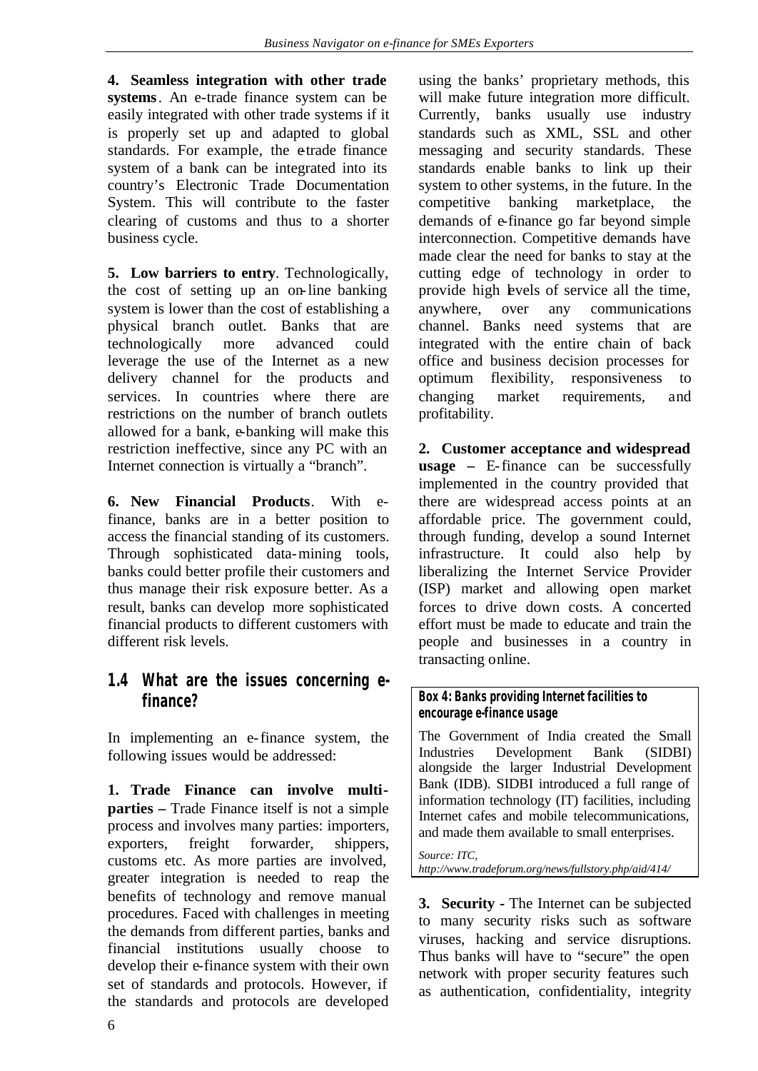**4. Seamless integration with other trade systems**. An e-trade finance system can be easily integrated with other trade systems if it is properly set up and adapted to global standards. For example, the e-trade finance system of a bank can be integrated into its country's Electronic Trade Documentation System. This will contribute to the faster clearing of customs and thus to a shorter business cycle.

**5. Low barriers to entry**. Technologically, the cost of setting up an on-line banking system is lower than the cost of establishing a physical branch outlet. Banks that are technologically more advanced could leverage the use of the Internet as a new delivery channel for the products and services. In countries where there are restrictions on the number of branch outlets allowed for a bank, e-banking will make this restriction ineffective, since any PC with an Internet connection is virtually a "branch".

**6. New Financial Products**. With e-finance, banks are in a better position to access the financial standing of its customers. Through sophisticated data-mining tools, banks could better profile their customers and thus manage their risk exposure better. As a result, banks can develop more sophisticated financial products to different customers with different risk levels.

## 1.4 What are the issues concerning e-finance?

In implementing an e-finance system, the following issues would be addressed:

**1. Trade Finance can involve multi-parties –** Trade Finance itself is not a simple process and involves many parties: importers, exporters, freight forwarder, shippers, customs etc. As more parties are involved, greater integration is needed to reap the benefits of technology and remove manual procedures. Faced with challenges in meeting the demands from different parties, banks and financial institutions usually choose to develop their e-finance system with their own set of standards and protocols. However, if the standards and protocols are developed using the banks' proprietary methods, this will make future integration more difficult. Currently, banks usually use industry standards such as XML, SSL and other messaging and security standards. These standards enable banks to link up their system to other systems, in the future. In the competitive banking marketplace, the demands of e-finance go far beyond simple interconnection. Competitive demands have made clear the need for banks to stay at the cutting edge of technology in order to provide high levels of service all the time, anywhere, over any communications channel. Banks need systems that are integrated with the entire chain of back office and business decision processes for optimum flexibility, responsiveness to changing market requirements, and profitability.

**2. Customer acceptance and widespread usage –** E-finance can be successfully implemented in the country provided that there are widespread access points at an affordable price. The government could, through funding, develop a sound Internet infrastructure. It could also help by liberalizing the Internet Service Provider (ISP) market and allowing open market forces to drive down costs. A concerted effort must be made to educate and train the people and businesses in a country in transacting online.

**Box 4: Banks providing Internet facilities to encourage e-finance usage**

The Government of India created the Small Industries Development Bank (SIDBI) alongside the larger Industrial Development Bank (IDB). SIDBI introduced a full range of information technology (IT) facilities, including Internet cafes and mobile telecommunications, and made them available to small enterprises.

*Source: ITC, http://www.tradeforum.org/news/fullstory.php/aid/414/*

**3. Security -** The Internet can be subjected to many security risks such as software viruses, hacking and service disruptions. Thus banks will have to "secure" the open network with proper security features such as authentication, confidentiality, integrity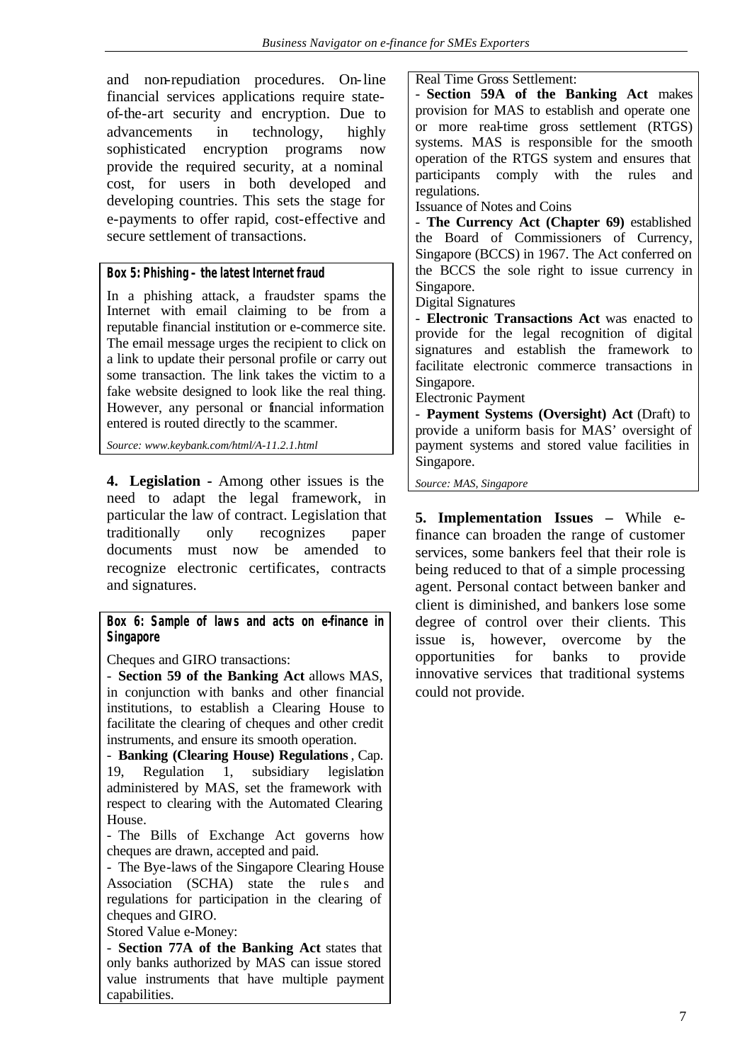and non-repudiation procedures. On-line financial services applications require state-of-the-art security and encryption. Due to advancements in technology, highly sophisticated encryption programs now provide the required security, at a nominal cost, for users in both developed and developing countries. This sets the stage for e-payments to offer rapid, cost-effective and secure settlement of transactions.

**Box 5: Phishing – the latest Internet fraud**

In a phishing attack, a fraudster spams the Internet with email claiming to be from a reputable financial institution or e-commerce site. The email message urges the recipient to click on a link to update their personal profile or carry out some transaction. The link takes the victim to a fake website designed to look like the real thing. However, any personal or financial information entered is routed directly to the scammer.

*Source: www.keybank.com/html/A-11.2.1.html*

**4. Legislation -** Among other issues is the need to adapt the legal framework, in particular the law of contract. Legislation that traditionally only recognizes paper documents must now be amended to recognize electronic certificates, contracts and signatures.

**Box 6: Sample of laws and acts on e-finance in Singapore**

Cheques and GIRO transactions:

- **Section 59 of the Banking Act** allows MAS, in conjunction with banks and other financial institutions, to establish a Clearing House to facilitate the clearing of cheques and other credit instruments, and ensure its smooth operation.
- **Banking (Clearing House) Regulations**, Cap. 19, Regulation 1, subsidiary legislation administered by MAS, set the framework with respect to clearing with the Automated Clearing House.
- The Bills of Exchange Act governs how cheques are drawn, accepted and paid.
- The Bye-laws of the Singapore Clearing House Association (SCHA) state the rules and regulations for participation in the clearing of cheques and GIRO.

Stored Value e-Money:

- **Section 77A of the Banking Act** states that only banks authorized by MAS can issue stored value instruments that have multiple payment capabilities.

Real Time Gross Settlement:

- **Section 59A of the Banking Act** makes provision for MAS to establish and operate one or more real-time gross settlement (RTGS) systems. MAS is responsible for the smooth operation of the RTGS system and ensures that participants comply with the rules and regulations.

Issuance of Notes and Coins

- **The Currency Act (Chapter 69)** established the Board of Commissioners of Currency, Singapore (BCCS) in 1967. The Act conferred on the BCCS the sole right to issue currency in Singapore.

Digital Signatures

- **Electronic Transactions Act** was enacted to provide for the legal recognition of digital signatures and establish the framework to facilitate electronic commerce transactions in Singapore.

Electronic Payment

- **Payment Systems (Oversight) Act** (Draft) to provide a uniform basis for MAS' oversight of payment systems and stored value facilities in Singapore.

*Source: MAS, Singapore*

**5. Implementation Issues –** While e-finance can broaden the range of customer services, some bankers feel that their role is being reduced to that of a simple processing agent. Personal contact between banker and client is diminished, and bankers lose some degree of control over their clients. This issue is, however, overcome by the opportunities for banks to provide innovative services that traditional systems could not provide.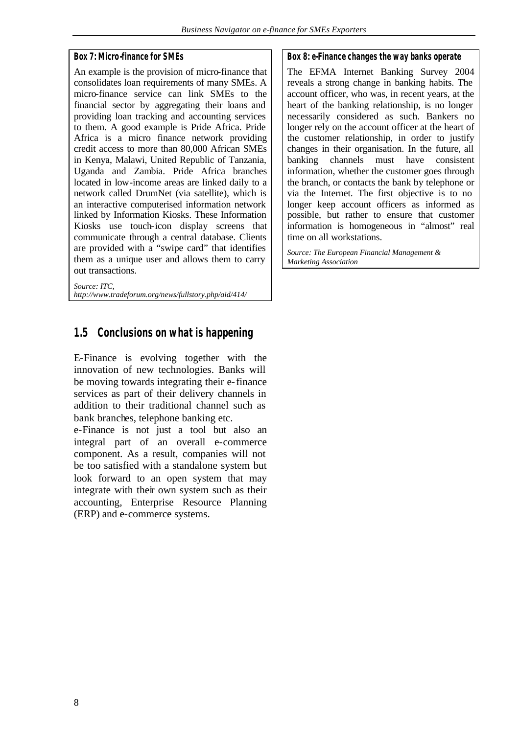**Box 7: Micro-finance for SMEs**

An example is the provision of micro-finance that consolidates loan requirements of many SMEs. A micro-finance service can link SMEs to the financial sector by aggregating their loans and providing loan tracking and accounting services to them. A good example is Pride Africa. Pride Africa is a micro finance network providing credit access to more than 80,000 African SMEs in Kenya, Malawi, United Republic of Tanzania, Uganda and Zambia. Pride Africa branches located in low-income areas are linked daily to a network called DrumNet (via satellite), which is an interactive computerised information network linked by Information Kiosks. These Information Kiosks use touch-icon display screens that communicate through a central database. Clients are provided with a "swipe card" that identifies them as a unique user and allows them to carry out transactions.

*Source: ITC, http://www.tradeforum.org/news/fullstory.php/aid/414/*

**Box 8: e-Finance changes the way banks operate**

The EFMA Internet Banking Survey 2004 reveals a strong change in banking habits. The account officer, who was, in recent years, at the heart of the banking relationship, is no longer necessarily considered as such. Bankers no longer rely on the account officer at the heart of the customer relationship, in order to justify changes in their organisation. In the future, all banking channels must have consistent information, whether the customer goes through the branch, or contacts the bank by telephone or via the Internet. The first objective is to no longer keep account officers as informed as possible, but rather to ensure that customer information is homogeneous in "almost" real time on all workstations.

*Source: The European Financial Management & Marketing Association*

## 1.5 Conclusions on what is happening

E-Finance is evolving together with the innovation of new technologies. Banks will be moving towards integrating their e-finance services as part of their delivery channels in addition to their traditional channel such as bank branches, telephone banking etc.

e-Finance is not just a tool but also an integral part of an overall e-commerce component. As a result, companies will not be too satisfied with a standalone system but look forward to an open system that may integrate with their own system such as their accounting, Enterprise Resource Planning (ERP) and e-commerce systems.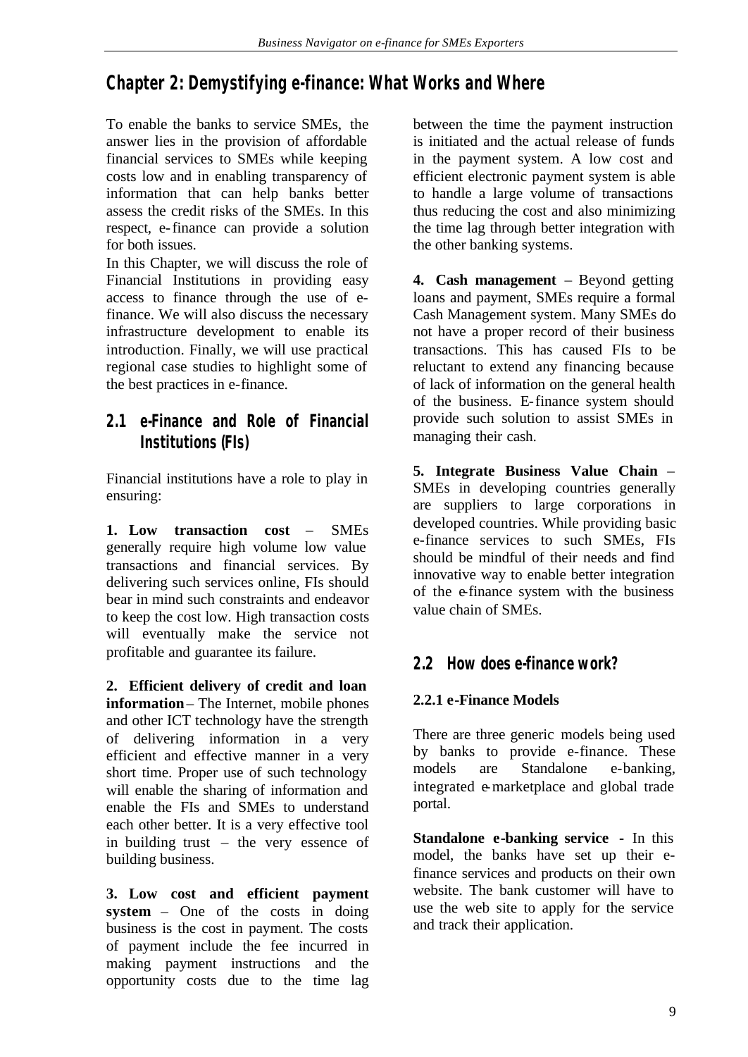# Chapter 2: Demystifying e-finance: What Works and Where

To enable the banks to service SMEs, the answer lies in the provision of affordable financial services to SMEs while keeping costs low and in enabling transparency of information that can help banks better assess the credit risks of the SMEs. In this respect, e-finance can provide a solution for both issues.

In this Chapter, we will discuss the role of Financial Institutions in providing easy access to finance through the use of e-finance. We will also discuss the necessary infrastructure development to enable its introduction. Finally, we will use practical regional case studies to highlight some of the best practices in e-finance.

## 2.1 e-Finance and Role of Financial Institutions (FIs)

Financial institutions have a role to play in ensuring:

**1. Low transaction cost** – SMEs generally require high volume low value transactions and financial services. By delivering such services online, FIs should bear in mind such constraints and endeavor to keep the cost low. High transaction costs will eventually make the service not profitable and guarantee its failure.

**2. Efficient delivery of credit and loan information** – The Internet, mobile phones and other ICT technology have the strength of delivering information in a very efficient and effective manner in a very short time. Proper use of such technology will enable the sharing of information and enable the FIs and SMEs to understand each other better. It is a very effective tool in building trust – the very essence of building business.

**3. Low cost and efficient payment system** – One of the costs in doing business is the cost in payment. The costs of payment include the fee incurred in making payment instructions and the opportunity costs due to the time lag between the time the payment instruction is initiated and the actual release of funds in the payment system. A low cost and efficient electronic payment system is able to handle a large volume of transactions thus reducing the cost and also minimizing the time lag through better integration with the other banking systems.

**4. Cash management** – Beyond getting loans and payment, SMEs require a formal Cash Management system. Many SMEs do not have a proper record of their business transactions. This has caused FIs to be reluctant to extend any financing because of lack of information on the general health of the business. E-finance system should provide such solution to assist SMEs in managing their cash.

**5. Integrate Business Value Chain** – SMEs in developing countries generally are suppliers to large corporations in developed countries. While providing basic e-finance services to such SMEs, FIs should be mindful of their needs and find innovative way to enable better integration of the e-finance system with the business value chain of SMEs.

## 2.2 How does e-finance work?

### 2.2.1 e-Finance Models

There are three generic models being used by banks to provide e-finance. These models are Standalone e-banking, integrated e-marketplace and global trade portal.

**Standalone e-banking service** - In this model, the banks have set up their e-finance services and products on their own website. The bank customer will have to use the web site to apply for the service and track their application.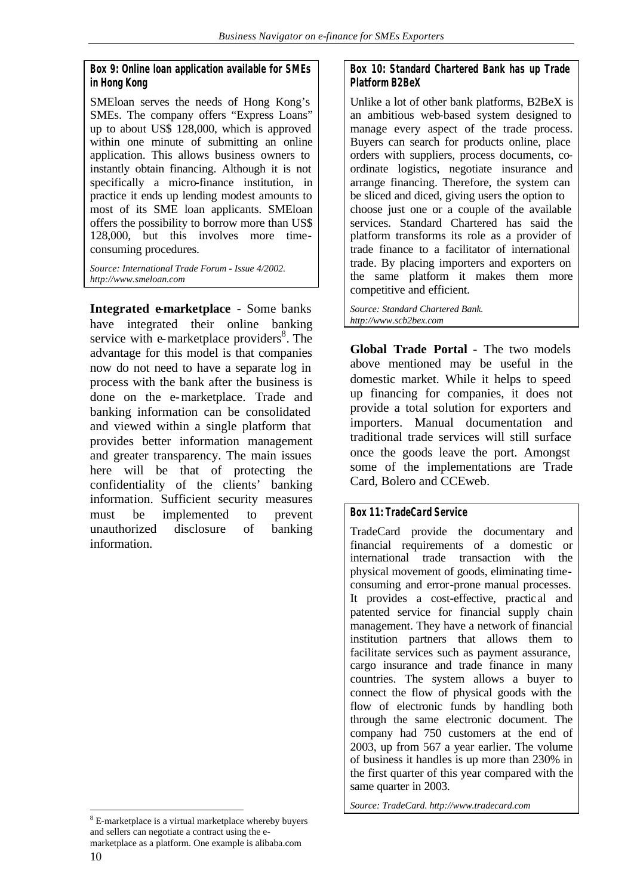**Box 9: Online loan application available for SMEs in Hong Kong**

SMEloan serves the needs of Hong Kong's SMEs. The company offers "Express Loans" up to about US$ 128,000, which is approved within one minute of submitting an online application. This allows business owners to instantly obtain financing. Although it is not specifically a micro-finance institution, in practice it ends up lending modest amounts to most of its SME loan applicants. SMEloan offers the possibility to borrow more than US$ 128,000, but this involves more time-consuming procedures.

*Source: International Trade Forum - Issue 4/2002. http://www.smeloan.com*

**Integrated e-marketplace** - Some banks have integrated their online banking service with e-marketplace providers[8]. The advantage for this model is that companies now do not need to have a separate log in process with the bank after the business is done on the e-marketplace. Trade and banking information can be consolidated and viewed within a single platform that provides better information management and greater transparency. The main issues here will be that of protecting the confidentiality of the clients' banking information. Sufficient security measures must be implemented to prevent unauthorized disclosure of banking information.

**Box 10: Standard Chartered Bank has up Trade Platform B2BeX**

Unlike a lot of other bank platforms, B2BeX is an ambitious web-based system designed to manage every aspect of the trade process. Buyers can search for products online, place orders with suppliers, process documents, co-ordinate logistics, negotiate insurance and arrange financing. Therefore, the system can be sliced and diced, giving users the option to choose just one or a couple of the available services. Standard Chartered has said the platform transforms its role as a provider of trade finance to a facilitator of international trade. By placing importers and exporters on the same platform it makes them more competitive and efficient.

*Source: Standard Chartered Bank. http://www.scb2bex.com*

**Global Trade Portal** - The two models above mentioned may be useful in the domestic market. While it helps to speed up financing for companies, it does not provide a total solution for exporters and importers. Manual documentation and traditional trade services will still surface once the goods leave the port. Amongst some of the implementations are Trade Card, Bolero and CCEweb.

**Box 11: TradeCard Service**

TradeCard provide the documentary and financial requirements of a domestic or international trade transaction with the physical movement of goods, eliminating time-consuming and error-prone manual processes. It provides a cost-effective, practical and patented service for financial supply chain management. They have a network of financial institution partners that allows them to facilitate services such as payment assurance, cargo insurance and trade finance in many countries. The system allows a buyer to connect the flow of physical goods with the flow of electronic funds by handling both through the same electronic document. The company had 750 customers at the end of 2003, up from 567 a year earlier. The volume of business it handles is up more than 230% in the first quarter of this year compared with the same quarter in 2003.

*Source: TradeCard. http://www.tradecard.com*

---

[8] E-marketplace is a virtual marketplace whereby buyers and sellers can negotiate a contract using the e-marketplace as a platform. One example is alibaba.com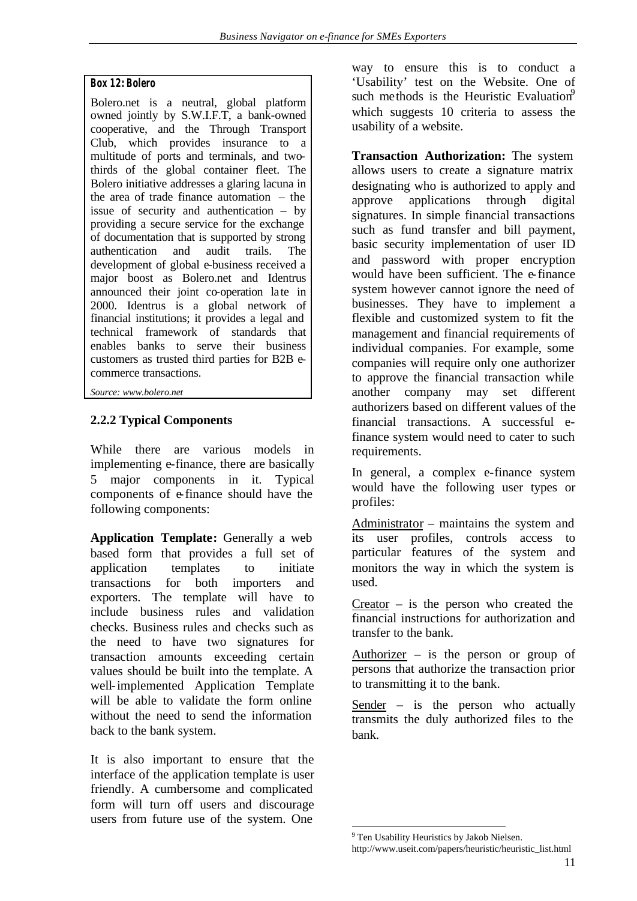**Box 12: Bolero**

Bolero.net is a neutral, global platform owned jointly by S.W.I.F.T, a bank-owned cooperative, and the Through Transport Club, which provides insurance to a multitude of ports and terminals, and two-thirds of the global container fleet. The Bolero initiative addresses a glaring lacuna in the area of trade finance automation – the issue of security and authentication – by providing a secure service for the exchange of documentation that is supported by strong authentication and audit trails. The development of global e-business received a major boost as Bolero.net and Identrus announced their joint co-operation late in 2000. Identrus is a global network of financial institutions; it provides a legal and technical framework of standards that enables banks to serve their business customers as trusted third parties for B2B e-commerce transactions.

*Source: www.bolero.net*

### 2.2.2 Typical Components

While there are various models in implementing e-finance, there are basically 5 major components in it. Typical components of e-finance should have the following components:

**Application Template:** Generally a web based form that provides a full set of application templates to initiate transactions for both importers and exporters. The template will have to include business rules and validation checks. Business rules and checks such as the need to have two signatures for transaction amounts exceeding certain values should be built into the template. A well-implemented Application Template will be able to validate the form online without the need to send the information back to the bank system.

It is also important to ensure that the interface of the application template is user friendly. A cumbersome and complicated form will turn off users and discourage users from future use of the system. One way to ensure this is to conduct a 'Usability' test on the Website. One of such methods is the Heuristic Evaluation[9] which suggests 10 criteria to assess the usability of a website.

**Transaction Authorization:** The system allows users to create a signature matrix designating who is authorized to apply and approve applications through digital signatures. In simple financial transactions such as fund transfer and bill payment, basic security implementation of user ID and password with proper encryption would have been sufficient. The e-finance system however cannot ignore the need of businesses. They have to implement a flexible and customized system to fit the management and financial requirements of individual companies. For example, some companies will require only one authorizer to approve the financial transaction while another company may set different authorizers based on different values of the financial transactions. A successful e-finance system would need to cater to such requirements.

In general, a complex e-finance system would have the following user types or profiles:

Administrator – maintains the system and its user profiles, controls access to particular features of the system and monitors the way in which the system is used.

Creator – is the person who created the financial instructions for authorization and transfer to the bank.

Authorizer – is the person or group of persons that authorize the transaction prior to transmitting it to the bank.

Sender – is the person who actually transmits the duly authorized files to the bank.

---

[9] Ten Usability Heuristics by Jakob Nielsen. http://www.useit.com/papers/heuristic/heuristic_list.html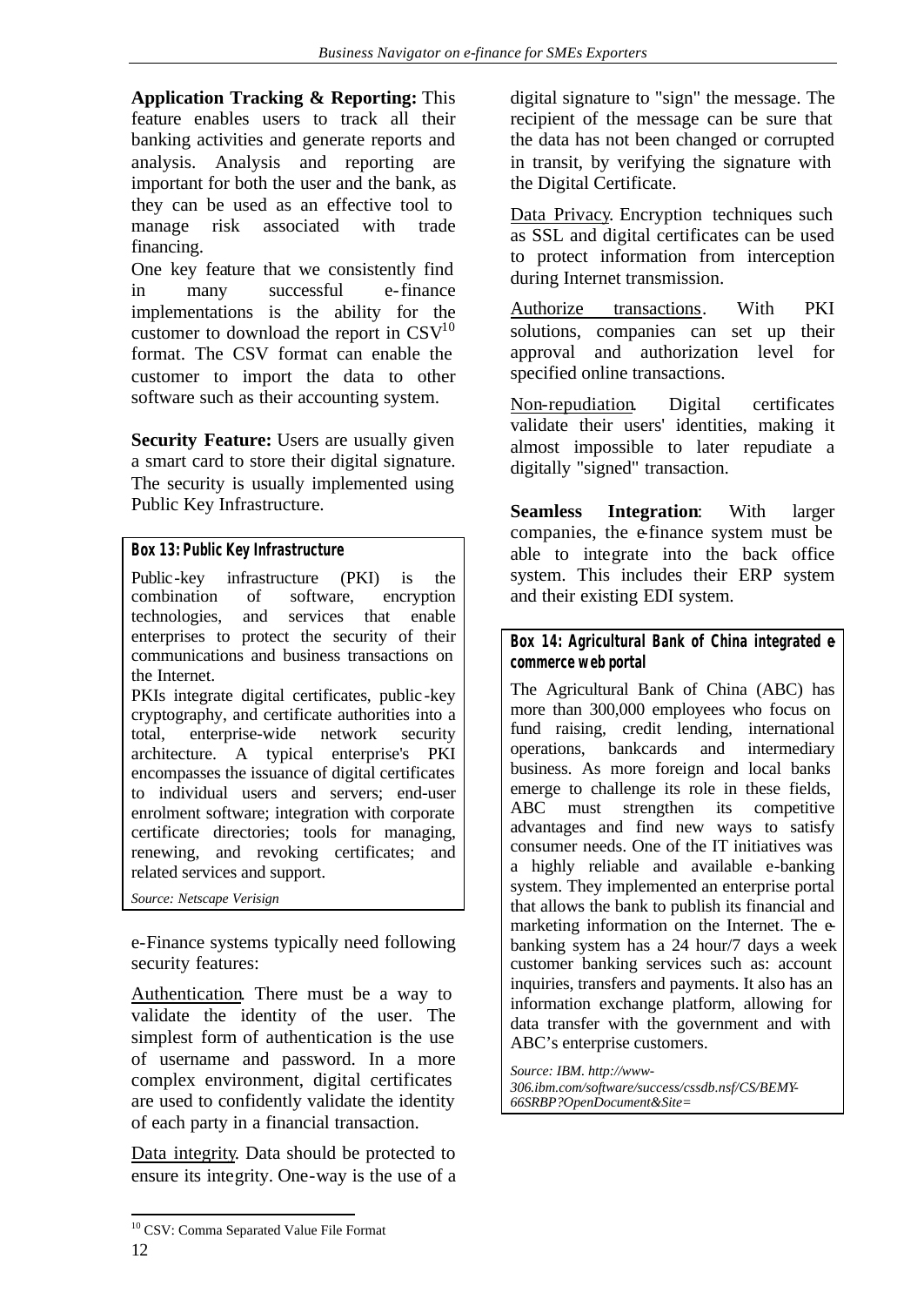**Application Tracking & Reporting:** This feature enables users to track all their banking activities and generate reports and analysis. Analysis and reporting are important for both the user and the bank, as they can be used as an effective tool to manage risk associated with trade financing.

One key feature that we consistently find in many successful e-finance implementations is the ability for the customer to download the report in CSV[10] format. The CSV format can enable the customer to import the data to other software such as their accounting system.

**Security Feature:** Users are usually given a smart card to store their digital signature. The security is usually implemented using Public Key Infrastructure.

> **Box 13: Public Key Infrastructure**
>
> Public-key infrastructure (PKI) is the combination of software, encryption technologies, and services that enable enterprises to protect the security of their communications and business transactions on the Internet.
>
> PKIs integrate digital certificates, public-key cryptography, and certificate authorities into a total, enterprise-wide network security architecture. A typical enterprise's PKI encompasses the issuance of digital certificates to individual users and servers; end-user enrolment software; integration with corporate certificate directories; tools for managing, renewing, and revoking certificates; and related services and support.
>
> *Source: Netscape Verisign*

e-Finance systems typically need following security features:

Authentication. There must be a way to validate the identity of the user. The simplest form of authentication is the use of username and password. In a more complex environment, digital certificates are used to confidently validate the identity of each party in a financial transaction.

Data integrity. Data should be protected to ensure its integrity. One-way is the use of a digital signature to "sign" the message. The recipient of the message can be sure that the data has not been changed or corrupted in transit, by verifying the signature with the Digital Certificate.

Data Privacy. Encryption techniques such as SSL and digital certificates can be used to protect information from interception during Internet transmission.

Authorize transactions. With PKI solutions, companies can set up their approval and authorization level for specified online transactions.

Non-repudiation. Digital certificates validate their users' identities, making it almost impossible to later repudiate a digitally "signed" transaction.

**Seamless Integration**: With larger companies, the e-finance system must be able to integrate into the back office system. This includes their ERP system and their existing EDI system.

> **Box 14: Agricultural Bank of China integrated e-commerce web portal**
>
> The Agricultural Bank of China (ABC) has more than 300,000 employees who focus on fund raising, credit lending, international operations, bankcards and intermediary business. As more foreign and local banks emerge to challenge its role in these fields, ABC must strengthen its competitive advantages and find new ways to satisfy consumer needs. One of the IT initiatives was a highly reliable and available e-banking system. They implemented an enterprise portal that allows the bank to publish its financial and marketing information on the Internet. The e-banking system has a 24 hour/7 days a week customer banking services such as: account inquiries, transfers and payments. It also has an information exchange platform, allowing for data transfer with the government and with ABC's enterprise customers.
>
> *Source: IBM. http://www-306.ibm.com/software/success/cssdb.nsf/CS/BEMY-66SRBP?OpenDocument&Site=*

[10] CSV: Comma Separated Value File Format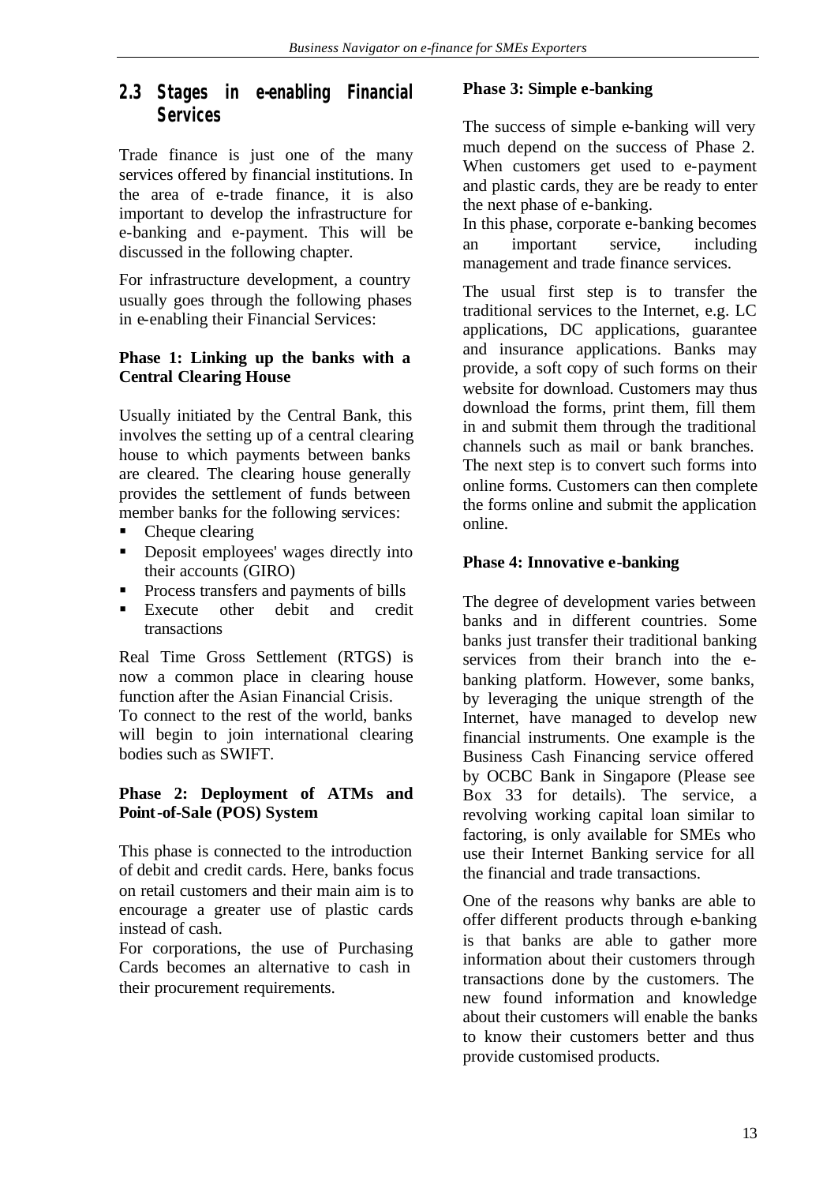## 2.3 Stages in e-enabling Financial Services

Trade finance is just one of the many services offered by financial institutions. In the area of e-trade finance, it is also important to develop the infrastructure for e-banking and e-payment. This will be discussed in the following chapter.

For infrastructure development, a country usually goes through the following phases in e-enabling their Financial Services:

**Phase 1: Linking up the banks with a Central Clearing House**

Usually initiated by the Central Bank, this involves the setting up of a central clearing house to which payments between banks are cleared. The clearing house generally provides the settlement of funds between member banks for the following services:

- Cheque clearing
- Deposit employees' wages directly into their accounts (GIRO)
- Process transfers and payments of bills
- Execute other debit and credit transactions

Real Time Gross Settlement (RTGS) is now a common place in clearing house function after the Asian Financial Crisis.
To connect to the rest of the world, banks will begin to join international clearing bodies such as SWIFT.

**Phase 2: Deployment of ATMs and Point-of-Sale (POS) System**

This phase is connected to the introduction of debit and credit cards. Here, banks focus on retail customers and their main aim is to encourage a greater use of plastic cards instead of cash.
For corporations, the use of Purchasing Cards becomes an alternative to cash in their procurement requirements.

**Phase 3: Simple e-banking**

The success of simple e-banking will very much depend on the success of Phase 2. When customers get used to e-payment and plastic cards, they are be ready to enter the next phase of e-banking.
In this phase, corporate e-banking becomes an important service, including management and trade finance services.

The usual first step is to transfer the traditional services to the Internet, e.g. LC applications, DC applications, guarantee and insurance applications. Banks may provide, a soft copy of such forms on their website for download. Customers may thus download the forms, print them, fill them in and submit them through the traditional channels such as mail or bank branches. The next step is to convert such forms into online forms. Customers can then complete the forms online and submit the application online.

**Phase 4: Innovative e-banking**

The degree of development varies between banks and in different countries. Some banks just transfer their traditional banking services from their branch into the e-banking platform. However, some banks, by leveraging the unique strength of the Internet, have managed to develop new financial instruments. One example is the Business Cash Financing service offered by OCBC Bank in Singapore (Please see Box 33 for details). The service, a revolving working capital loan similar to factoring, is only available for SMEs who use their Internet Banking service for all the financial and trade transactions.

One of the reasons why banks are able to offer different products through e-banking is that banks are able to gather more information about their customers through transactions done by the customers. The new found information and knowledge about their customers will enable the banks to know their customers better and thus provide customised products.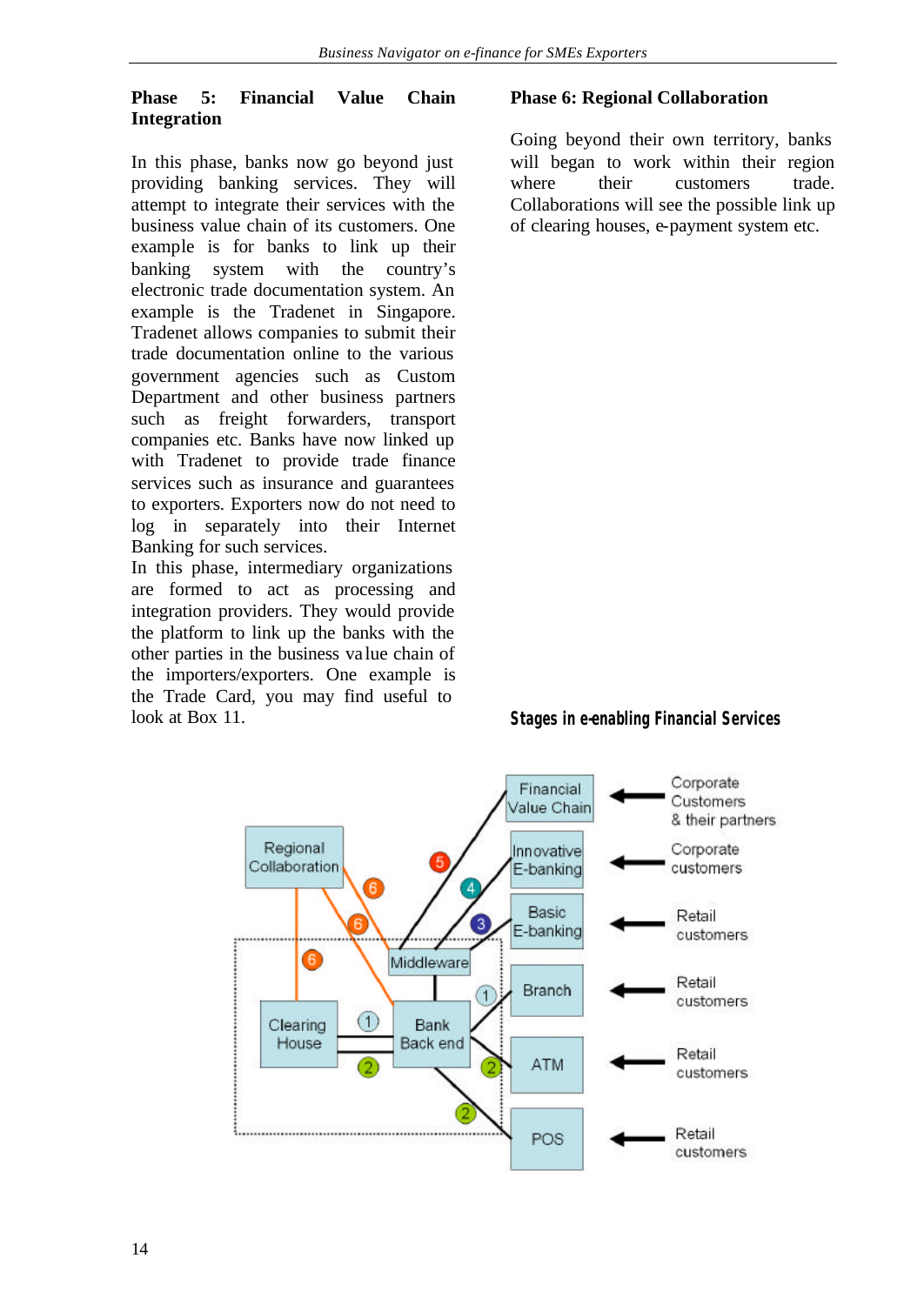### Phase 5: Financial Value Chain Integration

In this phase, banks now go beyond just providing banking services. They will attempt to integrate their services with the business value chain of its customers. One example is for banks to link up their banking system with the country's electronic trade documentation system. An example is the Tradenet in Singapore. Tradenet allows companies to submit their trade documentation online to the various government agencies such as Custom Department and other business partners such as freight forwarders, transport companies etc. Banks have now linked up with Tradenet to provide trade finance services such as insurance and guarantees to exporters. Exporters now do not need to log in separately into their Internet Banking for such services.

In this phase, intermediary organizations are formed to act as processing and integration providers. They would provide the platform to link up the banks with the other parties in the business value chain of the importers/exporters. One example is the Trade Card, you may find useful to look at Box 11.

### Phase 6: Regional Collaboration

Going beyond their own territory, banks will began to work within their region where their customers trade. Collaborations will see the possible link up of clearing houses, e-payment system etc.

**Stages in e-enabling Financial Services**

Regional Collaboration

Clearing House

Middleware

Bank Back end

Financial Value Chain ← Corporate Customers & their partners

Innovative E-banking ← Corporate customers

Basic E-banking ← Retail customers

Branch ← Retail customers

ATM ← Retail customers

POS ← Retail customers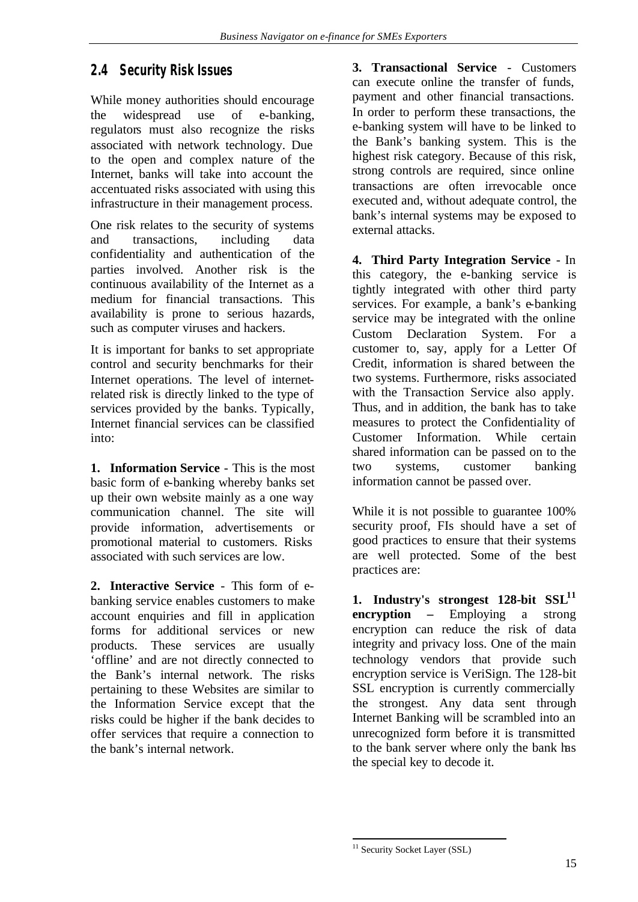## 2.4 Security Risk Issues

While money authorities should encourage the widespread use of e-banking, regulators must also recognize the risks associated with network technology. Due to the open and complex nature of the Internet, banks will take into account the accentuated risks associated with using this infrastructure in their management process.

One risk relates to the security of systems and transactions, including data confidentiality and authentication of the parties involved. Another risk is the continuous availability of the Internet as a medium for financial transactions. This availability is prone to serious hazards, such as computer viruses and hackers.

It is important for banks to set appropriate control and security benchmarks for their Internet operations. The level of internet-related risk is directly linked to the type of services provided by the banks. Typically, Internet financial services can be classified into:

**1. Information Service** - This is the most basic form of e-banking whereby banks set up their own website mainly as a one way communication channel. The site will provide information, advertisements or promotional material to customers. Risks associated with such services are low.

**2. Interactive Service** - This form of e-banking service enables customers to make account enquiries and fill in application forms for additional services or new products. These services are usually 'offline' and are not directly connected to the Bank's internal network. The risks pertaining to these Websites are similar to the Information Service except that the risks could be higher if the bank decides to offer services that require a connection to the bank's internal network.

**3. Transactional Service** - Customers can execute online the transfer of funds, payment and other financial transactions. In order to perform these transactions, the e-banking system will have to be linked to the Bank's banking system. This is the highest risk category. Because of this risk, strong controls are required, since online transactions are often irrevocable once executed and, without adequate control, the bank's internal systems may be exposed to external attacks.

**4. Third Party Integration Service** - In this category, the e-banking service is tightly integrated with other third party services. For example, a bank's e-banking service may be integrated with the online Custom Declaration System. For a customer to, say, apply for a Letter Of Credit, information is shared between the two systems. Furthermore, risks associated with the Transaction Service also apply. Thus, and in addition, the bank has to take measures to protect the Confidentiality of Customer Information. While certain shared information can be passed on to the two systems, customer banking information cannot be passed over.

While it is not possible to guarantee 100% security proof, FIs should have a set of good practices to ensure that their systems are well protected. Some of the best practices are:

**1. Industry's strongest 128-bit SSL[11] encryption –** Employing a strong encryption can reduce the risk of data integrity and privacy loss. One of the main technology vendors that provide such encryption service is VeriSign. The 128-bit SSL encryption is currently commercially the strongest. Any data sent through Internet Banking will be scrambled into an unrecognized form before it is transmitted to the bank server where only the bank has the special key to decode it.

---

[11] Security Socket Layer (SSL)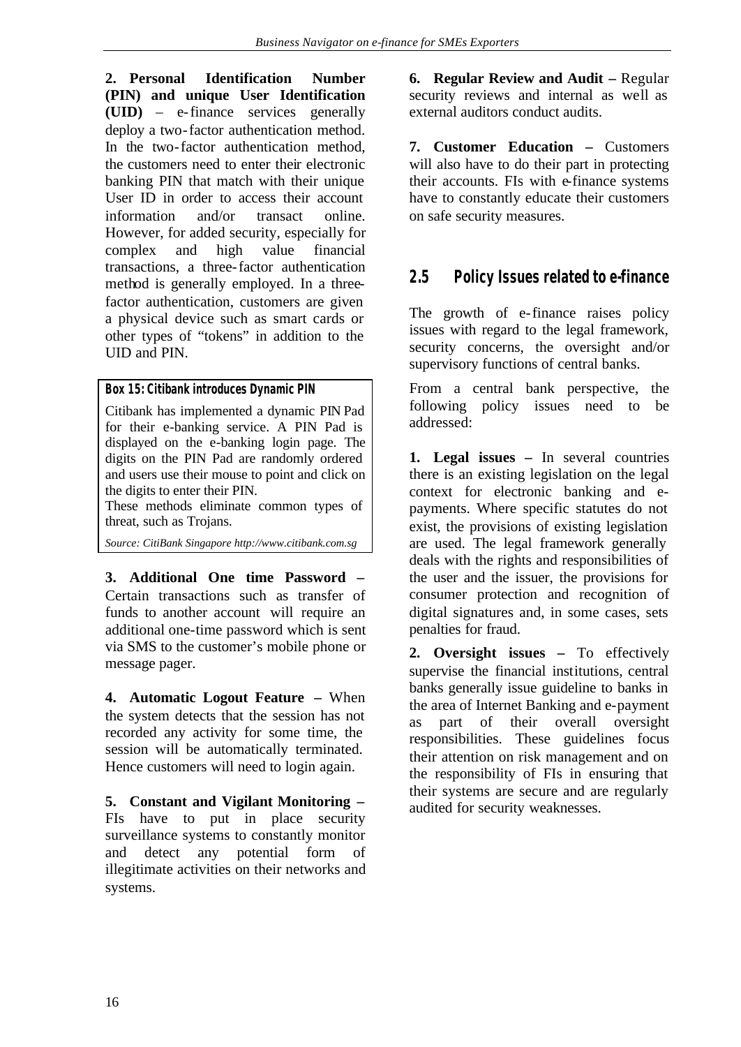**2. Personal Identification Number (PIN) and unique User Identification (UID)** – e-finance services generally deploy a two-factor authentication method. In the two-factor authentication method, the customers need to enter their electronic banking PIN that match with their unique User ID in order to access their account information and/or transact online. However, for added security, especially for complex and high value financial transactions, a three-factor authentication method is generally employed. In a three-factor authentication, customers are given a physical device such as smart cards or other types of "tokens" in addition to the UID and PIN.

**Box 15: Citibank introduces Dynamic PIN**

Citibank has implemented a dynamic PIN Pad for their e-banking service. A PIN Pad is displayed on the e-banking login page. The digits on the PIN Pad are randomly ordered and users use their mouse to point and click on the digits to enter their PIN.

These methods eliminate common types of threat, such as Trojans.

*Source: CitiBank Singapore http://www.citibank.com.sg*

**3. Additional One time Password –** Certain transactions such as transfer of funds to another account will require an additional one-time password which is sent via SMS to the customer's mobile phone or message pager.

**4. Automatic Logout Feature –** When the system detects that the session has not recorded any activity for some time, the session will be automatically terminated. Hence customers will need to login again.

**5. Constant and Vigilant Monitoring –** FIs have to put in place security surveillance systems to constantly monitor and detect any potential form of illegitimate activities on their networks and systems.

**6. Regular Review and Audit –** Regular security reviews and internal as well as external auditors conduct audits.

**7. Customer Education –** Customers will also have to do their part in protecting their accounts. FIs with e-finance systems have to constantly educate their customers on safe security measures.

## 2.5 Policy Issues related to e-finance

The growth of e-finance raises policy issues with regard to the legal framework, security concerns, the oversight and/or supervisory functions of central banks.

From a central bank perspective, the following policy issues need to be addressed:

**1. Legal issues –** In several countries there is an existing legislation on the legal context for electronic banking and e-payments. Where specific statutes do not exist, the provisions of existing legislation are used. The legal framework generally deals with the rights and responsibilities of the user and the issuer, the provisions for consumer protection and recognition of digital signatures and, in some cases, sets penalties for fraud.

**2. Oversight issues –** To effectively supervise the financial institutions, central banks generally issue guideline to banks in the area of Internet Banking and e-payment as part of their overall oversight responsibilities. These guidelines focus their attention on risk management and on the responsibility of FIs in ensuring that their systems are secure and are regularly audited for security weaknesses.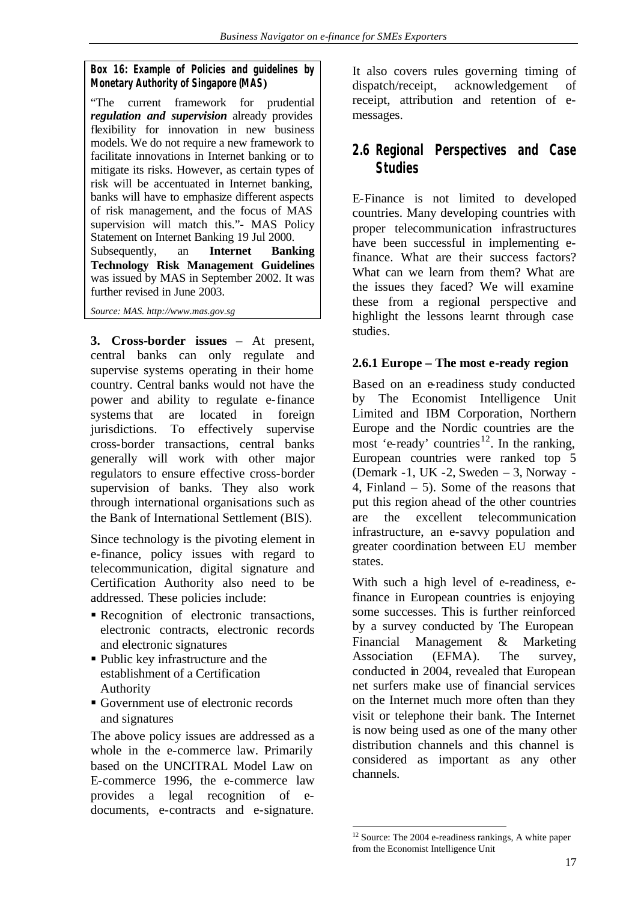**Box 16: Example of Policies and guidelines by Monetary Authority of Singapore (MAS)**

"The current framework for prudential ***regulation and supervision*** already provides flexibility for innovation in new business models. We do not require a new framework to facilitate innovations in Internet banking or to mitigate its risks. However, as certain types of risk will be accentuated in Internet banking, banks will have to emphasize different aspects of risk management, and the focus of MAS supervision will match this."- MAS Policy Statement on Internet Banking 19 Jul 2000. Subsequently, an **Internet Banking Technology Risk Management Guidelines** was issued by MAS in September 2002. It was further revised in June 2003.

*Source: MAS. http://www.mas.gov.sg*

**3. Cross-border issues** – At present, central banks can only regulate and supervise systems operating in their home country. Central banks would not have the power and ability to regulate e-finance systems that are located in foreign jurisdictions. To effectively supervise cross-border transactions, central banks generally will work with other major regulators to ensure effective cross-border supervision of banks. They also work through international organisations such as the Bank of International Settlement (BIS).

Since technology is the pivoting element in e-finance, policy issues with regard to telecommunication, digital signature and Certification Authority also need to be addressed. These policies include:

- Recognition of electronic transactions, electronic contracts, electronic records and electronic signatures
- Public key infrastructure and the establishment of a Certification Authority
- Government use of electronic records and signatures

The above policy issues are addressed as a whole in the e-commerce law. Primarily based on the UNCITRAL Model Law on E-commerce 1996, the e-commerce law provides a legal recognition of e-documents, e-contracts and e-signature. It also covers rules governing timing of dispatch/receipt, acknowledgement of receipt, attribution and retention of e-messages.

## 2.6 Regional Perspectives and Case Studies

E-Finance is not limited to developed countries. Many developing countries with proper telecommunication infrastructures have been successful in implementing e-finance. What are their success factors? What can we learn from them? What are the issues they faced? We will examine these from a regional perspective and highlight the lessons learnt through case studies.

### 2.6.1 Europe – The most e-ready region

Based on an e-readiness study conducted by The Economist Intelligence Unit Limited and IBM Corporation, Northern Europe and the Nordic countries are the most 'e-ready' countries[12]. In the ranking, European countries were ranked top 5 (Demark -1, UK -2, Sweden – 3, Norway - 4, Finland – 5). Some of the reasons that put this region ahead of the other countries are the excellent telecommunication infrastructure, an e-savvy population and greater coordination between EU member states.

With such a high level of e-readiness, e-finance in European countries is enjoying some successes. This is further reinforced by a survey conducted by The European Financial Management & Marketing Association (EFMA). The survey, conducted in 2004, revealed that European net surfers make use of financial services on the Internet much more often than they visit or telephone their bank. The Internet is now being used as one of the many other distribution channels and this channel is considered as important as any other channels.

[12] Source: The 2004 e-readiness rankings, A white paper from the Economist Intelligence Unit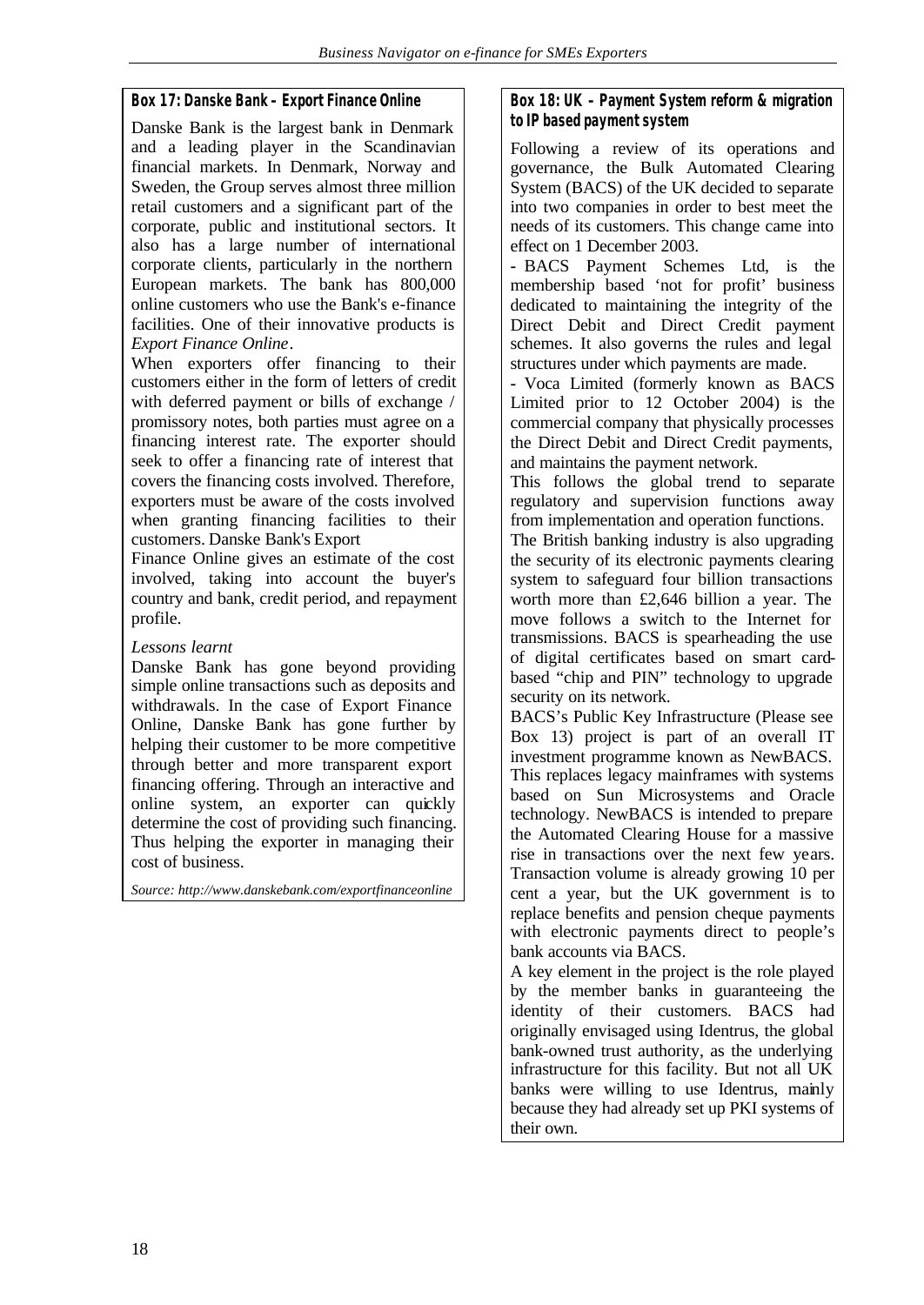### Box 17: Danske Bank – Export Finance Online

Danske Bank is the largest bank in Denmark and a leading player in the Scandinavian financial markets. In Denmark, Norway and Sweden, the Group serves almost three million retail customers and a significant part of the corporate, public and institutional sectors. It also has a large number of international corporate clients, particularly in the northern European markets. The bank has 800,000 online customers who use the Bank's e-finance facilities. One of their innovative products is *Export Finance Online*.

When exporters offer financing to their customers either in the form of letters of credit with deferred payment or bills of exchange / promissory notes, both parties must agree on a financing interest rate. The exporter should seek to offer a financing rate of interest that covers the financing costs involved. Therefore, exporters must be aware of the costs involved when granting financing facilities to their customers. Danske Bank's Export Finance Online gives an estimate of the cost involved, taking into account the buyer's country and bank, credit period, and repayment profile.

*Lessons learnt*

Danske Bank has gone beyond providing simple online transactions such as deposits and withdrawals. In the case of Export Finance Online, Danske Bank has gone further by helping their customer to be more competitive through better and more transparent export financing offering. Through an interactive and online system, an exporter can quickly determine the cost of providing such financing. Thus helping the exporter in managing their cost of business.

*Source: http://www.danskebank.com/exportfinanceonline*

### Box 18: UK – Payment System reform & migration to IP based payment system

Following a review of its operations and governance, the Bulk Automated Clearing System (BACS) of the UK decided to separate into two companies in order to best meet the needs of its customers. This change came into effect on 1 December 2003.

- BACS Payment Schemes Ltd, is the membership based 'not for profit' business dedicated to maintaining the integrity of the Direct Debit and Direct Credit payment schemes. It also governs the rules and legal structures under which payments are made.
- Voca Limited (formerly known as BACS Limited prior to 12 October 2004) is the commercial company that physically processes the Direct Debit and Direct Credit payments, and maintains the payment network.

This follows the global trend to separate regulatory and supervision functions away from implementation and operation functions.

The British banking industry is also upgrading the security of its electronic payments clearing system to safeguard four billion transactions worth more than £2,646 billion a year. The move follows a switch to the Internet for transmissions. BACS is spearheading the use of digital certificates based on smart card-based "chip and PIN" technology to upgrade security on its network.

BACS's Public Key Infrastructure (Please see Box 13) project is part of an overall IT investment programme known as NewBACS. This replaces legacy mainframes with systems based on Sun Microsystems and Oracle technology. NewBACS is intended to prepare the Automated Clearing House for a massive rise in transactions over the next few years. Transaction volume is already growing 10 per cent a year, but the UK government is to replace benefits and pension cheque payments with electronic payments direct to people's bank accounts via BACS.

A key element in the project is the role played by the member banks in guaranteeing the identity of their customers. BACS had originally envisaged using Identrus, the global bank-owned trust authority, as the underlying infrastructure for this facility. But not all UK banks were willing to use Identrus, mainly because they had already set up PKI systems of their own.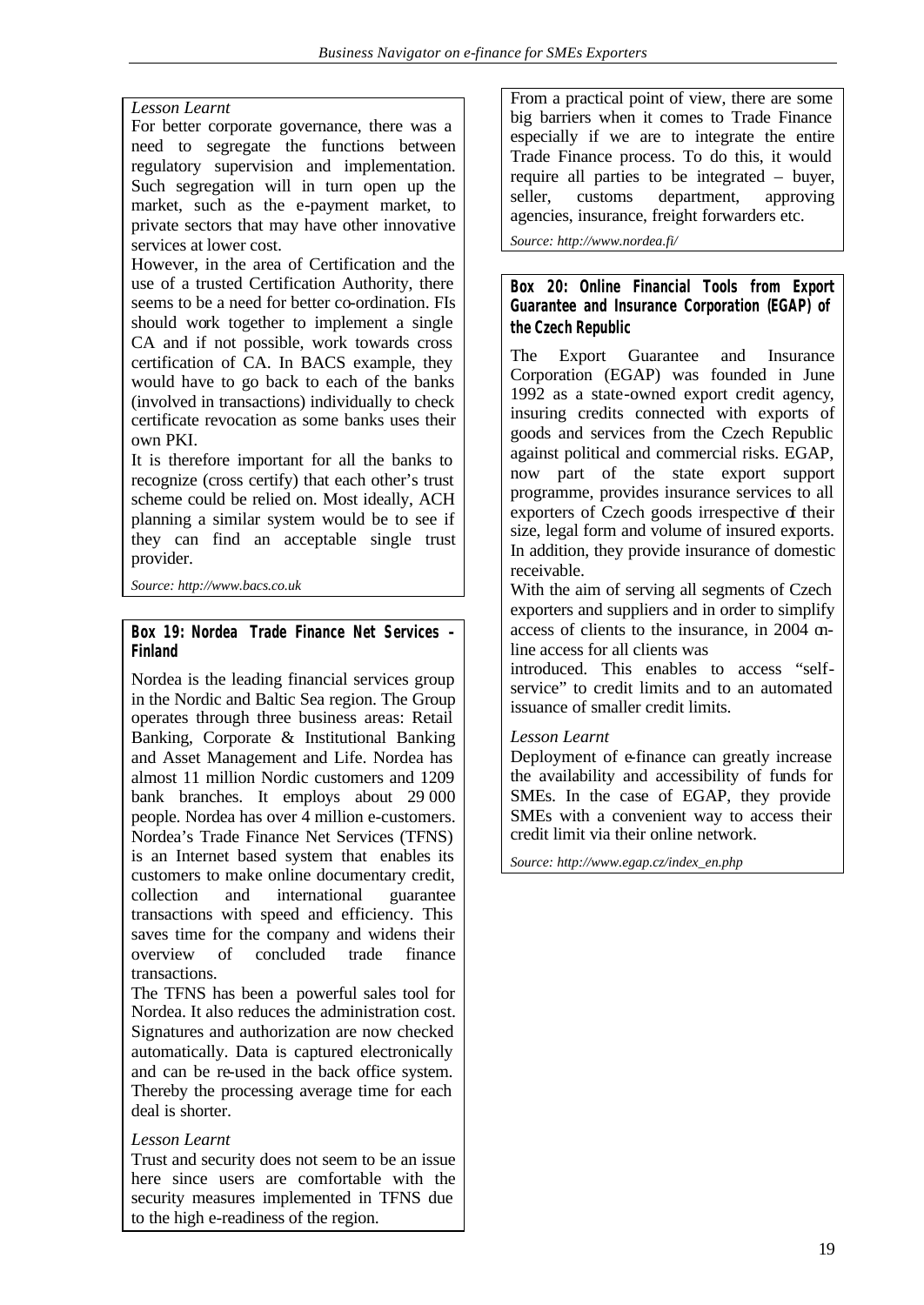*Lesson Learnt*

For better corporate governance, there was a need to segregate the functions between regulatory supervision and implementation. Such segregation will in turn open up the market, such as the e-payment market, to private sectors that may have other innovative services at lower cost.

However, in the area of Certification and the use of a trusted Certification Authority, there seems to be a need for better co-ordination. FIs should work together to implement a single CA and if not possible, work towards cross certification of CA. In BACS example, they would have to go back to each of the banks (involved in transactions) individually to check certificate revocation as some banks uses their own PKI.

It is therefore important for all the banks to recognize (cross certify) that each other's trust scheme could be relied on. Most ideally, ACH planning a similar system would be to see if they can find an acceptable single trust provider.

*Source: http://www.bacs.co.uk*

**Box 19: Nordea Trade Finance Net Services – Finland**

Nordea is the leading financial services group in the Nordic and Baltic Sea region. The Group operates through three business areas: Retail Banking, Corporate & Institutional Banking and Asset Management and Life. Nordea has almost 11 million Nordic customers and 1209 bank branches. It employs about 29 000 people. Nordea has over 4 million e-customers. Nordea's Trade Finance Net Services (TFNS) is an Internet based system that enables its customers to make online documentary credit, collection and international guarantee transactions with speed and efficiency. This saves time for the company and widens their overview of concluded trade finance transactions.

The TFNS has been a powerful sales tool for Nordea. It also reduces the administration cost. Signatures and authorization are now checked automatically. Data is captured electronically and can be re-used in the back office system. Thereby the processing average time for each deal is shorter.

*Lesson Learnt*

Trust and security does not seem to be an issue here since users are comfortable with the security measures implemented in TFNS due to the high e-readiness of the region.

From a practical point of view, there are some big barriers when it comes to Trade Finance especially if we are to integrate the entire Trade Finance process. To do this, it would require all parties to be integrated – buyer, seller, customs department, approving agencies, insurance, freight forwarders etc.

*Source: http://www.nordea.fi/*

**Box 20: Online Financial Tools from Export Guarantee and Insurance Corporation (EGAP) of the Czech Republic**

The Export Guarantee and Insurance Corporation (EGAP) was founded in June 1992 as a state-owned export credit agency, insuring credits connected with exports of goods and services from the Czech Republic against political and commercial risks. EGAP, now part of the state export support programme, provides insurance services to all exporters of Czech goods irrespective of their size, legal form and volume of insured exports. In addition, they provide insurance of domestic receivable.

With the aim of serving all segments of Czech exporters and suppliers and in order to simplify access of clients to the insurance, in 2004 online access for all clients was introduced. This enables to access "self-service" to credit limits and to an automated issuance of smaller credit limits.

*Lesson Learnt*

Deployment of e-finance can greatly increase the availability and accessibility of funds for SMEs. In the case of EGAP, they provide SMEs with a convenient way to access their credit limit via their online network.

*Source: http://www.egap.cz/index_en.php*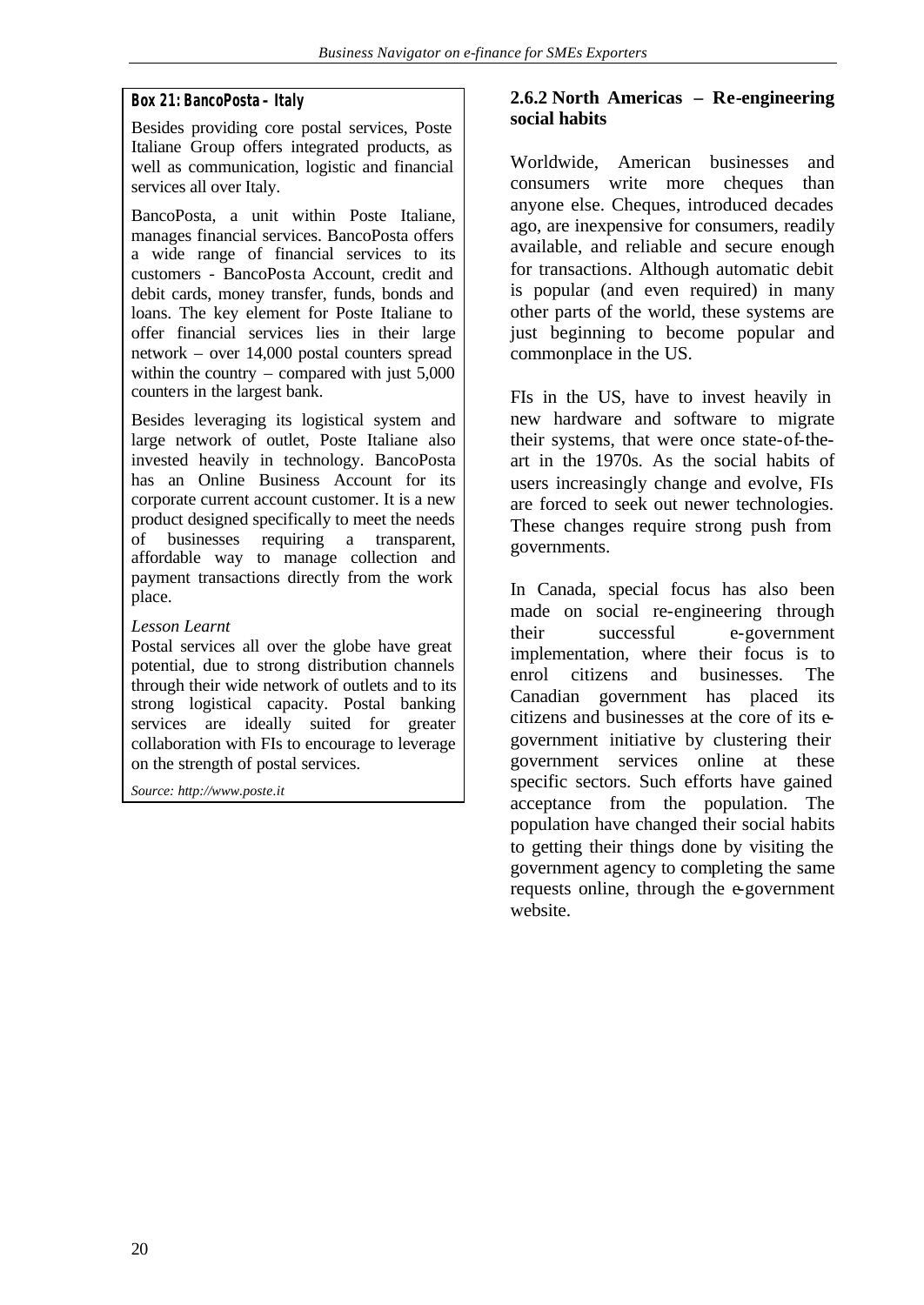**Box 21: BancoPosta - Italy**

Besides providing core postal services, Poste Italiane Group offers integrated products, as well as communication, logistic and financial services all over Italy.

BancoPosta, a unit within Poste Italiane, manages financial services. BancoPosta offers a wide range of financial services to its customers - BancoPosta Account, credit and debit cards, money transfer, funds, bonds and loans. The key element for Poste Italiane to offer financial services lies in their large network – over 14,000 postal counters spread within the country – compared with just 5,000 counters in the largest bank.

Besides leveraging its logistical system and large network of outlet, Poste Italiane also invested heavily in technology. BancoPosta has an Online Business Account for its corporate current account customer. It is a new product designed specifically to meet the needs of businesses requiring a transparent, affordable way to manage collection and payment transactions directly from the work place.

*Lesson Learnt*

Postal services all over the globe have great potential, due to strong distribution channels through their wide network of outlets and to its strong logistical capacity. Postal banking services are ideally suited for greater collaboration with FIs to encourage to leverage on the strength of postal services.

*Source: http://www.poste.it*

### 2.6.2 North Americas – Re-engineering social habits

Worldwide, American businesses and consumers write more cheques than anyone else. Cheques, introduced decades ago, are inexpensive for consumers, readily available, and reliable and secure enough for transactions. Although automatic debit is popular (and even required) in many other parts of the world, these systems are just beginning to become popular and commonplace in the US.

FIs in the US, have to invest heavily in new hardware and software to migrate their systems, that were once state-of-the-art in the 1970s. As the social habits of users increasingly change and evolve, FIs are forced to seek out newer technologies. These changes require strong push from governments.

In Canada, special focus has also been made on social re-engineering through their successful e-government implementation, where their focus is to enrol citizens and businesses. The Canadian government has placed its citizens and businesses at the core of its e-government initiative by clustering their government services online at these specific sectors. Such efforts have gained acceptance from the population. The population have changed their social habits to getting their things done by visiting the government agency to completing the same requests online, through the e-government website.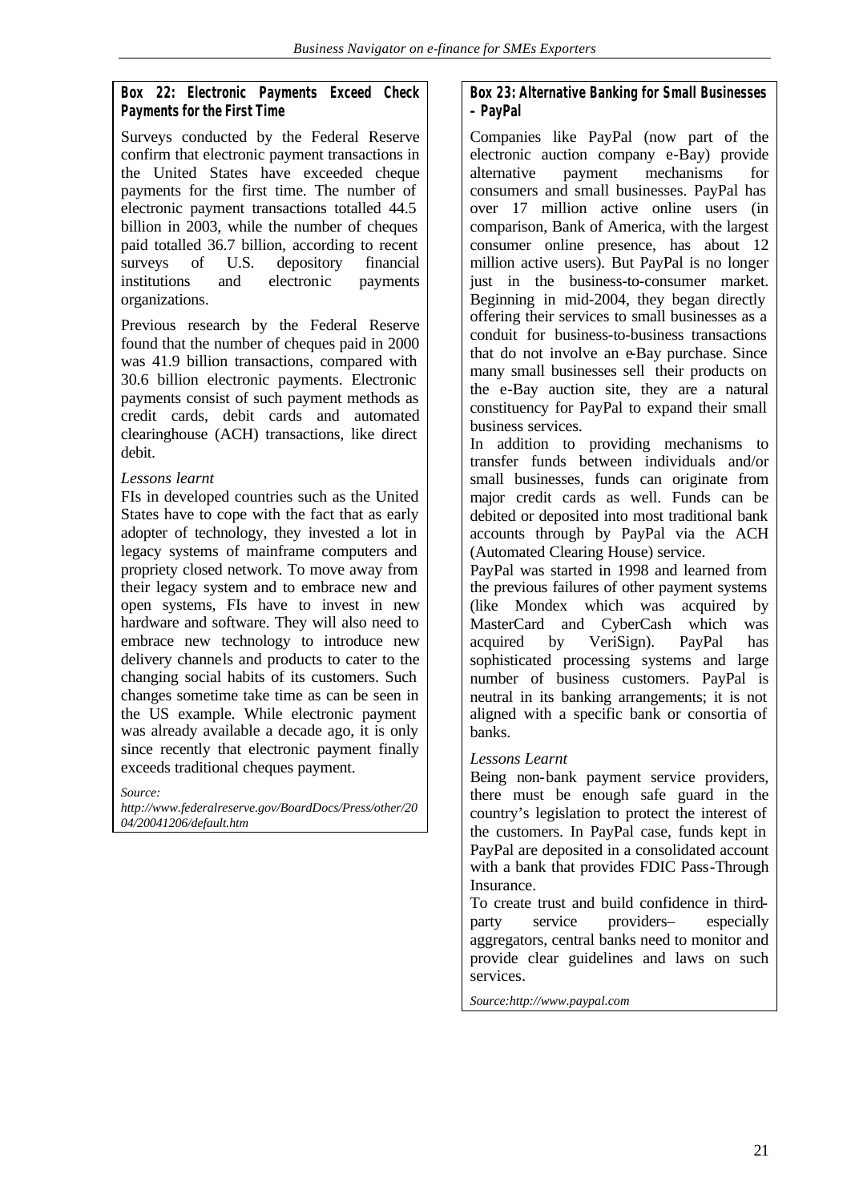**Box 22: Electronic Payments Exceed Check Payments for the First Time**

Surveys conducted by the Federal Reserve confirm that electronic payment transactions in the United States have exceeded cheque payments for the first time. The number of electronic payment transactions totalled 44.5 billion in 2003, while the number of cheques paid totalled 36.7 billion, according to recent surveys of U.S. depository financial institutions and electronic payments organizations.

Previous research by the Federal Reserve found that the number of cheques paid in 2000 was 41.9 billion transactions, compared with 30.6 billion electronic payments. Electronic payments consist of such payment methods as credit cards, debit cards and automated clearinghouse (ACH) transactions, like direct debit.

*Lessons learnt*

FIs in developed countries such as the United States have to cope with the fact that as early adopter of technology, they invested a lot in legacy systems of mainframe computers and propriety closed network. To move away from their legacy system and to embrace new and open systems, FIs have to invest in new hardware and software. They will also need to embrace new technology to introduce new delivery channels and products to cater to the changing social habits of its customers. Such changes sometime take time as can be seen in the US example. While electronic payment was already available a decade ago, it is only since recently that electronic payment finally exceeds traditional cheques payment.

*Source: http://www.federalreserve.gov/BoardDocs/Press/other/2004/20041206/default.htm*

**Box 23: Alternative Banking for Small Businesses – PayPal**

Companies like PayPal (now part of the electronic auction company e-Bay) provide alternative payment mechanisms for consumers and small businesses. PayPal has over 17 million active online users (in comparison, Bank of America, with the largest consumer online presence, has about 12 million active users). But PayPal is no longer just in the business-to-consumer market. Beginning in mid-2004, they began directly offering their services to small businesses as a conduit for business-to-business transactions that do not involve an e-Bay purchase. Since many small businesses sell their products on the e-Bay auction site, they are a natural constituency for PayPal to expand their small business services.

In addition to providing mechanisms to transfer funds between individuals and/or small businesses, funds can originate from major credit cards as well. Funds can be debited or deposited into most traditional bank accounts through by PayPal via the ACH (Automated Clearing House) service.

PayPal was started in 1998 and learned from the previous failures of other payment systems (like Mondex which was acquired by MasterCard and CyberCash which was acquired by VeriSign). PayPal has sophisticated processing systems and large number of business customers. PayPal is neutral in its banking arrangements; it is not aligned with a specific bank or consortia of banks.

*Lessons Learnt*

Being non-bank payment service providers, there must be enough safe guard in the country's legislation to protect the interest of the customers. In PayPal case, funds kept in PayPal are deposited in a consolidated account with a bank that provides FDIC Pass-Through Insurance.

To create trust and build confidence in third-party service providers– especially aggregators, central banks need to monitor and provide clear guidelines and laws on such services.

*Source:http://www.paypal.com*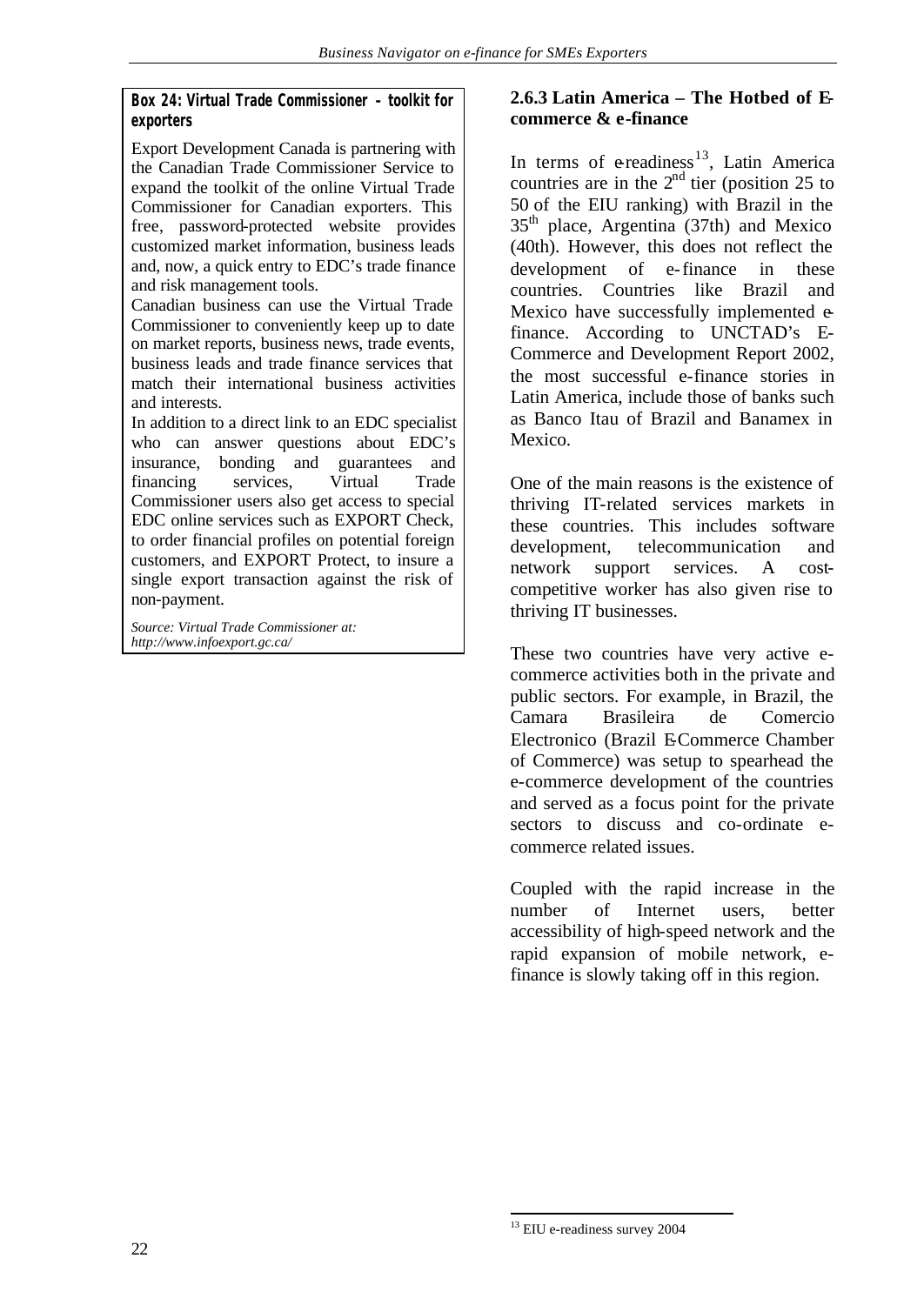**Box 24: Virtual Trade Commissioner – toolkit for exporters**

Export Development Canada is partnering with the Canadian Trade Commissioner Service to expand the toolkit of the online Virtual Trade Commissioner for Canadian exporters. This free, password-protected website provides customized market information, business leads and, now, a quick entry to EDC's trade finance and risk management tools.

Canadian business can use the Virtual Trade Commissioner to conveniently keep up to date on market reports, business news, trade events, business leads and trade finance services that match their international business activities and interests.

In addition to a direct link to an EDC specialist who can answer questions about EDC's insurance, bonding and guarantees and financing services, Virtual Trade Commissioner users also get access to special EDC online services such as EXPORT Check, to order financial profiles on potential foreign customers, and EXPORT Protect, to insure a single export transaction against the risk of non-payment.

*Source: Virtual Trade Commissioner at: http://www.infoexport.gc.ca/*

### 2.6.3 Latin America – The Hotbed of E-commerce & e-finance

In terms of e-readiness[13], Latin America countries are in the 2nd tier (position 25 to 50 of the EIU ranking) with Brazil in the 35th place, Argentina (37th) and Mexico (40th). However, this does not reflect the development of e-finance in these countries. Countries like Brazil and Mexico have successfully implemented e-finance. According to UNCTAD's E-Commerce and Development Report 2002, the most successful e-finance stories in Latin America, include those of banks such as Banco Itau of Brazil and Banamex in Mexico.

One of the main reasons is the existence of thriving IT-related services markets in these countries. This includes software development, telecommunication and network support services. A cost-competitive worker has also given rise to thriving IT businesses.

These two countries have very active e-commerce activities both in the private and public sectors. For example, in Brazil, the Camara Brasileira de Comercio Electronico (Brazil E-Commerce Chamber of Commerce) was setup to spearhead the e-commerce development of the countries and served as a focus point for the private sectors to discuss and co-ordinate e-commerce related issues.

Coupled with the rapid increase in the number of Internet users, better accessibility of high-speed network and the rapid expansion of mobile network, e-finance is slowly taking off in this region.

[13] EIU e-readiness survey 2004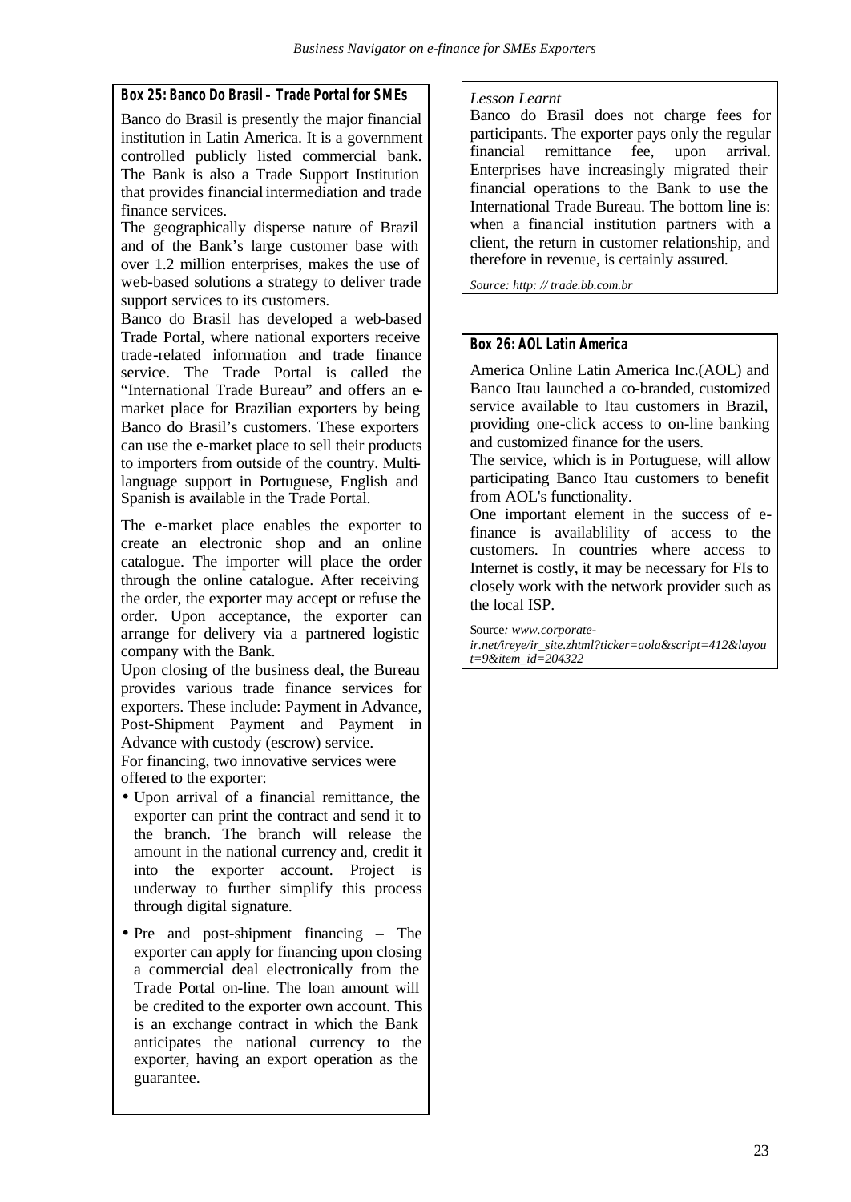### Box 25: Banco Do Brasil – Trade Portal for SMEs

Banco do Brasil is presently the major financial institution in Latin America. It is a government controlled publicly listed commercial bank. The Bank is also a Trade Support Institution that provides financial intermediation and trade finance services.

The geographically disperse nature of Brazil and of the Bank's large customer base with over 1.2 million enterprises, makes the use of web-based solutions a strategy to deliver trade support services to its customers.

Banco do Brasil has developed a web-based Trade Portal, where national exporters receive trade-related information and trade finance service. The Trade Portal is called the "International Trade Bureau" and offers an e-market place for Brazilian exporters by being Banco do Brasil's customers. These exporters can use the e-market place to sell their products to importers from outside of the country. Multi-language support in Portuguese, English and Spanish is available in the Trade Portal.

The e-market place enables the exporter to create an electronic shop and an online catalogue. The importer will place the order through the online catalogue. After receiving the order, the exporter may accept or refuse the order. Upon acceptance, the exporter can arrange for delivery via a partnered logistic company with the Bank.

Upon closing of the business deal, the Bureau provides various trade finance services for exporters. These include: Payment in Advance, Post-Shipment Payment and Payment in Advance with custody (escrow) service.

For financing, two innovative services were offered to the exporter:

- Upon arrival of a financial remittance, the exporter can print the contract and send it to the branch. The branch will release the amount in the national currency and, credit it into the exporter account. Project is underway to further simplify this process through digital signature.
- Pre and post-shipment financing – The exporter can apply for financing upon closing a commercial deal electronically from the Trade Portal on-line. The loan amount will be credited to the exporter own account. This is an exchange contract in which the Bank anticipates the national currency to the exporter, having an export operation as the guarantee.

*Lesson Learnt*

Banco do Brasil does not charge fees for participants. The exporter pays only the regular financial remittance fee, upon arrival. Enterprises have increasingly migrated their financial operations to the Bank to use the International Trade Bureau. The bottom line is: when a financial institution partners with a client, the return in customer relationship, and therefore in revenue, is certainly assured.

*Source: http: // trade.bb.com.br*

### Box 26: AOL Latin America

America Online Latin America Inc.(AOL) and Banco Itau launched a co-branded, customized service available to Itau customers in Brazil, providing one-click access to on-line banking and customized finance for the users.

The service, which is in Portuguese, will allow participating Banco Itau customers to benefit from AOL's functionality.

One important element in the success of e-finance is availablility of access to the customers. In countries where access to Internet is costly, it may be necessary for FIs to closely work with the network provider such as the local ISP.

Source*: www.corporate-ir.net/ireye/ir_site.zhtml?ticker=aola&script=412&layout=9&item_id=204322*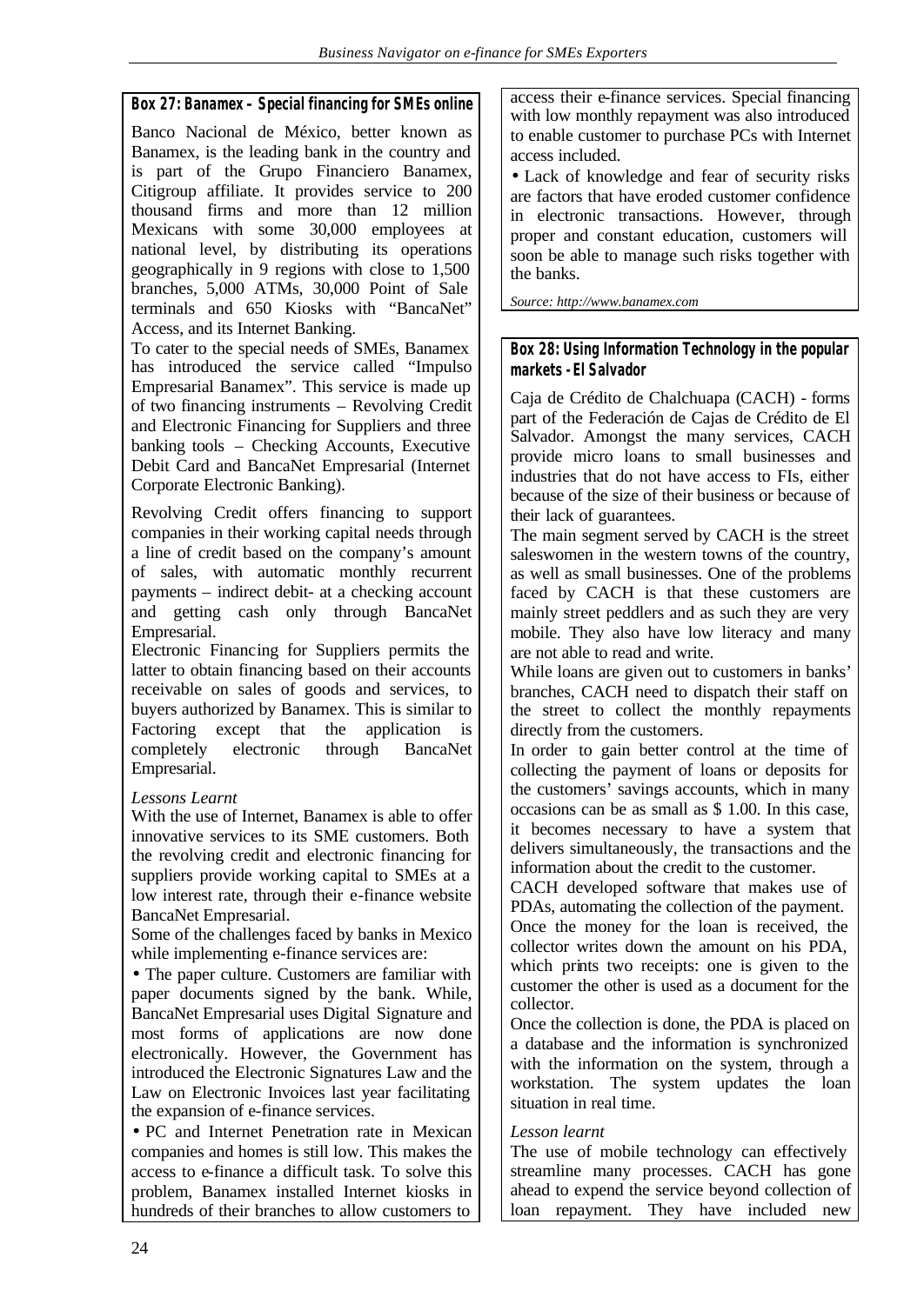### Box 27: Banamex – Special financing for SMEs online

Banco Nacional de México, better known as Banamex, is the leading bank in the country and is part of the Grupo Financiero Banamex, Citigroup affiliate. It provides service to 200 thousand firms and more than 12 million Mexicans with some 30,000 employees at national level, by distributing its operations geographically in 9 regions with close to 1,500 branches, 5,000 ATMs, 30,000 Point of Sale terminals and 650 Kiosks with "BancaNet" Access, and its Internet Banking.

To cater to the special needs of SMEs, Banamex has introduced the service called "Impulso Empresarial Banamex". This service is made up of two financing instruments – Revolving Credit and Electronic Financing for Suppliers and three banking tools – Checking Accounts, Executive Debit Card and BancaNet Empresarial (Internet Corporate Electronic Banking).

Revolving Credit offers financing to support companies in their working capital needs through a line of credit based on the company's amount of sales, with automatic monthly recurrent payments – indirect debit- at a checking account and getting cash only through BancaNet Empresarial.

Electronic Financing for Suppliers permits the latter to obtain financing based on their accounts receivable on sales of goods and services, to buyers authorized by Banamex. This is similar to Factoring except that the application is completely electronic through BancaNet Empresarial.

*Lessons Learnt*

With the use of Internet, Banamex is able to offer innovative services to its SME customers. Both the revolving credit and electronic financing for suppliers provide working capital to SMEs at a low interest rate, through their e-finance website BancaNet Empresarial.

Some of the challenges faced by banks in Mexico while implementing e-finance services are:

- The paper culture. Customers are familiar with paper documents signed by the bank. While, BancaNet Empresarial uses Digital Signature and most forms of applications are now done electronically. However, the Government has introduced the Electronic Signatures Law and the Law on Electronic Invoices last year facilitating the expansion of e-finance services.
- PC and Internet Penetration rate in Mexican companies and homes is still low. This makes the access to e-finance a difficult task. To solve this problem, Banamex installed Internet kiosks in hundreds of their branches to allow customers to access their e-finance services. Special financing with low monthly repayment was also introduced to enable customer to purchase PCs with Internet access included.
- Lack of knowledge and fear of security risks are factors that have eroded customer confidence in electronic transactions. However, through proper and constant education, customers will soon be able to manage such risks together with the banks.

*Source: http://www.banamex.com*

### Box 28: Using Information Technology in the popular markets - El Salvador

Caja de Crédito de Chalchuapa (CACH) - forms part of the Federación de Cajas de Crédito de El Salvador. Amongst the many services, CACH provide micro loans to small businesses and industries that do not have access to FIs, either because of the size of their business or because of their lack of guarantees.

The main segment served by CACH is the street saleswomen in the western towns of the country, as well as small businesses. One of the problems faced by CACH is that these customers are mainly street peddlers and as such they are very mobile. They also have low literacy and many are not able to read and write.

While loans are given out to customers in banks' branches, CACH need to dispatch their staff on the street to collect the monthly repayments directly from the customers.

In order to gain better control at the time of collecting the payment of loans or deposits for the customers' savings accounts, which in many occasions can be as small as $ 1.00. In this case, it becomes necessary to have a system that delivers simultaneously, the transactions and the information about the credit to the customer.

CACH developed software that makes use of PDAs, automating the collection of the payment.

Once the money for the loan is received, the collector writes down the amount on his PDA, which prints two receipts: one is given to the customer the other is used as a document for the collector.

Once the collection is done, the PDA is placed on a database and the information is synchronized with the information on the system, through a workstation. The system updates the loan situation in real time.

*Lesson learnt*

The use of mobile technology can effectively streamline many processes. CACH has gone ahead to expend the service beyond collection of loan repayment. They have included new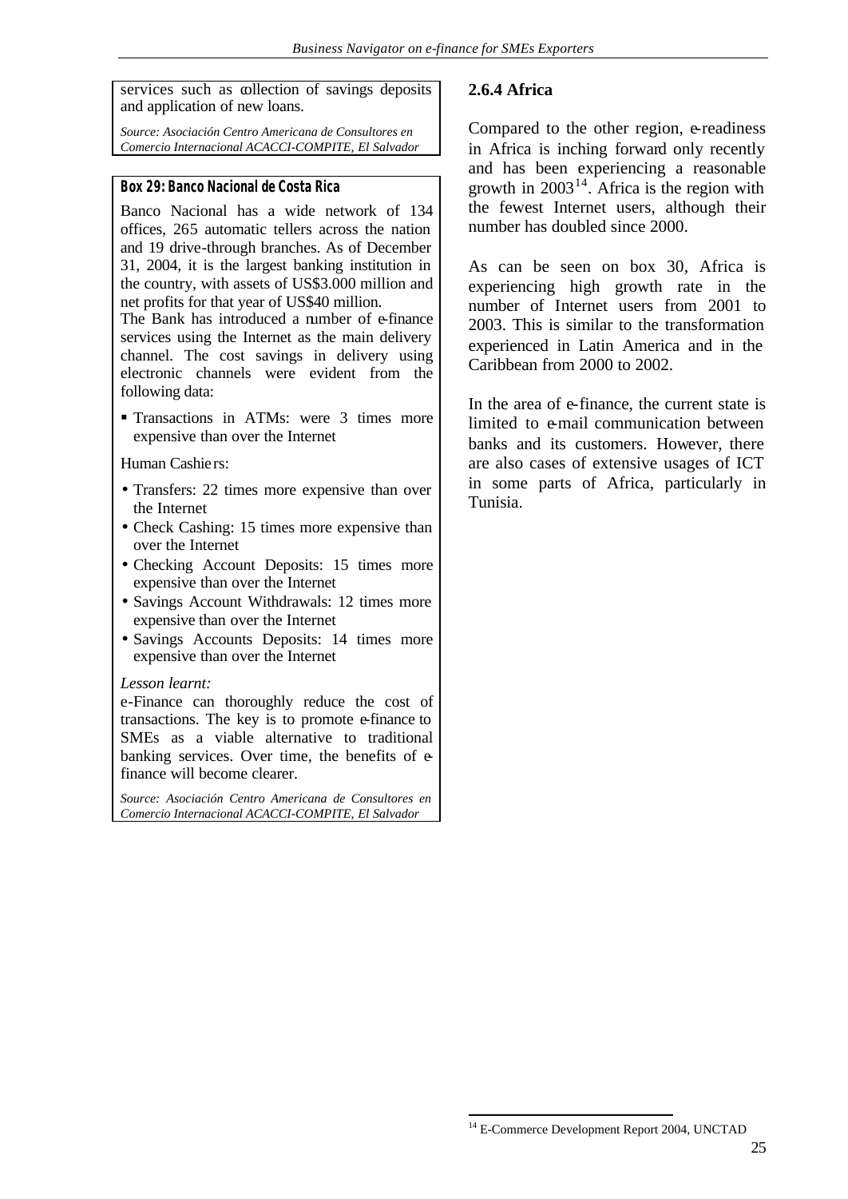services such as collection of savings deposits and application of new loans.

*Source: Asociación Centro Americana de Consultores en Comercio Internacional ACACCI-COMPITE, El Salvador*

**Box 29: Banco Nacional de Costa Rica**

Banco Nacional has a wide network of 134 offices, 265 automatic tellers across the nation and 19 drive-through branches. As of December 31, 2004, it is the largest banking institution in the country, with assets of US$3.000 million and net profits for that year of US$40 million.

The Bank has introduced a number of e-finance services using the Internet as the main delivery channel. The cost savings in delivery using electronic channels were evident from the following data:

- Transactions in ATMs: were 3 times more expensive than over the Internet

Human Cashiers:

- Transfers: 22 times more expensive than over the Internet
- Check Cashing: 15 times more expensive than over the Internet
- Checking Account Deposits: 15 times more expensive than over the Internet
- Savings Account Withdrawals: 12 times more expensive than over the Internet
- Savings Accounts Deposits: 14 times more expensive than over the Internet

*Lesson learnt:*

e-Finance can thoroughly reduce the cost of transactions. The key is to promote e-finance to SMEs as a viable alternative to traditional banking services. Over time, the benefits of e-finance will become clearer.

*Source: Asociación Centro Americana de Consultores en Comercio Internacional ACACCI-COMPITE, El Salvador*

### 2.6.4 Africa

Compared to the other region, e-readiness in Africa is inching forward only recently and has been experiencing a reasonable growth in 2003[14]. Africa is the region with the fewest Internet users, although their number has doubled since 2000.

As can be seen on box 30, Africa is experiencing high growth rate in the number of Internet users from 2001 to 2003. This is similar to the transformation experienced in Latin America and in the Caribbean from 2000 to 2002.

In the area of e-finance, the current state is limited to e-mail communication between banks and its customers. However, there are also cases of extensive usages of ICT in some parts of Africa, particularly in Tunisia.

[14] E-Commerce Development Report 2004, UNCTAD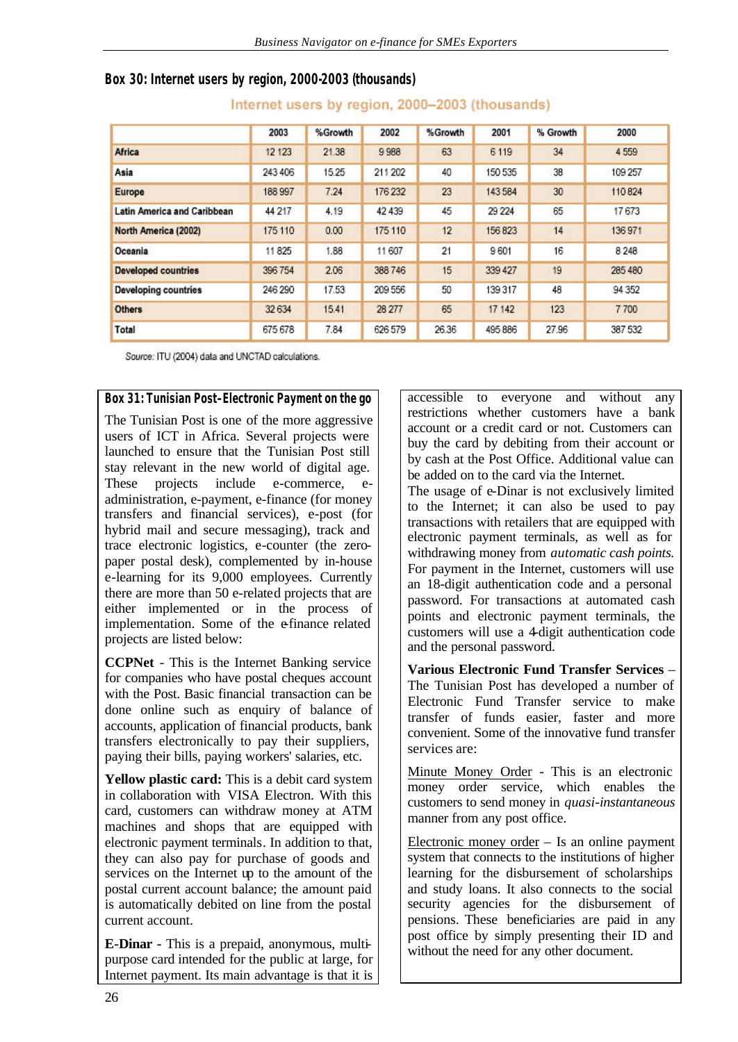### Box 30: Internet users by region, 2000-2003 (thousands)

Internet users by region, 2000–2003 (thousands)

| | 2003 | %Growth | 2002 | %Growth | 2001 | % Growth | 2000 |
|---|---|---|---|---|---|---|---|
| Africa | 12 123 | 21.38 | 9 988 | 63 | 6 119 | 34 | 4 559 |
| Asia | 243 406 | 15.25 | 211 202 | 40 | 150 535 | 38 | 109 257 |
| Europe | 188 997 | 7.24 | 176 232 | 23 | 143 584 | 30 | 110 824 |
| Latin America and Caribbean | 44 217 | 4.19 | 42 439 | 45 | 29 224 | 65 | 17 673 |
| North America (2002) | 175 110 | 0.00 | 175 110 | 12 | 156 823 | 14 | 136 971 |
| Oceania | 11 825 | 1.88 | 11 607 | 21 | 9 601 | 16 | 8 248 |
| Developed countries | 396 754 | 2.06 | 388 746 | 15 | 339 427 | 19 | 285 480 |
| Developing countries | 246 290 | 17.53 | 209 556 | 50 | 139 317 | 48 | 94 352 |
| Others | 32 634 | 15.41 | 28 277 | 65 | 17 142 | 123 | 7 700 |
| Total | 675 678 | 7.84 | 626 579 | 26.36 | 495 886 | 27.96 | 387 532 |

Source: ITU (2004) data and UNCTAD calculations.

### Box 31: Tunisian Post-Electronic Payment on the go

The Tunisian Post is one of the more aggressive users of ICT in Africa. Several projects were launched to ensure that the Tunisian Post still stay relevant in the new world of digital age. These projects include e-commerce, e-administration, e-payment, e-finance (for money transfers and financial services), e-post (for hybrid mail and secure messaging), track and trace electronic logistics, e-counter (the zero-paper postal desk), complemented by in-house e-learning for its 9,000 employees. Currently there are more than 50 e-related projects that are either implemented or in the process of implementation. Some of the e-finance related projects are listed below:

**CCPNet** - This is the Internet Banking service for companies who have postal cheques account with the Post. Basic financial transaction can be done online such as enquiry of balance of accounts, application of financial products, bank transfers electronically to pay their suppliers, paying their bills, paying workers' salaries, etc.

**Yellow plastic card:** This is a debit card system in collaboration with VISA Electron. With this card, customers can withdraw money at ATM machines and shops that are equipped with electronic payment terminals. In addition to that, they can also pay for purchase of goods and services on the Internet up to the amount of the postal current account balance; the amount paid is automatically debited on line from the postal current account.

**E-Dinar** - This is a prepaid, anonymous, multi-purpose card intended for the public at large, for Internet payment. Its main advantage is that it is accessible to everyone and without any restrictions whether customers have a bank account or a credit card or not. Customers can buy the card by debiting from their account or by cash at the Post Office. Additional value can be added on to the card via the Internet.

The usage of e-Dinar is not exclusively limited to the Internet; it can also be used to pay transactions with retailers that are equipped with electronic payment terminals, as well as for withdrawing money from *automatic cash points*. For payment in the Internet, customers will use an 18-digit authentication code and a personal password. For transactions at automated cash points and electronic payment terminals, the customers will use a 4-digit authentication code and the personal password.

**Various Electronic Fund Transfer Services** – The Tunisian Post has developed a number of Electronic Fund Transfer service to make transfer of funds easier, faster and more convenient. Some of the innovative fund transfer services are:

Minute Money Order - This is an electronic money order service, which enables the customers to send money in *quasi-instantaneous* manner from any post office.

Electronic money order – Is an online payment system that connects to the institutions of higher learning for the disbursement of scholarships and study loans. It also connects to the social security agencies for the disbursement of pensions. These beneficiaries are paid in any post office by simply presenting their ID and without the need for any other document.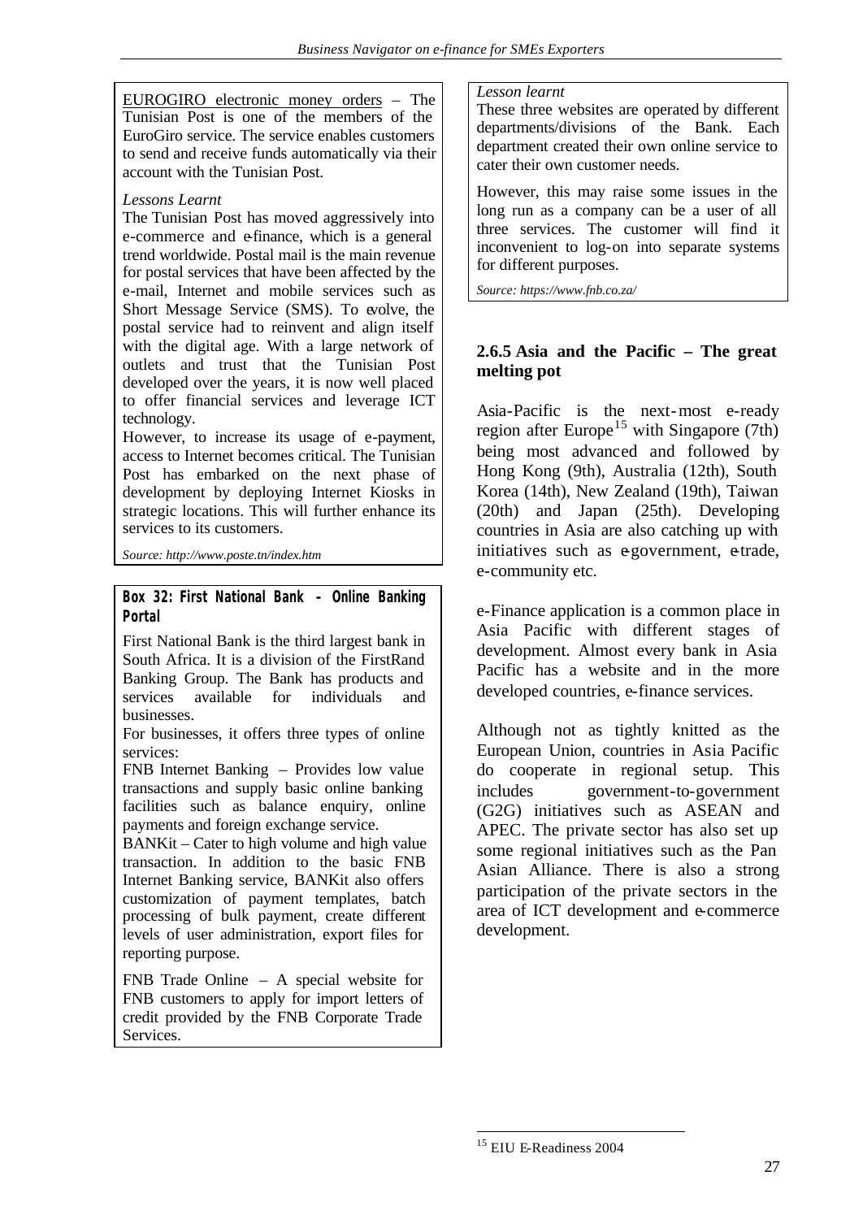EUROGIRO electronic money orders – The Tunisian Post is one of the members of the EuroGiro service. The service enables customers to send and receive funds automatically via their account with the Tunisian Post.

*Lessons Learnt*

The Tunisian Post has moved aggressively into e-commerce and e-finance, which is a general trend worldwide. Postal mail is the main revenue for postal services that have been affected by the e-mail, Internet and mobile services such as Short Message Service (SMS). To evolve, the postal service had to reinvent and align itself with the digital age. With a large network of outlets and trust that the Tunisian Post developed over the years, it is now well placed to offer financial services and leverage ICT technology.

However, to increase its usage of e-payment, access to Internet becomes critical. The Tunisian Post has embarked on the next phase of development by deploying Internet Kiosks in strategic locations. This will further enhance its services to its customers.

*Source: http://www.poste.tn/index.htm*

**Box 32: First National Bank – Online Banking Portal**

First National Bank is the third largest bank in South Africa. It is a division of the FirstRand Banking Group. The Bank has products and services available for individuals and businesses.

For businesses, it offers three types of online services:

FNB Internet Banking – Provides low value transactions and supply basic online banking facilities such as balance enquiry, online payments and foreign exchange service.

BANKit – Cater to high volume and high value transaction. In addition to the basic FNB Internet Banking service, BANKit also offers customization of payment templates, batch processing of bulk payment, create different levels of user administration, export files for reporting purpose.

FNB Trade Online – A special website for FNB customers to apply for import letters of credit provided by the FNB Corporate Trade Services.

*Lesson learnt*

These three websites are operated by different departments/divisions of the Bank. Each department created their own online service to cater their own customer needs.

However, this may raise some issues in the long run as a company can be a user of all three services. The customer will find it inconvenient to log-on into separate systems for different purposes.

*Source: https://www.fnb.co.za/*

### 2.6.5 Asia and the Pacific – The great melting pot

Asia-Pacific is the next-most e-ready region after Europe[15] with Singapore (7th) being most advanced and followed by Hong Kong (9th), Australia (12th), South Korea (14th), New Zealand (19th), Taiwan (20th) and Japan (25th). Developing countries in Asia are also catching up with initiatives such as e-government, e-trade, e-community etc.

e-Finance application is a common place in Asia Pacific with different stages of development. Almost every bank in Asia Pacific has a website and in the more developed countries, e-finance services.

Although not as tightly knitted as the European Union, countries in Asia Pacific do cooperate in regional setup. This includes government-to-government (G2G) initiatives such as ASEAN and APEC. The private sector has also set up some regional initiatives such as the Pan Asian Alliance. There is also a strong participation of the private sectors in the area of ICT development and e-commerce development.

[15] EIU E-Readiness 2004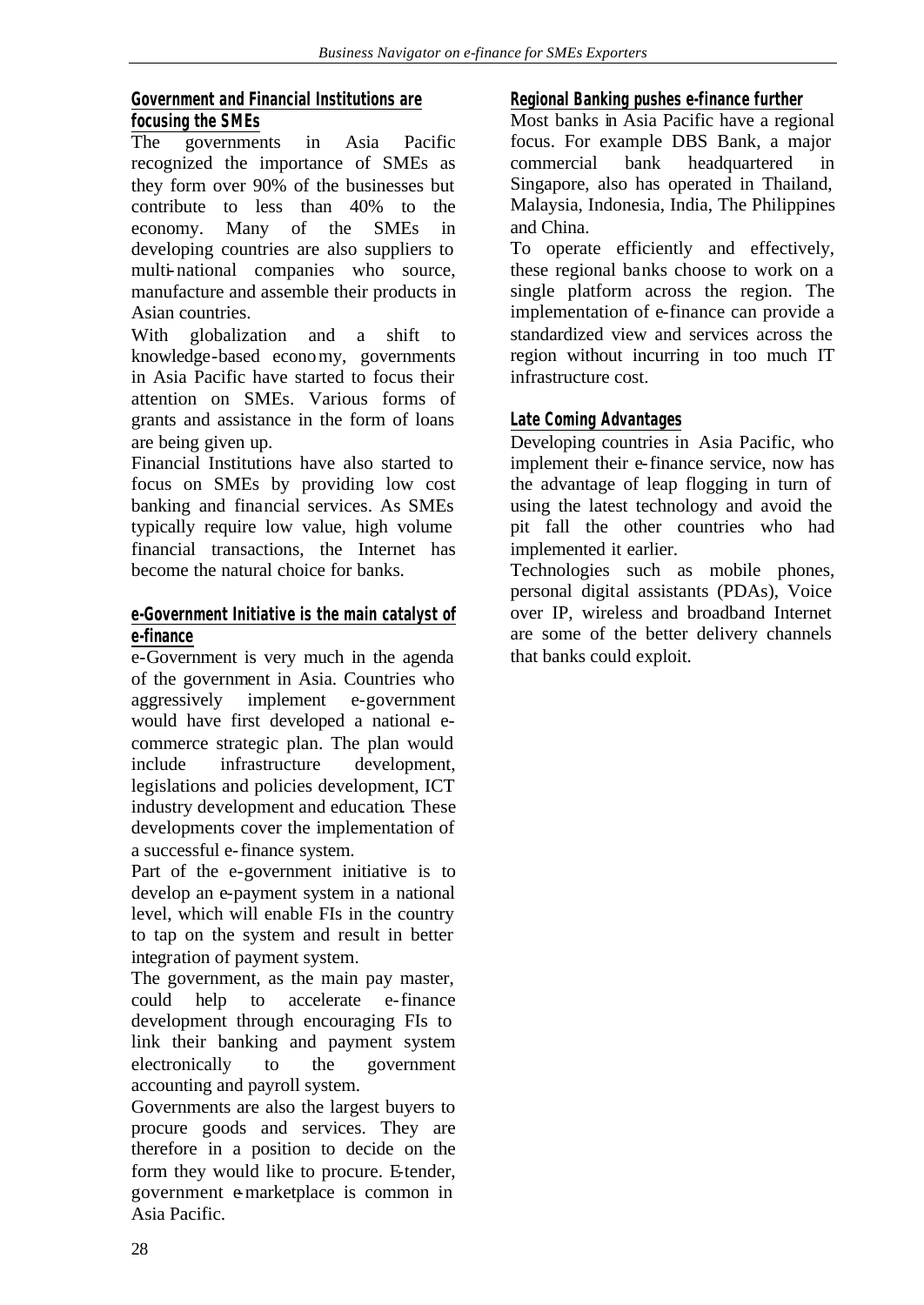### Government and Financial Institutions are focusing the SMEs

The governments in Asia Pacific recognized the importance of SMEs as they form over 90% of the businesses but contribute to less than 40% to the economy. Many of the SMEs in developing countries are also suppliers to multi-national companies who source, manufacture and assemble their products in Asian countries.

With globalization and a shift to knowledge-based economy, governments in Asia Pacific have started to focus their attention on SMEs. Various forms of grants and assistance in the form of loans are being given up.

Financial Institutions have also started to focus on SMEs by providing low cost banking and financial services. As SMEs typically require low value, high volume financial transactions, the Internet has become the natural choice for banks.

### e-Government Initiative is the main catalyst of e-finance

e-Government is very much in the agenda of the government in Asia. Countries who aggressively implement e-government would have first developed a national e-commerce strategic plan. The plan would include infrastructure development, legislations and policies development, ICT industry development and education. These developments cover the implementation of a successful e-finance system.

Part of the e-government initiative is to develop an e-payment system in a national level, which will enable FIs in the country to tap on the system and result in better integration of payment system.

The government, as the main pay master, could help to accelerate e-finance development through encouraging FIs to link their banking and payment system electronically to the government accounting and payroll system.

Governments are also the largest buyers to procure goods and services. They are therefore in a position to decide on the form they would like to procure. E-tender, government e-marketplace is common in Asia Pacific.

### Regional Banking pushes e-finance further

Most banks in Asia Pacific have a regional focus. For example DBS Bank, a major commercial bank headquartered in Singapore, also has operated in Thailand, Malaysia, Indonesia, India, The Philippines and China.

To operate efficiently and effectively, these regional banks choose to work on a single platform across the region. The implementation of e-finance can provide a standardized view and services across the region without incurring in too much IT infrastructure cost.

### Late Coming Advantages

Developing countries in Asia Pacific, who implement their e-finance service, now has the advantage of leap flogging in turn of using the latest technology and avoid the pit fall the other countries who had implemented it earlier.

Technologies such as mobile phones, personal digital assistants (PDAs), Voice over IP, wireless and broadband Internet are some of the better delivery channels that banks could exploit.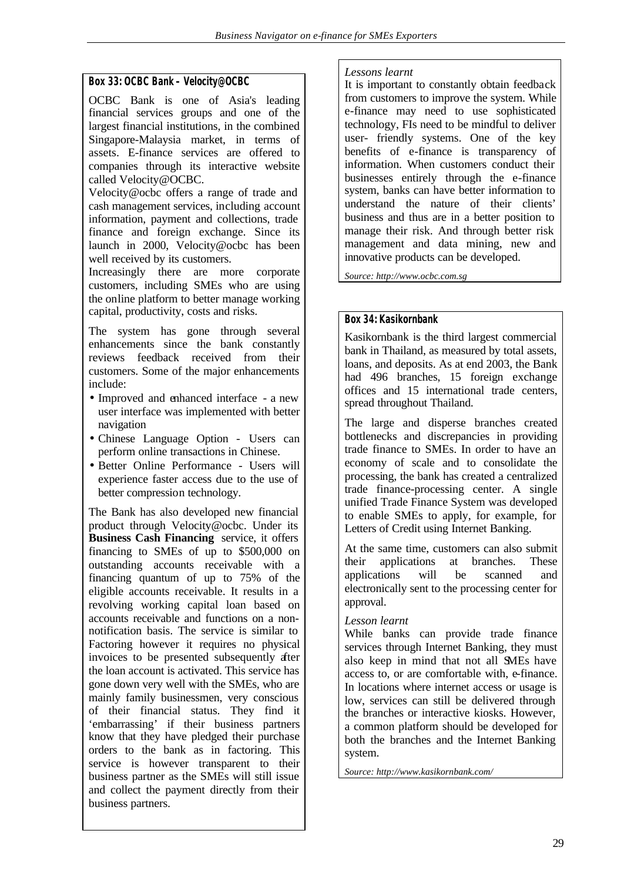### Box 33: OCBC Bank – Velocity@OCBC

OCBC Bank is one of Asia's leading financial services groups and one of the largest financial institutions, in the combined Singapore-Malaysia market, in terms of assets. E-finance services are offered to companies through its interactive website called Velocity@OCBC.

Velocity@ocbc offers a range of trade and cash management services, including account information, payment and collections, trade finance and foreign exchange. Since its launch in 2000, Velocity@ocbc has been well received by its customers.

Increasingly there are more corporate customers, including SMEs who are using the online platform to better manage working capital, productivity, costs and risks.

The system has gone through several enhancements since the bank constantly reviews feedback received from their customers. Some of the major enhancements include:

- Improved and enhanced interface - a new user interface was implemented with better navigation
- Chinese Language Option - Users can perform online transactions in Chinese.
- Better Online Performance - Users will experience faster access due to the use of better compression technology.

The Bank has also developed new financial product through Velocity@ocbc. Under its **Business Cash Financing** service, it offers financing to SMEs of up to $500,000 on outstanding accounts receivable with a financing quantum of up to 75% of the eligible accounts receivable. It results in a revolving working capital loan based on accounts receivable and functions on a non-notification basis. The service is similar to Factoring however it requires no physical invoices to be presented subsequently after the loan account is activated. This service has gone down very well with the SMEs, who are mainly family businessmen, very conscious of their financial status. They find it 'embarrassing' if their business partners know that they have pledged their purchase orders to the bank as in factoring. This service is however transparent to their business partner as the SMEs will still issue and collect the payment directly from their business partners.

*Lessons learnt*

It is important to constantly obtain feedback from customers to improve the system. While e-finance may need to use sophisticated technology, FIs need to be mindful to deliver user- friendly systems. One of the key benefits of e-finance is transparency of information. When customers conduct their businesses entirely through the e-finance system, banks can have better information to understand the nature of their clients' business and thus are in a better position to manage their risk. And through better risk management and data mining, new and innovative products can be developed.

*Source: http://www.ocbc.com.sg*

### Box 34: Kasikornbank

Kasikornbank is the third largest commercial bank in Thailand, as measured by total assets, loans, and deposits. As at end 2003, the Bank had 496 branches, 15 foreign exchange offices and 15 international trade centers, spread throughout Thailand.

The large and disperse branches created bottlenecks and discrepancies in providing trade finance to SMEs. In order to have an economy of scale and to consolidate the processing, the bank has created a centralized trade finance-processing center. A single unified Trade Finance System was developed to enable SMEs to apply, for example, for Letters of Credit using Internet Banking.

At the same time, customers can also submit their applications at branches. These applications will be scanned and electronically sent to the processing center for approval.

*Lesson learnt*

While banks can provide trade finance services through Internet Banking, they must also keep in mind that not all SMEs have access to, or are comfortable with, e-finance. In locations where internet access or usage is low, services can still be delivered through the branches or interactive kiosks. However, a common platform should be developed for both the branches and the Internet Banking system.

*Source: http://www.kasikornbank.com/*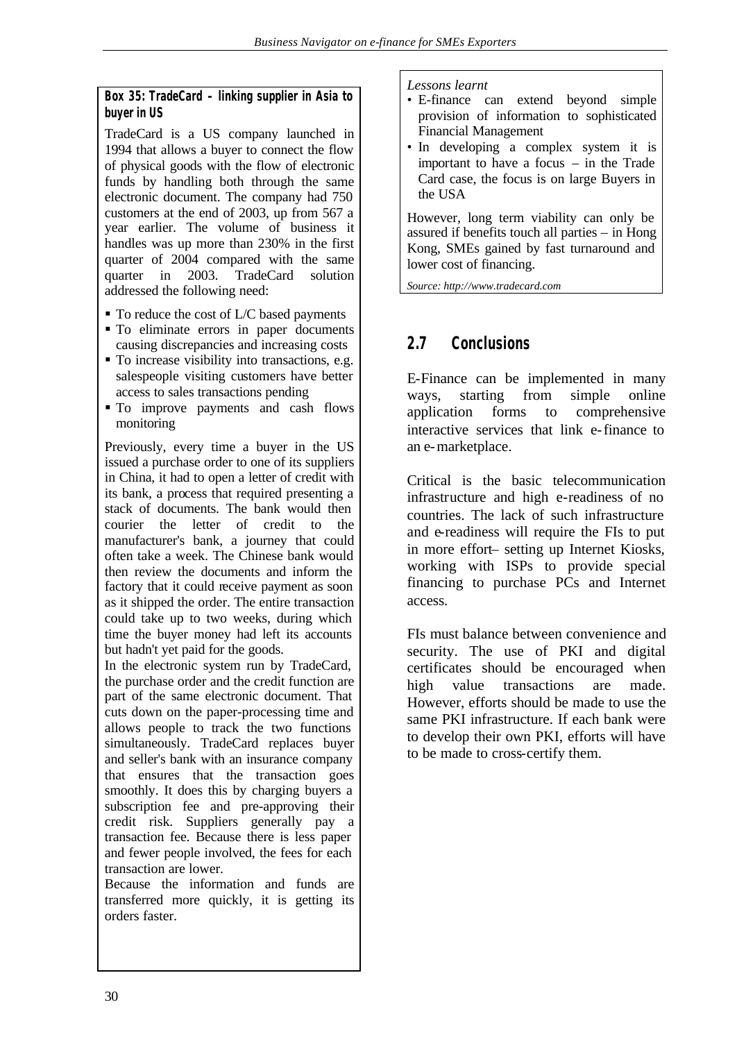**Box 35: TradeCard – linking supplier in Asia to buyer in US**

TradeCard is a US company launched in 1994 that allows a buyer to connect the flow of physical goods with the flow of electronic funds by handling both through the same electronic document. The company had 750 customers at the end of 2003, up from 567 a year earlier. The volume of business it handles was up more than 230% in the first quarter of 2004 compared with the same quarter in 2003. TradeCard solution addressed the following need:

- To reduce the cost of L/C based payments
- To eliminate errors in paper documents causing discrepancies and increasing costs
- To increase visibility into transactions, e.g. salespeople visiting customers have better access to sales transactions pending
- To improve payments and cash flows monitoring

Previously, every time a buyer in the US issued a purchase order to one of its suppliers in China, it had to open a letter of credit with its bank, a process that required presenting a stack of documents. The bank would then courier the letter of credit to the manufacturer's bank, a journey that could often take a week. The Chinese bank would then review the documents and inform the factory that it could receive payment as soon as it shipped the order. The entire transaction could take up to two weeks, during which time the buyer money had left its accounts but hadn't yet paid for the goods.

In the electronic system run by TradeCard, the purchase order and the credit function are part of the same electronic document. That cuts down on the paper-processing time and allows people to track the two functions simultaneously. TradeCard replaces buyer and seller's bank with an insurance company that ensures that the transaction goes smoothly. It does this by charging buyers a subscription fee and pre-approving their credit risk. Suppliers generally pay a transaction fee. Because there is less paper and fewer people involved, the fees for each transaction are lower.

Because the information and funds are transferred more quickly, it is getting its orders faster.

*Lessons learnt*

- E-finance can extend beyond simple provision of information to sophisticated Financial Management
- In developing a complex system it is important to have a focus – in the Trade Card case, the focus is on large Buyers in the USA

However, long term viability can only be assured if benefits touch all parties – in Hong Kong, SMEs gained by fast turnaround and lower cost of financing.

*Source: http://www.tradecard.com*

## 2.7 Conclusions

E-Finance can be implemented in many ways, starting from simple online application forms to comprehensive interactive services that link e-finance to an e-marketplace.

Critical is the basic telecommunication infrastructure and high e-readiness of no countries. The lack of such infrastructure and e-readiness will require the FIs to put in more effort– setting up Internet Kiosks, working with ISPs to provide special financing to purchase PCs and Internet access.

FIs must balance between convenience and security. The use of PKI and digital certificates should be encouraged when high value transactions are made. However, efforts should be made to use the same PKI infrastructure. If each bank were to develop their own PKI, efforts will have to be made to cross-certify them.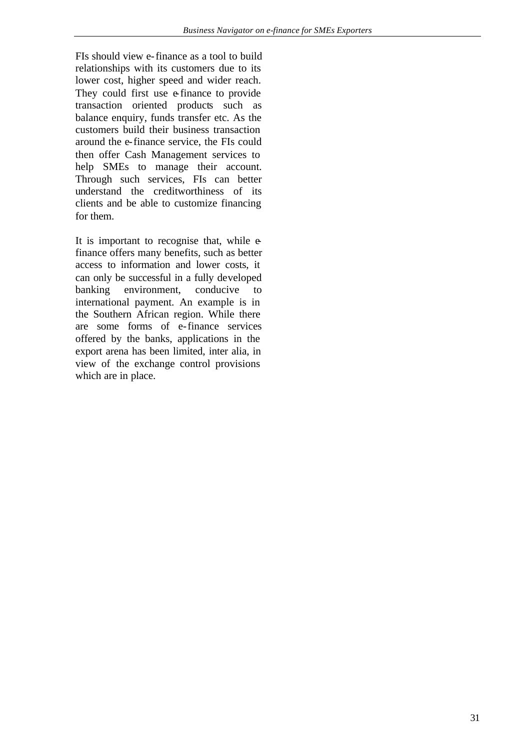FIs should view e-finance as a tool to build relationships with its customers due to its lower cost, higher speed and wider reach. They could first use e-finance to provide transaction oriented products such as balance enquiry, funds transfer etc. As the customers build their business transaction around the e-finance service, the FIs could then offer Cash Management services to help SMEs to manage their account. Through such services, FIs can better understand the creditworthiness of its clients and be able to customize financing for them.

It is important to recognise that, while e-finance offers many benefits, such as better access to information and lower costs, it can only be successful in a fully developed banking environment, conducive to international payment. An example is in the Southern African region. While there are some forms of e-finance services offered by the banks, applications in the export arena has been limited, inter alia, in view of the exchange control provisions which are in place.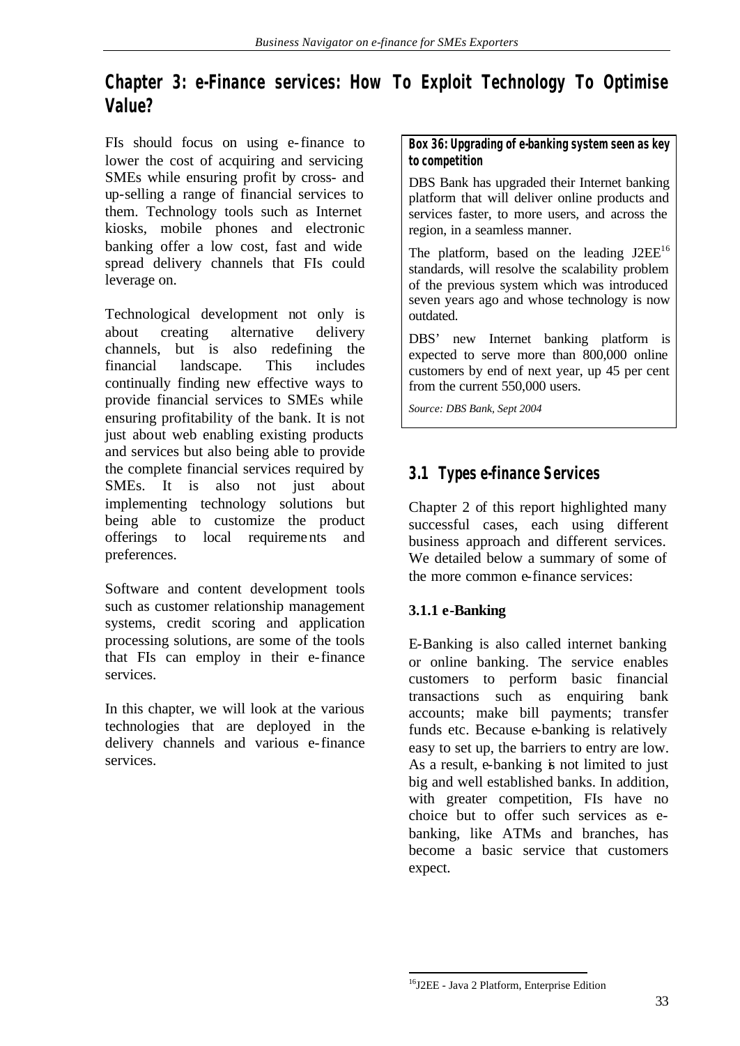## Chapter 3: e-Finance services: How To Exploit Technology To Optimise Value?

FIs should focus on using e-finance to lower the cost of acquiring and servicing SMEs while ensuring profit by cross- and up-selling a range of financial services to them. Technology tools such as Internet kiosks, mobile phones and electronic banking offer a low cost, fast and wide spread delivery channels that FIs could leverage on.

Technological development not only is about creating alternative delivery channels, but is also redefining the financial landscape. This includes continually finding new effective ways to provide financial services to SMEs while ensuring profitability of the bank. It is not just about web enabling existing products and services but also being able to provide the complete financial services required by SMEs. It is also not just about implementing technology solutions but being able to customize the product offerings to local requirements and preferences.

Software and content development tools such as customer relationship management systems, credit scoring and application processing solutions, are some of the tools that FIs can employ in their e-finance services.

In this chapter, we will look at the various technologies that are deployed in the delivery channels and various e-finance services.

**Box 36: Upgrading of e-banking system seen as key to competition**

DBS Bank has upgraded their Internet banking platform that will deliver online products and services faster, to more users, and across the region, in a seamless manner.

The platform, based on the leading J2EE[16] standards, will resolve the scalability problem of the previous system which was introduced seven years ago and whose technology is now outdated.

DBS' new Internet banking platform is expected to serve more than 800,000 online customers by end of next year, up 45 per cent from the current 550,000 users.

*Source: DBS Bank, Sept 2004*

### 3.1 Types e-finance Services

Chapter 2 of this report highlighted many successful cases, each using different business approach and different services. We detailed below a summary of some of the more common e-finance services:

#### 3.1.1 e-Banking

E-Banking is also called internet banking or online banking. The service enables customers to perform basic financial transactions such as enquiring bank accounts; make bill payments; transfer funds etc. Because e-banking is relatively easy to set up, the barriers to entry are low. As a result, e-banking is not limited to just big and well established banks. In addition, with greater competition, FIs have no choice but to offer such services as e-banking, like ATMs and branches, has become a basic service that customers expect.

[16] J2EE - Java 2 Platform, Enterprise Edition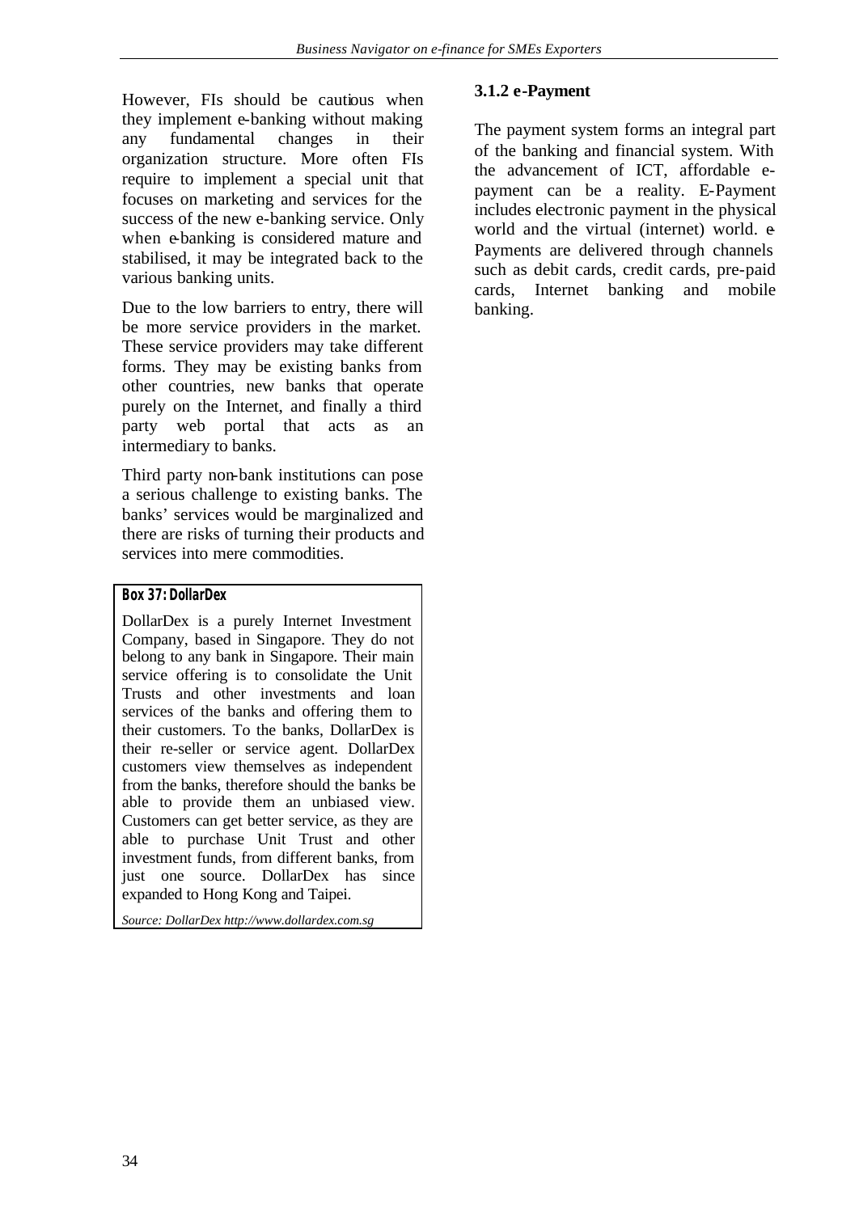However, FIs should be cautious when they implement e-banking without making any fundamental changes in their organization structure. More often FIs require to implement a special unit that focuses on marketing and services for the success of the new e-banking service. Only when e-banking is considered mature and stabilised, it may be integrated back to the various banking units.

Due to the low barriers to entry, there will be more service providers in the market. These service providers may take different forms. They may be existing banks from other countries, new banks that operate purely on the Internet, and finally a third party web portal that acts as an intermediary to banks.

Third party non-bank institutions can pose a serious challenge to existing banks. The banks' services would be marginalized and there are risks of turning their products and services into mere commodities.

**Box 37: DollarDex**

DollarDex is a purely Internet Investment Company, based in Singapore. They do not belong to any bank in Singapore. Their main service offering is to consolidate the Unit Trusts and other investments and loan services of the banks and offering them to their customers. To the banks, DollarDex is their re-seller or service agent. DollarDex customers view themselves as independent from the banks, therefore should the banks be able to provide them an unbiased view. Customers can get better service, as they are able to purchase Unit Trust and other investment funds, from different banks, from just one source. DollarDex has since expanded to Hong Kong and Taipei.

*Source: DollarDex http://www.dollardex.com.sg*

### 3.1.2 e-Payment

The payment system forms an integral part of the banking and financial system. With the advancement of ICT, affordable e-payment can be a reality. E-Payment includes electronic payment in the physical world and the virtual (internet) world. e-Payments are delivered through channels such as debit cards, credit cards, pre-paid cards, Internet banking and mobile banking.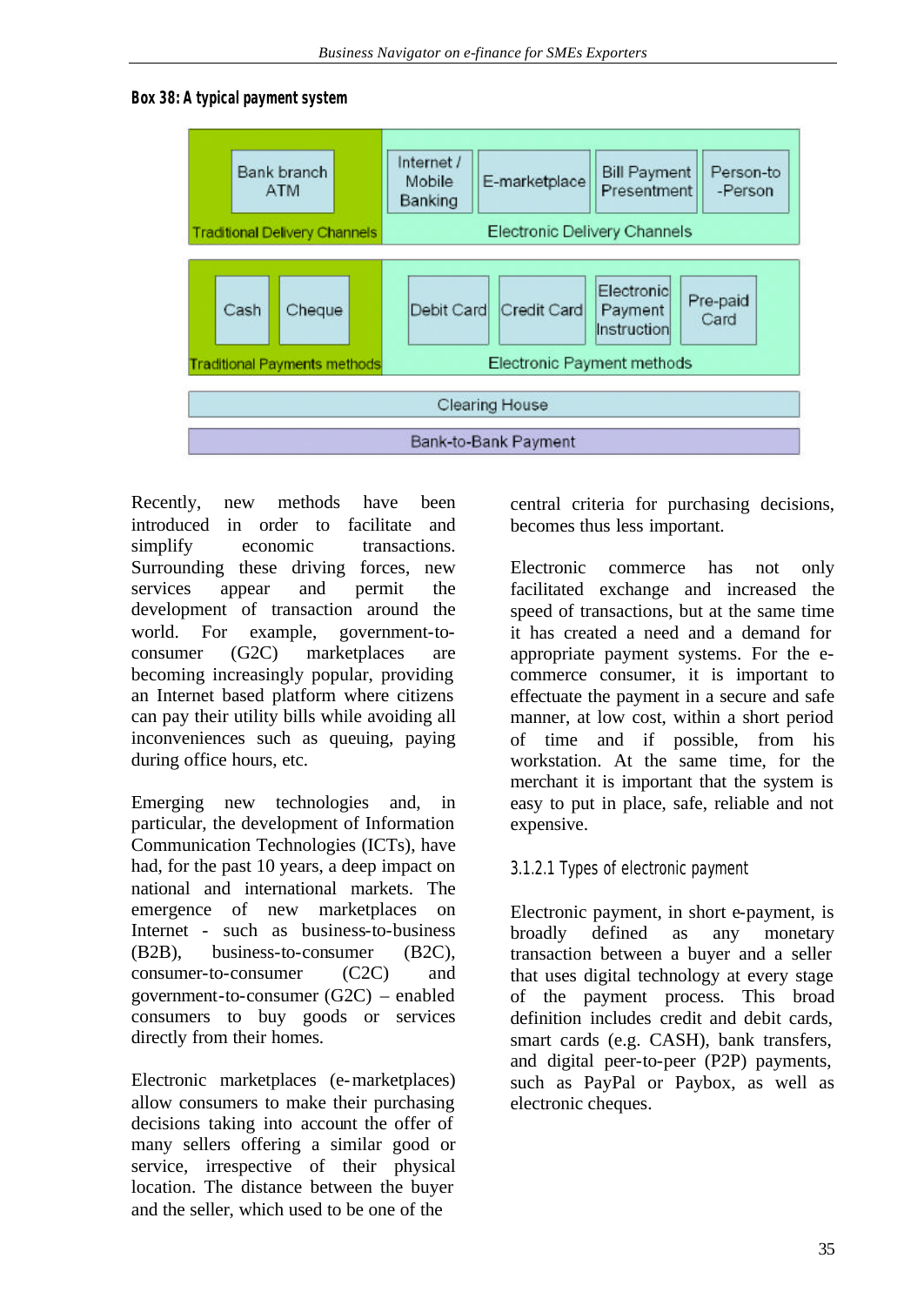**Box 38: A typical payment system**

| Traditional Delivery Channels | Electronic Delivery Channels | | | |
|---|---|---|---|---|
| Bank branch ATM | Internet / Mobile Banking | E-marketplace | Bill Payment Presentment | Person-to-Person |

| Traditional Payments methods | | Electronic Payment methods | | | |
|---|---|---|---|---|---|
| Cash | Cheque | Debit Card | Credit Card | Electronic Payment Instruction | Pre-paid Card |

| Clearing House |
|---|

| Bank-to-Bank Payment |
|---|

Recently, new methods have been introduced in order to facilitate and simplify economic transactions. Surrounding these driving forces, new services appear and permit the development of transaction around the world. For example, government-to-consumer (G2C) marketplaces are becoming increasingly popular, providing an Internet based platform where citizens can pay their utility bills while avoiding all inconveniences such as queuing, paying during office hours, etc.

Emerging new technologies and, in particular, the development of Information Communication Technologies (ICTs), have had, for the past 10 years, a deep impact on national and international markets. The emergence of new marketplaces on Internet - such as business-to-business (B2B), business-to-consumer (B2C), consumer-to-consumer (C2C) and government-to-consumer (G2C) – enabled consumers to buy goods or services directly from their homes.

Electronic marketplaces (e-marketplaces) allow consumers to make their purchasing decisions taking into account the offer of many sellers offering a similar good or service, irrespective of their physical location. The distance between the buyer and the seller, which used to be one of the central criteria for purchasing decisions, becomes thus less important.

Electronic commerce has not only facilitated exchange and increased the speed of transactions, but at the same time it has created a need and a demand for appropriate payment systems. For the e-commerce consumer, it is important to effectuate the payment in a secure and safe manner, at low cost, within a short period of time and if possible, from his workstation. At the same time, for the merchant it is important that the system is easy to put in place, safe, reliable and not expensive.

### 3.1.2.1 Types of electronic payment

Electronic payment, in short e-payment, is broadly defined as any monetary transaction between a buyer and a seller that uses digital technology at every stage of the payment process. This broad definition includes credit and debit cards, smart cards (e.g. CASH), bank transfers, and digital peer-to-peer (P2P) payments, such as PayPal or Paybox, as well as electronic cheques.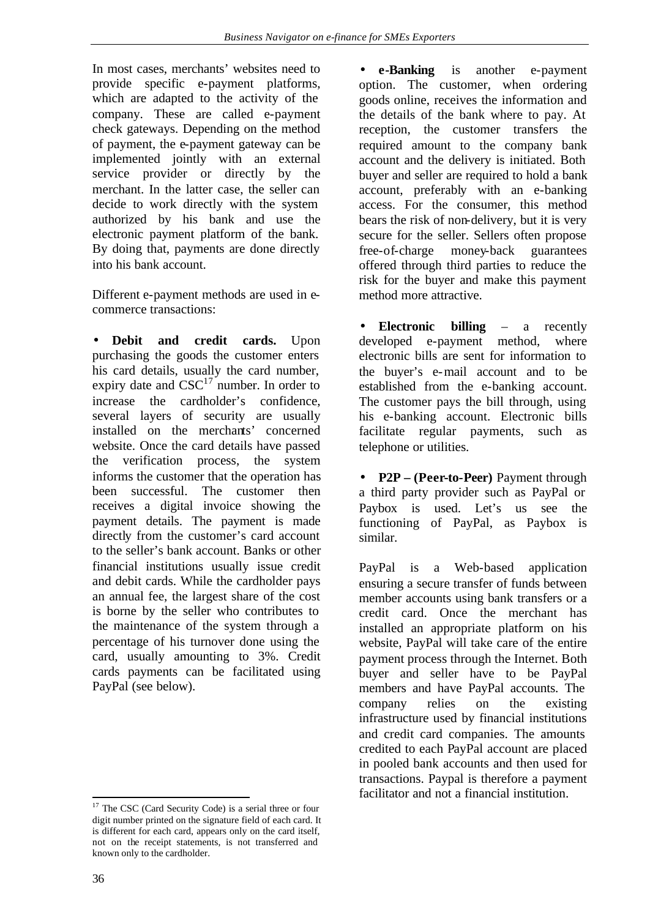In most cases, merchants' websites need to provide specific e-payment platforms, which are adapted to the activity of the company. These are called e-payment check gateways. Depending on the method of payment, the e-payment gateway can be implemented jointly with an external service provider or directly by the merchant. In the latter case, the seller can decide to work directly with the system authorized by his bank and use the electronic payment platform of the bank. By doing that, payments are done directly into his bank account.

Different e-payment methods are used in e-commerce transactions:

- **Debit and credit cards.** Upon purchasing the goods the customer enters his card details, usually the card number, expiry date and CSC[17] number. In order to increase the cardholder's confidence, several layers of security are usually installed on the merchants' concerned website. Once the card details have passed the verification process, the system informs the customer that the operation has been successful. The customer then receives a digital invoice showing the payment details. The payment is made directly from the customer's card account to the seller's bank account. Banks or other financial institutions usually issue credit and debit cards. While the cardholder pays an annual fee, the largest share of the cost is borne by the seller who contributes to the maintenance of the system through a percentage of his turnover done using the card, usually amounting to 3%. Credit cards payments can be facilitated using PayPal (see below).

- **e-Banking** is another e-payment option. The customer, when ordering goods online, receives the information and the details of the bank where to pay. At reception, the customer transfers the required amount to the company bank account and the delivery is initiated. Both buyer and seller are required to hold a bank account, preferably with an e-banking access. For the consumer, this method bears the risk of non-delivery, but it is very secure for the seller. Sellers often propose free-of-charge money-back guarantees offered through third parties to reduce the risk for the buyer and make this payment method more attractive.

- **Electronic billing** – a recently developed e-payment method, where electronic bills are sent for information to the buyer's e-mail account and to be established from the e-banking account. The customer pays the bill through, using his e-banking account. Electronic bills facilitate regular payments, such as telephone or utilities.

- **P2P – (Peer-to-Peer)** Payment through a third party provider such as PayPal or Paybox is used. Let's us see the functioning of PayPal, as Paybox is similar.

PayPal is a Web-based application ensuring a secure transfer of funds between member accounts using bank transfers or a credit card. Once the merchant has installed an appropriate platform on his website, PayPal will take care of the entire payment process through the Internet. Both buyer and seller have to be PayPal members and have PayPal accounts. The company relies on the existing infrastructure used by financial institutions and credit card companies. The amounts credited to each PayPal account are placed in pooled bank accounts and then used for transactions. Paypal is therefore a payment facilitator and not a financial institution.

---

[17] The CSC (Card Security Code) is a serial three or four digit number printed on the signature field of each card. It is different for each card, appears only on the card itself, not on the receipt statements, is not transferred and known only to the cardholder.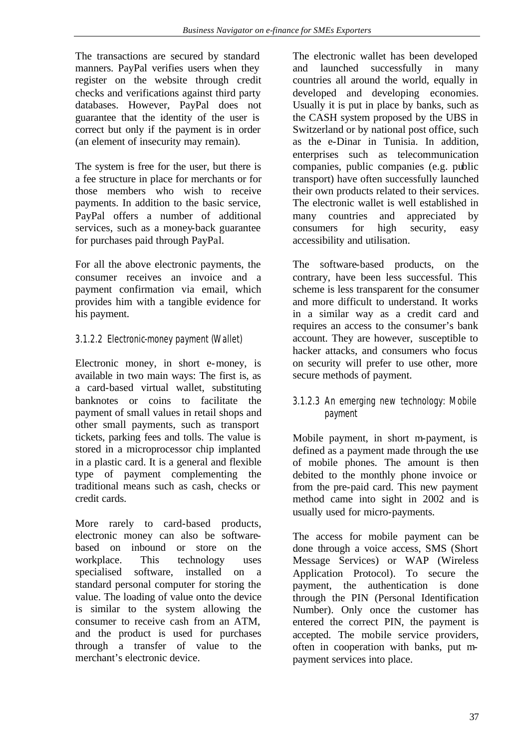The transactions are secured by standard manners. PayPal verifies users when they register on the website through credit checks and verifications against third party databases. However, PayPal does not guarantee that the identity of the user is correct but only if the payment is in order (an element of insecurity may remain).

The system is free for the user, but there is a fee structure in place for merchants or for those members who wish to receive payments. In addition to the basic service, PayPal offers a number of additional services, such as a money-back guarantee for purchases paid through PayPal.

For all the above electronic payments, the consumer receives an invoice and a payment confirmation via email, which provides him with a tangible evidence for his payment.

#### 3.1.2.2 Electronic-money payment (Wallet)

Electronic money, in short e-money, is available in two main ways: The first is, as a card-based virtual wallet, substituting banknotes or coins to facilitate the payment of small values in retail shops and other small payments, such as transport tickets, parking fees and tolls. The value is stored in a microprocessor chip implanted in a plastic card. It is a general and flexible type of payment complementing the traditional means such as cash, checks or credit cards.

More rarely to card-based products, electronic money can also be software-based on inbound or store on the workplace. This technology uses specialised software, installed on a standard personal computer for storing the value. The loading of value onto the device is similar to the system allowing the consumer to receive cash from an ATM, and the product is used for purchases through a transfer of value to the merchant's electronic device.

The electronic wallet has been developed and launched successfully in many countries all around the world, equally in developed and developing economies. Usually it is put in place by banks, such as the CASH system proposed by the UBS in Switzerland or by national post office, such as the e-Dinar in Tunisia. In addition, enterprises such as telecommunication companies, public companies (e.g. public transport) have often successfully launched their own products related to their services. The electronic wallet is well established in many countries and appreciated by consumers for high security, easy accessibility and utilisation.

The software-based products, on the contrary, have been less successful. This scheme is less transparent for the consumer and more difficult to understand. It works in a similar way as a credit card and requires an access to the consumer's bank account. They are however, susceptible to hacker attacks, and consumers who focus on security will prefer to use other, more secure methods of payment.

#### 3.1.2.3 An emerging new technology: Mobile payment

Mobile payment, in short m-payment, is defined as a payment made through the use of mobile phones. The amount is then debited to the monthly phone invoice or from the pre-paid card. This new payment method came into sight in 2002 and is usually used for micro-payments.

The access for mobile payment can be done through a voice access, SMS (Short Message Services) or WAP (Wireless Application Protocol). To secure the payment, the authentication is done through the PIN (Personal Identification Number). Only once the customer has entered the correct PIN, the payment is accepted. The mobile service providers, often in cooperation with banks, put m-payment services into place.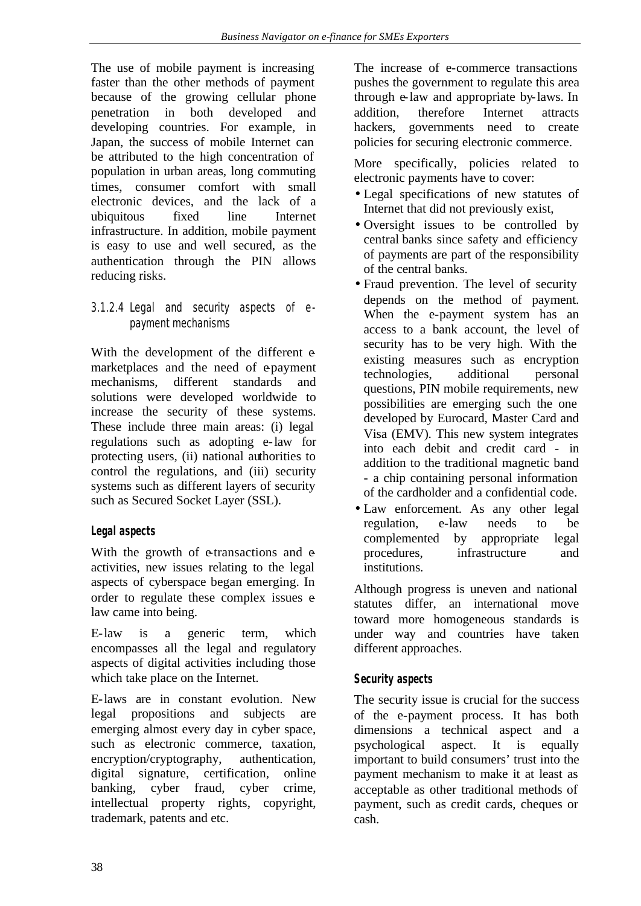The use of mobile payment is increasing faster than the other methods of payment because of the growing cellular phone penetration in both developed and developing countries. For example, in Japan, the success of mobile Internet can be attributed to the high concentration of population in urban areas, long commuting times, consumer comfort with small electronic devices, and the lack of a ubiquitous fixed line Internet infrastructure. In addition, mobile payment is easy to use and well secured, as the authentication through the PIN allows reducing risks.

#### 3.1.2.4 Legal and security aspects of e-payment mechanisms

With the development of the different e-marketplaces and the need of e-payment mechanisms, different standards and solutions were developed worldwide to increase the security of these systems. These include three main areas: (i) legal regulations such as adopting e-law for protecting users, (ii) national authorities to control the regulations, and (iii) security systems such as different layers of security such as Secured Socket Layer (SSL).

**Legal aspects**

With the growth of e-transactions and e-activities, new issues relating to the legal aspects of cyberspace began emerging. In order to regulate these complex issues e-law came into being.

E-law is a generic term, which encompasses all the legal and regulatory aspects of digital activities including those which take place on the Internet.

E-laws are in constant evolution. New legal propositions and subjects are emerging almost every day in cyber space, such as electronic commerce, taxation, encryption/cryptography, authentication, digital signature, certification, online banking, cyber fraud, cyber crime, intellectual property rights, copyright, trademark, patents and etc.

The increase of e-commerce transactions pushes the government to regulate this area through e-law and appropriate by-laws. In addition, therefore Internet attracts hackers, governments need to create policies for securing electronic commerce.

More specifically, policies related to electronic payments have to cover:

- Legal specifications of new statutes of Internet that did not previously exist,
- Oversight issues to be controlled by central banks since safety and efficiency of payments are part of the responsibility of the central banks.
- Fraud prevention. The level of security depends on the method of payment. When the e-payment system has an access to a bank account, the level of security has to be very high. With the existing measures such as encryption technologies, additional personal questions, PIN mobile requirements, new possibilities are emerging such the one developed by Eurocard, Master Card and Visa (EMV). This new system integrates into each debit and credit card - in addition to the traditional magnetic band - a chip containing personal information of the cardholder and a confidential code.
- Law enforcement. As any other legal regulation, e-law needs to be complemented by appropriate legal procedures, infrastructure and institutions.

Although progress is uneven and national statutes differ, an international move toward more homogeneous standards is under way and countries have taken different approaches.

**Security aspects**

The security issue is crucial for the success of the e-payment process. It has both dimensions a technical aspect and a psychological aspect. It is equally important to build consumers' trust into the payment mechanism to make it at least as acceptable as other traditional methods of payment, such as credit cards, cheques or cash.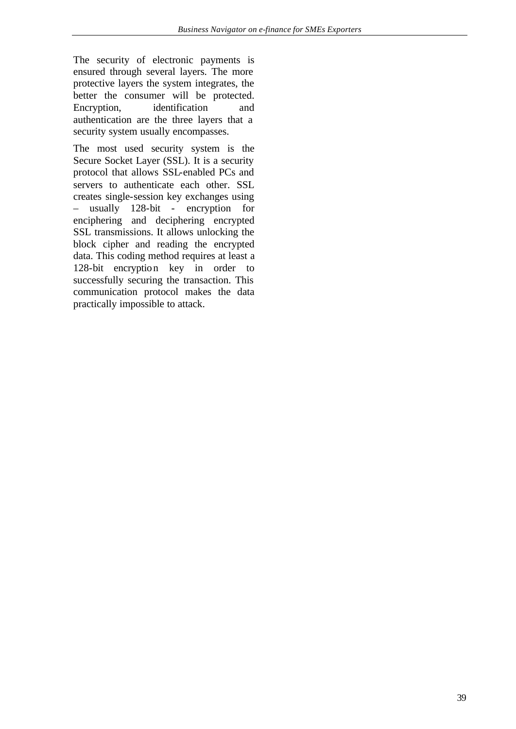The security of electronic payments is ensured through several layers. The more protective layers the system integrates, the better the consumer will be protected. Encryption, identification and authentication are the three layers that a security system usually encompasses.

The most used security system is the Secure Socket Layer (SSL). It is a security protocol that allows SSL-enabled PCs and servers to authenticate each other. SSL creates single-session key exchanges using – usually 128-bit - encryption for enciphering and deciphering encrypted SSL transmissions. It allows unlocking the block cipher and reading the encrypted data. This coding method requires at least a 128-bit encryption key in order to successfully securing the transaction. This communication protocol makes the data practically impossible to attack.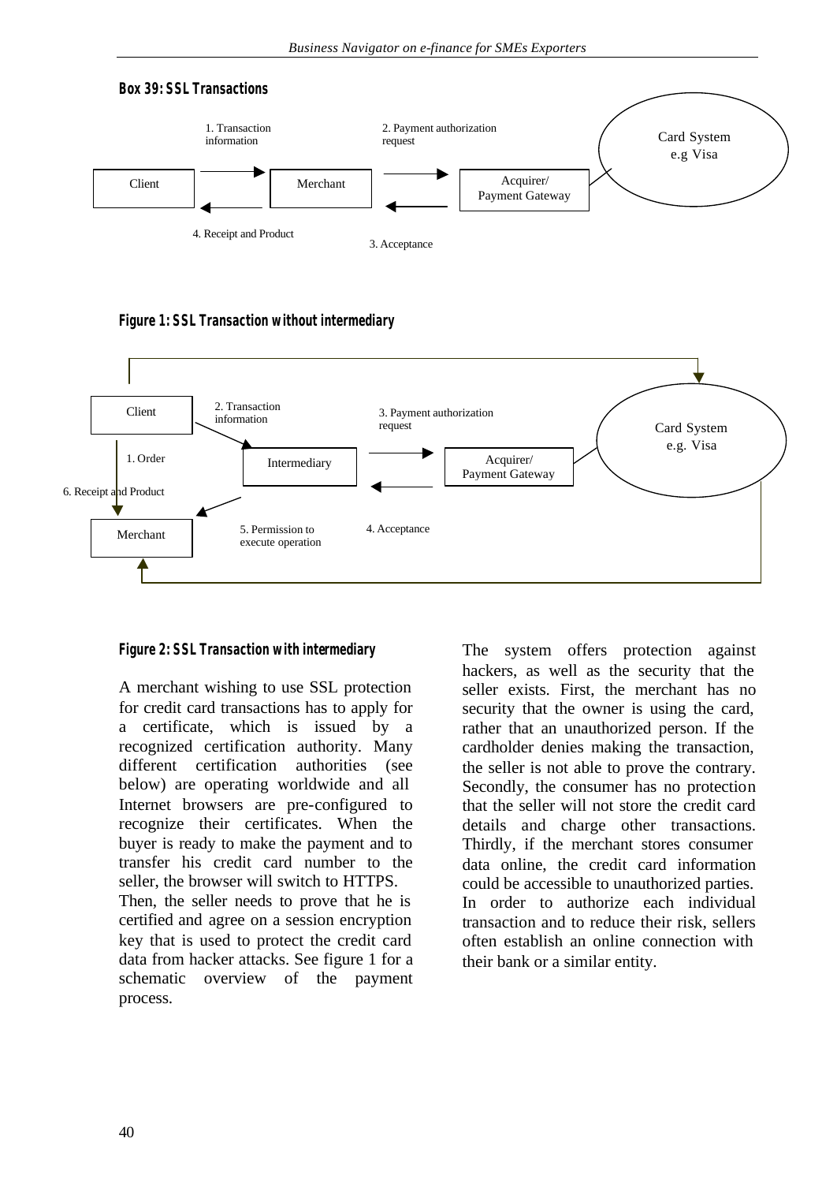**Box 39: SSL Transactions**

1. Transaction information
2. Payment authorization request
3. Acceptance
4. Receipt and Product

Client — Merchant — Acquirer/ Payment Gateway — Card System e.g Visa

**Figure 1: SSL Transaction without intermediary**

1. Order
2. Transaction information
3. Payment authorization request
4. Acceptance
5. Permission to execute operation
6. Receipt and Product

Client — Intermediary — Acquirer/ Payment Gateway — Card System e.g. Visa — Merchant

**Figure 2: SSL Transaction with intermediary**

A merchant wishing to use SSL protection for credit card transactions has to apply for a certificate, which is issued by a recognized certification authority. Many different certification authorities (see below) are operating worldwide and all Internet browsers are pre-configured to recognize their certificates. When the buyer is ready to make the payment and to transfer his credit card number to the seller, the browser will switch to HTTPS. Then, the seller needs to prove that he is certified and agree on a session encryption key that is used to protect the credit card data from hacker attacks. See figure 1 for a schematic overview of the payment process.

The system offers protection against hackers, as well as the security that the seller exists. First, the merchant has no security that the owner is using the card, rather that an unauthorized person. If the cardholder denies making the transaction, the seller is not able to prove the contrary. Secondly, the consumer has no protection that the seller will not store the credit card details and charge other transactions. Thirdly, if the merchant stores consumer data online, the credit card information could be accessible to unauthorized parties. In order to authorize each individual transaction and to reduce their risk, sellers often establish an online connection with their bank or a similar entity.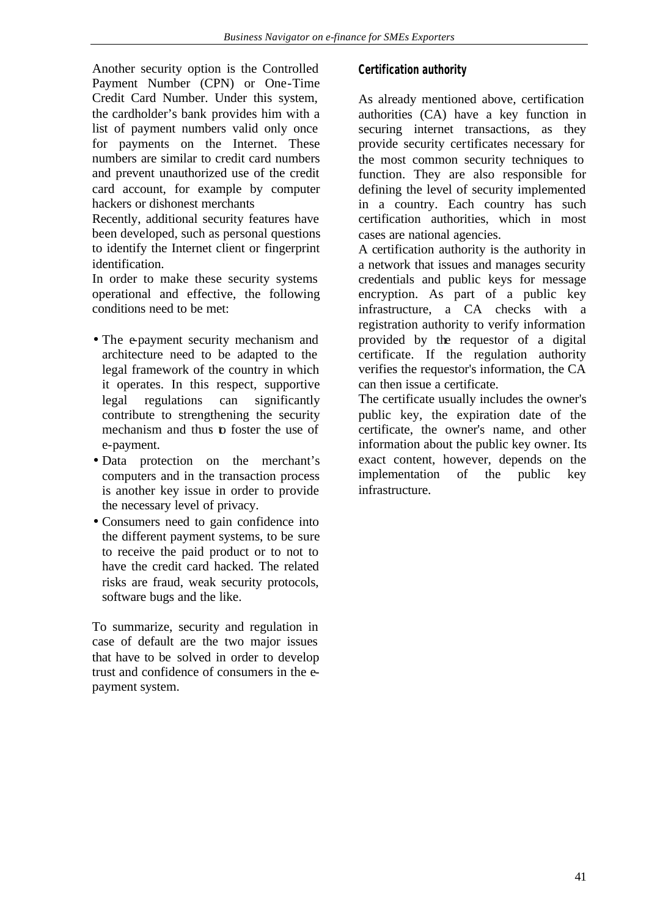Another security option is the Controlled Payment Number (CPN) or One-Time Credit Card Number. Under this system, the cardholder's bank provides him with a list of payment numbers valid only once for payments on the Internet. These numbers are similar to credit card numbers and prevent unauthorized use of the credit card account, for example by computer hackers or dishonest merchants

Recently, additional security features have been developed, such as personal questions to identify the Internet client or fingerprint identification.

In order to make these security systems operational and effective, the following conditions need to be met:

- The e-payment security mechanism and architecture need to be adapted to the legal framework of the country in which it operates. In this respect, supportive legal regulations can significantly contribute to strengthening the security mechanism and thus to foster the use of e-payment.
- Data protection on the merchant's computers and in the transaction process is another key issue in order to provide the necessary level of privacy.
- Consumers need to gain confidence into the different payment systems, to be sure to receive the paid product or to not to have the credit card hacked. The related risks are fraud, weak security protocols, software bugs and the like.

To summarize, security and regulation in case of default are the two major issues that have to be solved in order to develop trust and confidence of consumers in the e-payment system.

### Certification authority

As already mentioned above, certification authorities (CA) have a key function in securing internet transactions, as they provide security certificates necessary for the most common security techniques to function. They are also responsible for defining the level of security implemented in a country. Each country has such certification authorities, which in most cases are national agencies.

A certification authority is the authority in a network that issues and manages security credentials and public keys for message encryption. As part of a public key infrastructure, a CA checks with a registration authority to verify information provided by the requestor of a digital certificate. If the regulation authority verifies the requestor's information, the CA can then issue a certificate.

The certificate usually includes the owner's public key, the expiration date of the certificate, the owner's name, and other information about the public key owner. Its exact content, however, depends on the implementation of the public key infrastructure.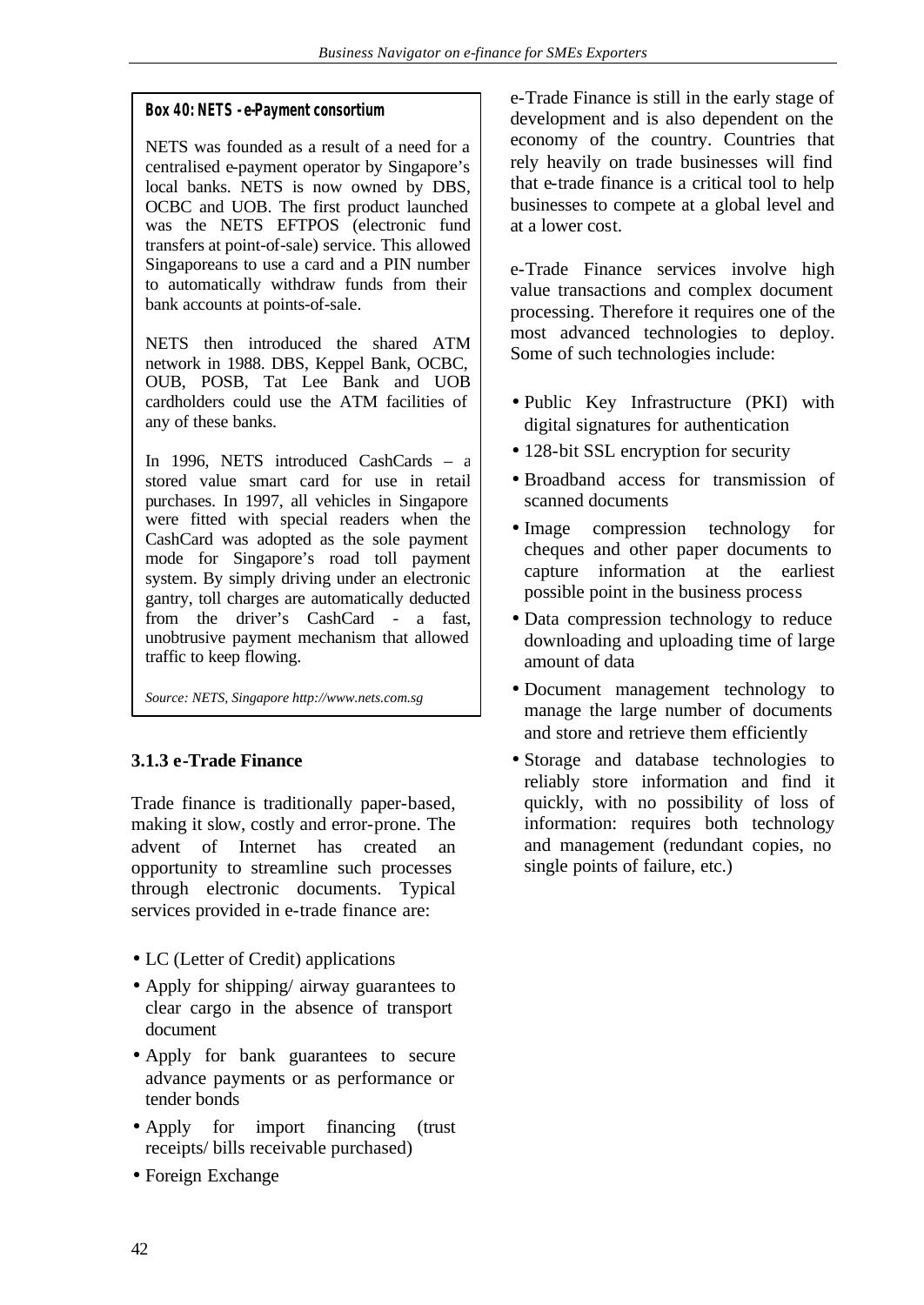**Box 40: NETS - e-Payment consortium**

NETS was founded as a result of a need for a centralised e-payment operator by Singapore's local banks. NETS is now owned by DBS, OCBC and UOB. The first product launched was the NETS EFTPOS (electronic fund transfers at point-of-sale) service. This allowed Singaporeans to use a card and a PIN number to automatically withdraw funds from their bank accounts at points-of-sale.

NETS then introduced the shared ATM network in 1988. DBS, Keppel Bank, OCBC, OUB, POSB, Tat Lee Bank and UOB cardholders could use the ATM facilities of any of these banks.

In 1996, NETS introduced CashCards – a stored value smart card for use in retail purchases. In 1997, all vehicles in Singapore were fitted with special readers when the CashCard was adopted as the sole payment mode for Singapore's road toll payment system. By simply driving under an electronic gantry, toll charges are automatically deducted from the driver's CashCard - a fast, unobtrusive payment mechanism that allowed traffic to keep flowing.

*Source: NETS, Singapore http://www.nets.com.sg*

### 3.1.3 e-Trade Finance

Trade finance is traditionally paper-based, making it slow, costly and error-prone. The advent of Internet has created an opportunity to streamline such processes through electronic documents. Typical services provided in e-trade finance are:

- LC (Letter of Credit) applications
- Apply for shipping/ airway guarantees to clear cargo in the absence of transport document
- Apply for bank guarantees to secure advance payments or as performance or tender bonds
- Apply for import financing (trust receipts/ bills receivable purchased)
- Foreign Exchange

e-Trade Finance is still in the early stage of development and is also dependent on the economy of the country. Countries that rely heavily on trade businesses will find that e-trade finance is a critical tool to help businesses to compete at a global level and at a lower cost.

e-Trade Finance services involve high value transactions and complex document processing. Therefore it requires one of the most advanced technologies to deploy. Some of such technologies include:

- Public Key Infrastructure (PKI) with digital signatures for authentication
- 128-bit SSL encryption for security
- Broadband access for transmission of scanned documents
- Image compression technology for cheques and other paper documents to capture information at the earliest possible point in the business process
- Data compression technology to reduce downloading and uploading time of large amount of data
- Document management technology to manage the large number of documents and store and retrieve them efficiently
- Storage and database technologies to reliably store information and find it quickly, with no possibility of loss of information: requires both technology and management (redundant copies, no single points of failure, etc.)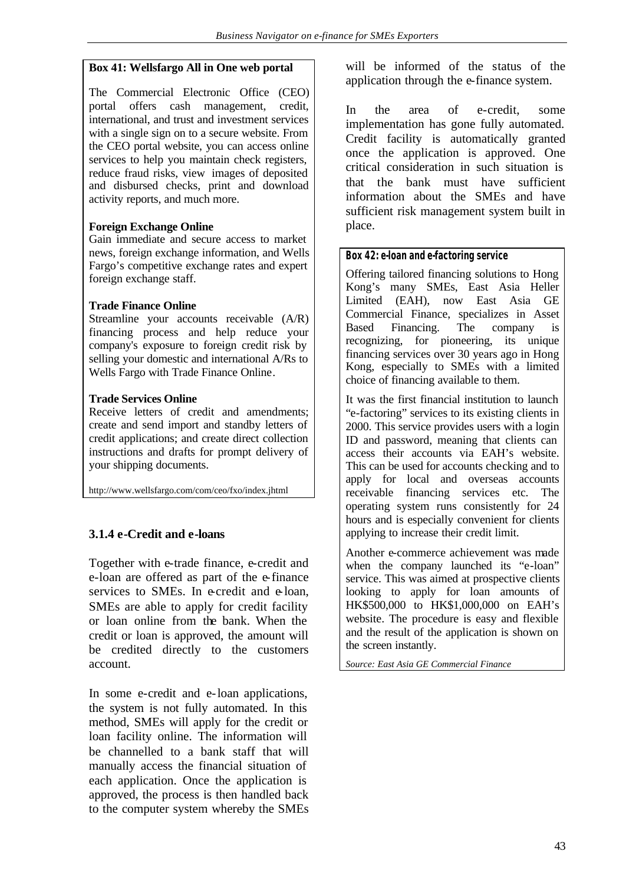**Box 41: Wellsfargo All in One web portal**

The Commercial Electronic Office (CEO) portal offers cash management, credit, international, and trust and investment services with a single sign on to a secure website. From the CEO portal website, you can access online services to help you maintain check registers, reduce fraud risks, view images of deposited and disbursed checks, print and download activity reports, and much more.

**Foreign Exchange Online**
Gain immediate and secure access to market news, foreign exchange information, and Wells Fargo's competitive exchange rates and expert foreign exchange staff.

**Trade Finance Online**
Streamline your accounts receivable (A/R) financing process and help reduce your company's exposure to foreign credit risk by selling your domestic and international A/Rs to Wells Fargo with Trade Finance Online.

**Trade Services Online**
Receive letters of credit and amendments; create and send import and standby letters of credit applications; and create direct collection instructions and drafts for prompt delivery of your shipping documents.

http://www.wellsfargo.com/com/ceo/fxo/index.jhtml

### 3.1.4 e-Credit and e-loans

Together with e-trade finance, e-credit and e-loan are offered as part of the e-finance services to SMEs. In e-credit and e-loan, SMEs are able to apply for credit facility or loan online from the bank. When the credit or loan is approved, the amount will be credited directly to the customers account.

In some e-credit and e-loan applications, the system is not fully automated. In this method, SMEs will apply for the credit or loan facility online. The information will be channelled to a bank staff that will manually access the financial situation of each application. Once the application is approved, the process is then handled back to the computer system whereby the SMEs will be informed of the status of the application through the e-finance system.

In the area of e-credit, some implementation has gone fully automated. Credit facility is automatically granted once the application is approved. One critical consideration in such situation is that the bank must have sufficient information about the SMEs and have sufficient risk management system built in place.

**Box 42: e-loan and e-factoring service**

Offering tailored financing solutions to Hong Kong's many SMEs, East Asia Heller Limited (EAH), now East Asia GE Commercial Finance, specializes in Asset Based Financing. The company is recognizing, for pioneering, its unique financing services over 30 years ago in Hong Kong, especially to SMEs with a limited choice of financing available to them.

It was the first financial institution to launch "e-factoring" services to its existing clients in 2000. This service provides users with a login ID and password, meaning that clients can access their accounts via EAH's website. This can be used for accounts checking and to apply for local and overseas accounts receivable financing services etc. The operating system runs consistently for 24 hours and is especially convenient for clients applying to increase their credit limit.

Another e-commerce achievement was made when the company launched its "e-loan" service. This was aimed at prospective clients looking to apply for loan amounts of HK$500,000 to HK$1,000,000 on EAH's website. The procedure is easy and flexible and the result of the application is shown on the screen instantly.

*Source: East Asia GE Commercial Finance*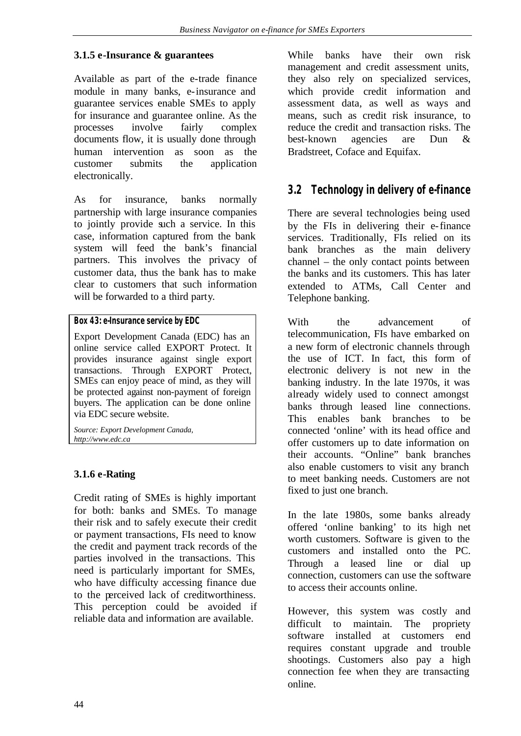### 3.1.5 e-Insurance & guarantees

Available as part of the e-trade finance module in many banks, e-insurance and guarantee services enable SMEs to apply for insurance and guarantee online. As the processes involve fairly complex documents flow, it is usually done through human intervention as soon as the customer submits the application electronically.

As for insurance, banks normally partnership with large insurance companies to jointly provide such a service. In this case, information captured from the bank system will feed the bank's financial partners. This involves the privacy of customer data, thus the bank has to make clear to customers that such information will be forwarded to a third party.

> **Box 43: e-Insurance service by EDC**
>
> Export Development Canada (EDC) has an online service called EXPORT Protect. It provides insurance against single export transactions. Through EXPORT Protect, SMEs can enjoy peace of mind, as they will be protected against non-payment of foreign buyers. The application can be done online via EDC secure website.
>
> *Source: Export Development Canada, http://www.edc.ca*

### 3.1.6 e-Rating

Credit rating of SMEs is highly important for both: banks and SMEs. To manage their risk and to safely execute their credit or payment transactions, FIs need to know the credit and payment track records of the parties involved in the transactions. This need is particularly important for SMEs, who have difficulty accessing finance due to the perceived lack of creditworthiness. This perception could be avoided if reliable data and information are available.

While banks have their own risk management and credit assessment units, they also rely on specialized services, which provide credit information and assessment data, as well as ways and means, such as credit risk insurance, to reduce the credit and transaction risks. The best-known agencies are Dun & Bradstreet, Coface and Equifax.

## 3.2 Technology in delivery of e-finance

There are several technologies being used by the FIs in delivering their e-finance services. Traditionally, FIs relied on its bank branches as the main delivery channel – the only contact points between the banks and its customers. This has later extended to ATMs, Call Center and Telephone banking.

With the advancement of telecommunication, FIs have embarked on a new form of electronic channels through the use of ICT. In fact, this form of electronic delivery is not new in the banking industry. In the late 1970s, it was already widely used to connect amongst banks through leased line connections. This enables bank branches to be connected 'online' with its head office and offer customers up to date information on their accounts. "Online" bank branches also enable customers to visit any branch to meet banking needs. Customers are not fixed to just one branch.

In the late 1980s, some banks already offered 'online banking' to its high net worth customers. Software is given to the customers and installed onto the PC. Through a leased line or dial up connection, customers can use the software to access their accounts online.

However, this system was costly and difficult to maintain. The propriety software installed at customers end requires constant upgrade and trouble shootings. Customers also pay a high connection fee when they are transacting online.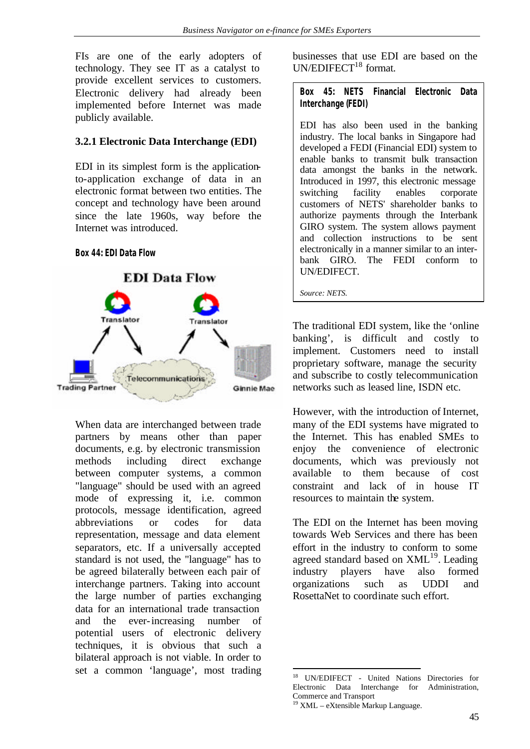FIs are one of the early adopters of technology. They see IT as a catalyst to provide excellent services to customers. Electronic delivery had already been implemented before Internet was made publicly available.

### 3.2.1 Electronic Data Interchange (EDI)

EDI in its simplest form is the application-to-application exchange of data in an electronic format between two entities. The concept and technology have been around since the late 1960s, way before the Internet was introduced.

**Box 44: EDI Data Flow**

EDI Data Flow

Translator — Translator

Trading Partner — Telecommunications — Ginnie Mae

When data are interchanged between trade partners by means other than paper documents, e.g. by electronic transmission methods including direct exchange between computer systems, a common "language" should be used with an agreed mode of expressing it, i.e. common protocols, message identification, agreed abbreviations or codes for data representation, message and data element separators, etc. If a universally accepted standard is not used, the "language" has to be agreed bilaterally between each pair of interchange partners. Taking into account the large number of parties exchanging data for an international trade transaction and the ever-increasing number of potential users of electronic delivery techniques, it is obvious that such a bilateral approach is not viable. In order to set a common 'language', most trading businesses that use EDI are based on the UN/EDIFECT[18] format.

> **Box 45: NETS Financial Electronic Data Interchange (FEDI)**
>
> EDI has also been used in the banking industry. The local banks in Singapore had developed a FEDI (Financial EDI) system to enable banks to transmit bulk transaction data amongst the banks in the network. Introduced in 1997, this electronic message switching facility enables corporate customers of NETS' shareholder banks to authorize payments through the Interbank GIRO system. The system allows payment and collection instructions to be sent electronically in a manner similar to an inter-bank GIRO. The FEDI conform to UN/EDIFECT.
>
> *Source: NETS.*

The traditional EDI system, like the 'online banking', is difficult and costly to implement. Customers need to install proprietary software, manage the security and subscribe to costly telecommunication networks such as leased line, ISDN etc.

However, with the introduction of Internet, many of the EDI systems have migrated to the Internet. This has enabled SMEs to enjoy the convenience of electronic documents, which was previously not available to them because of cost constraint and lack of in house IT resources to maintain the system.

The EDI on the Internet has been moving towards Web Services and there has been effort in the industry to conform to some agreed standard based on XML[19]. Leading industry players have also formed organizations such as UDDI and RosettaNet to coordinate such effort.

---

[18] UN/EDIFECT - United Nations Directories for Electronic Data Interchange for Administration, Commerce and Transport

[19] XML – eXtensible Markup Language.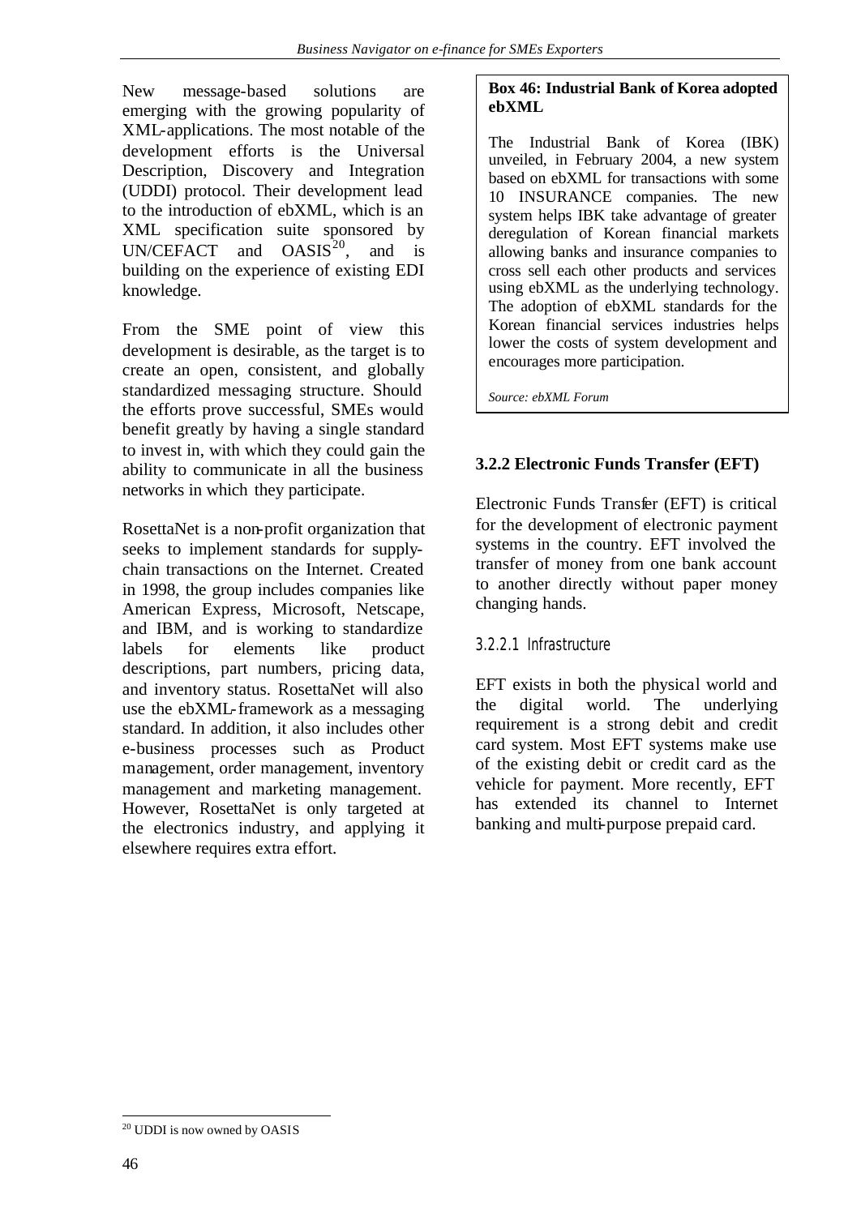New message-based solutions are emerging with the growing popularity of XML-applications. The most notable of the development efforts is the Universal Description, Discovery and Integration (UDDI) protocol. Their development lead to the introduction of ebXML, which is an XML specification suite sponsored by UN/CEFACT and OASIS[20], and is building on the experience of existing EDI knowledge.

From the SME point of view this development is desirable, as the target is to create an open, consistent, and globally standardized messaging structure. Should the efforts prove successful, SMEs would benefit greatly by having a single standard to invest in, with which they could gain the ability to communicate in all the business networks in which they participate.

RosettaNet is a non-profit organization that seeks to implement standards for supply-chain transactions on the Internet. Created in 1998, the group includes companies like American Express, Microsoft, Netscape, and IBM, and is working to standardize labels for elements like product descriptions, part numbers, pricing data, and inventory status. RosettaNet will also use the ebXML-framework as a messaging standard. In addition, it also includes other e-business processes such as Product management, order management, inventory management and marketing management. However, RosettaNet is only targeted at the electronics industry, and applying it elsewhere requires extra effort.

**Box 46: Industrial Bank of Korea adopted ebXML**

The Industrial Bank of Korea (IBK) unveiled, in February 2004, a new system based on ebXML for transactions with some 10 INSURANCE companies. The new system helps IBK take advantage of greater deregulation of Korean financial markets allowing banks and insurance companies to cross sell each other products and services using ebXML as the underlying technology. The adoption of ebXML standards for the Korean financial services industries helps lower the costs of system development and encourages more participation.

*Source: ebXML Forum*

### 3.2.2 Electronic Funds Transfer (EFT)

Electronic Funds Transfer (EFT) is critical for the development of electronic payment systems in the country. EFT involved the transfer of money from one bank account to another directly without paper money changing hands.

#### 3.2.2.1 Infrastructure

EFT exists in both the physical world and the digital world. The underlying requirement is a strong debit and credit card system. Most EFT systems make use of the existing debit or credit card as the vehicle for payment. More recently, EFT has extended its channel to Internet banking and multi-purpose prepaid card.

[20] UDDI is now owned by OASIS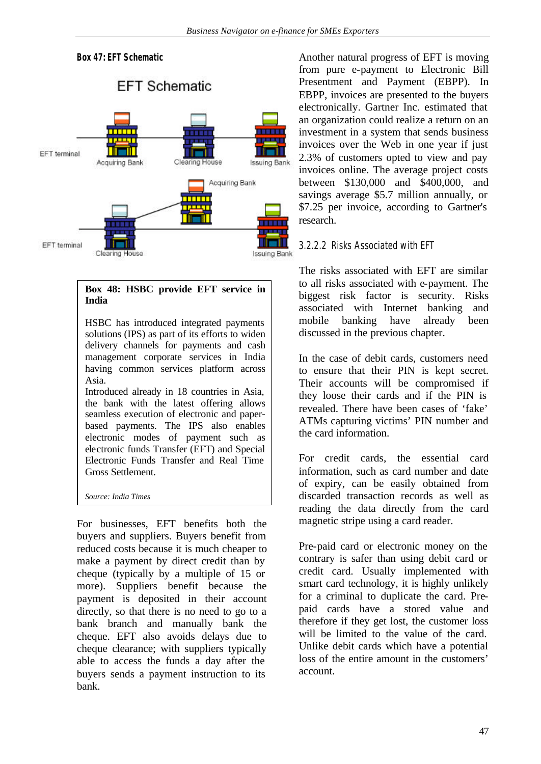**Box 47: EFT Schematic**

EFT Schematic

EFT terminal — Acquiring Bank — Clearing House — Issuing Bank

EFT terminal — Clearing House — Acquiring Bank — Issuing Bank

---

**Box 48: HSBC provide EFT service in India**

HSBC has introduced integrated payments solutions (IPS) as part of its efforts to widen delivery channels for payments and cash management corporate services in India having common services platform across Asia.

Introduced already in 18 countries in Asia, the bank with the latest offering allows seamless execution of electronic and paper-based payments. The IPS also enables electronic modes of payment such as electronic funds Transfer (EFT) and Special Electronic Funds Transfer and Real Time Gross Settlement.

*Source: India Times*

---

For businesses, EFT benefits both the buyers and suppliers. Buyers benefit from reduced costs because it is much cheaper to make a payment by direct credit than by cheque (typically by a multiple of 15 or more). Suppliers benefit because the payment is deposited in their account directly, so that there is no need to go to a bank branch and manually bank the cheque. EFT also avoids delays due to cheque clearance; with suppliers typically able to access the funds a day after the buyers sends a payment instruction to its bank.

Another natural progress of EFT is moving from pure e-payment to Electronic Bill Presentment and Payment (EBPP). In EBPP, invoices are presented to the buyers electronically. Gartner Inc. estimated that an organization could realize a return on an investment in a system that sends business invoices over the Web in one year if just 2.3% of customers opted to view and pay invoices online. The average project costs between $130,000 and $400,000, and savings average $5.7 million annually, or $7.25 per invoice, according to Gartner's research.

### 3.2.2.2 Risks Associated with EFT

The risks associated with EFT are similar to all risks associated with e-payment. The biggest risk factor is security. Risks associated with Internet banking and mobile banking have already been discussed in the previous chapter.

In the case of debit cards, customers need to ensure that their PIN is kept secret. Their accounts will be compromised if they loose their cards and if the PIN is revealed. There have been cases of 'fake' ATMs capturing victims' PIN number and the card information.

For credit cards, the essential card information, such as card number and date of expiry, can be easily obtained from discarded transaction records as well as reading the data directly from the card magnetic stripe using a card reader.

Pre-paid card or electronic money on the contrary is safer than using debit card or credit card. Usually implemented with smart card technology, it is highly unlikely for a criminal to duplicate the card. Pre-paid cards have a stored value and therefore if they get lost, the customer loss will be limited to the value of the card. Unlike debit cards which have a potential loss of the entire amount in the customers' account.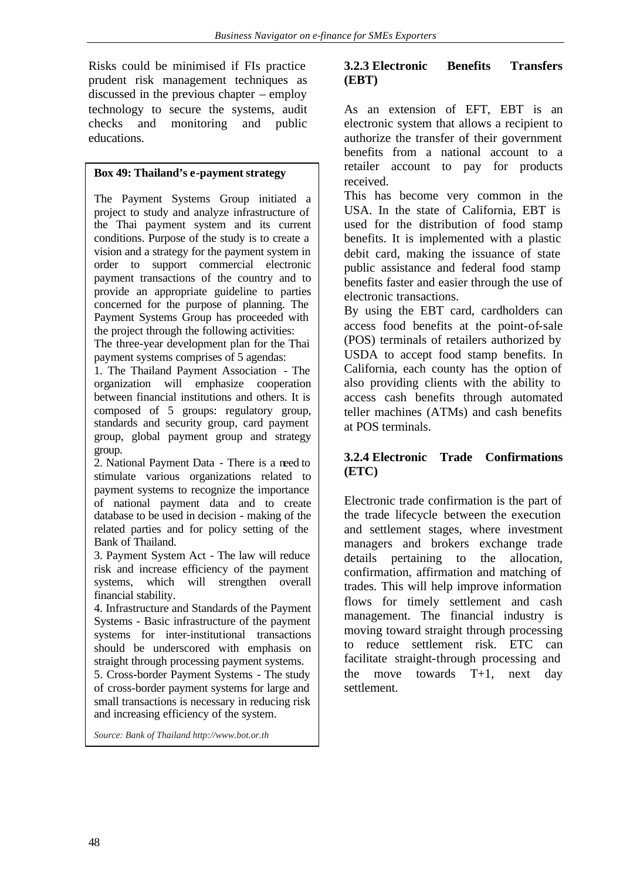Risks could be minimised if FIs practice prudent risk management techniques as discussed in the previous chapter – employ technology to secure the systems, audit checks and monitoring and public educations.

> **Box 49: Thailand's e-payment strategy**
>
> The Payment Systems Group initiated a project to study and analyze infrastructure of the Thai payment system and its current conditions. Purpose of the study is to create a vision and a strategy for the payment system in order to support commercial electronic payment transactions of the country and to provide an appropriate guideline to parties concerned for the purpose of planning. The Payment Systems Group has proceeded with the project through the following activities:
>
> The three-year development plan for the Thai payment systems comprises of 5 agendas:
>
> 1. The Thailand Payment Association - The organization will emphasize cooperation between financial institutions and others. It is composed of 5 groups: regulatory group, standards and security group, card payment group, global payment group and strategy group.
> 2. National Payment Data - There is a need to stimulate various organizations related to payment systems to recognize the importance of national payment data and to create database to be used in decision - making of the related parties and for policy setting of the Bank of Thailand.
> 3. Payment System Act - The law will reduce risk and increase efficiency of the payment systems, which will strengthen overall financial stability.
> 4. Infrastructure and Standards of the Payment Systems - Basic infrastructure of the payment systems for inter-institutional transactions should be underscored with emphasis on straight through processing payment systems.
> 5. Cross-border Payment Systems - The study of cross-border payment systems for large and small transactions is necessary in reducing risk and increasing efficiency of the system.
>
> *Source: Bank of Thailand http://www.bot.or.th*

### 3.2.3 Electronic Benefits Transfers (EBT)

As an extension of EFT, EBT is an electronic system that allows a recipient to authorize the transfer of their government benefits from a national account to a retailer account to pay for products received.

This has become very common in the USA. In the state of California, EBT is used for the distribution of food stamp benefits. It is implemented with a plastic debit card, making the issuance of state public assistance and federal food stamp benefits faster and easier through the use of electronic transactions.

By using the EBT card, cardholders can access food benefits at the point-of-sale (POS) terminals of retailers authorized by USDA to accept food stamp benefits. In California, each county has the option of also providing clients with the ability to access cash benefits through automated teller machines (ATMs) and cash benefits at POS terminals.

### 3.2.4 Electronic Trade Confirmations (ETC)

Electronic trade confirmation is the part of the trade lifecycle between the execution and settlement stages, where investment managers and brokers exchange trade details pertaining to the allocation, confirmation, affirmation and matching of trades. This will help improve information flows for timely settlement and cash management. The financial industry is moving toward straight through processing to reduce settlement risk. ETC can facilitate straight-through processing and the move towards T+1, next day settlement.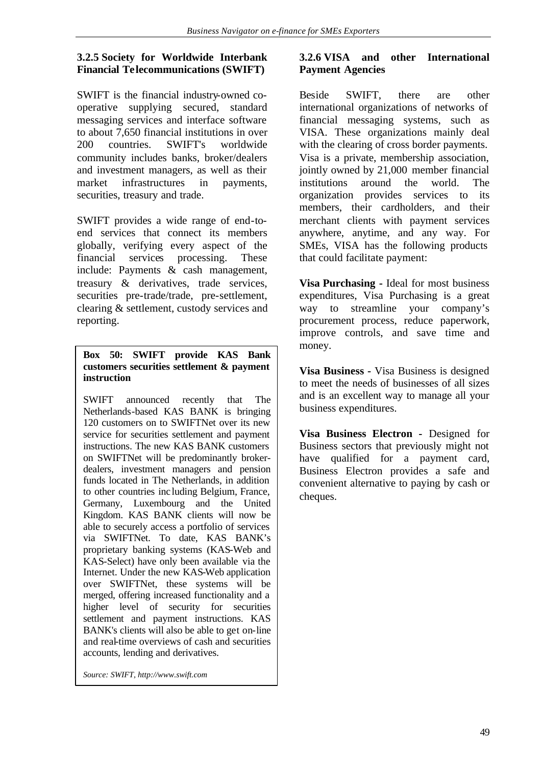### 3.2.5 Society for Worldwide Interbank Financial Telecommunications (SWIFT)

SWIFT is the financial industry-owned co-operative supplying secured, standard messaging services and interface software to about 7,650 financial institutions in over 200 countries. SWIFT's worldwide community includes banks, broker/dealers and investment managers, as well as their market infrastructures in payments, securities, treasury and trade.

SWIFT provides a wide range of end-to-end services that connect its members globally, verifying every aspect of the financial services processing. These include: Payments & cash management, treasury & derivatives, trade services, securities pre-trade/trade, pre-settlement, clearing & settlement, custody services and reporting.

> **Box 50: SWIFT provide KAS Bank customers securities settlement & payment instruction**
>
> SWIFT announced recently that The Netherlands-based KAS BANK is bringing 120 customers on to SWIFTNet over its new service for securities settlement and payment instructions. The new KAS BANK customers on SWIFTNet will be predominantly broker-dealers, investment managers and pension funds located in The Netherlands, in addition to other countries including Belgium, France, Germany, Luxembourg and the United Kingdom. KAS BANK clients will now be able to securely access a portfolio of services via SWIFTNet. To date, KAS BANK's proprietary banking systems (KAS-Web and KAS-Select) have only been available via the Internet. Under the new KAS-Web application over SWIFTNet, these systems will be merged, offering increased functionality and a higher level of security for securities settlement and payment instructions. KAS BANK's clients will also be able to get on-line and real-time overviews of cash and securities accounts, lending and derivatives.
>
> *Source: SWIFT, http://www.swift.com*

### 3.2.6 VISA and other International Payment Agencies

Beside SWIFT, there are other international organizations of networks of financial messaging systems, such as VISA. These organizations mainly deal with the clearing of cross border payments. Visa is a private, membership association, jointly owned by 21,000 member financial institutions around the world. The organization provides services to its members, their cardholders, and their merchant clients with payment services anywhere, anytime, and any way. For SMEs, VISA has the following products that could facilitate payment:

**Visa Purchasing -** Ideal for most business expenditures, Visa Purchasing is a great way to streamline your company's procurement process, reduce paperwork, improve controls, and save time and money.

**Visa Business -** Visa Business is designed to meet the needs of businesses of all sizes and is an excellent way to manage all your business expenditures.

**Visa Business Electron -** Designed for Business sectors that previously might not have qualified for a payment card, Business Electron provides a safe and convenient alternative to paying by cash or cheques.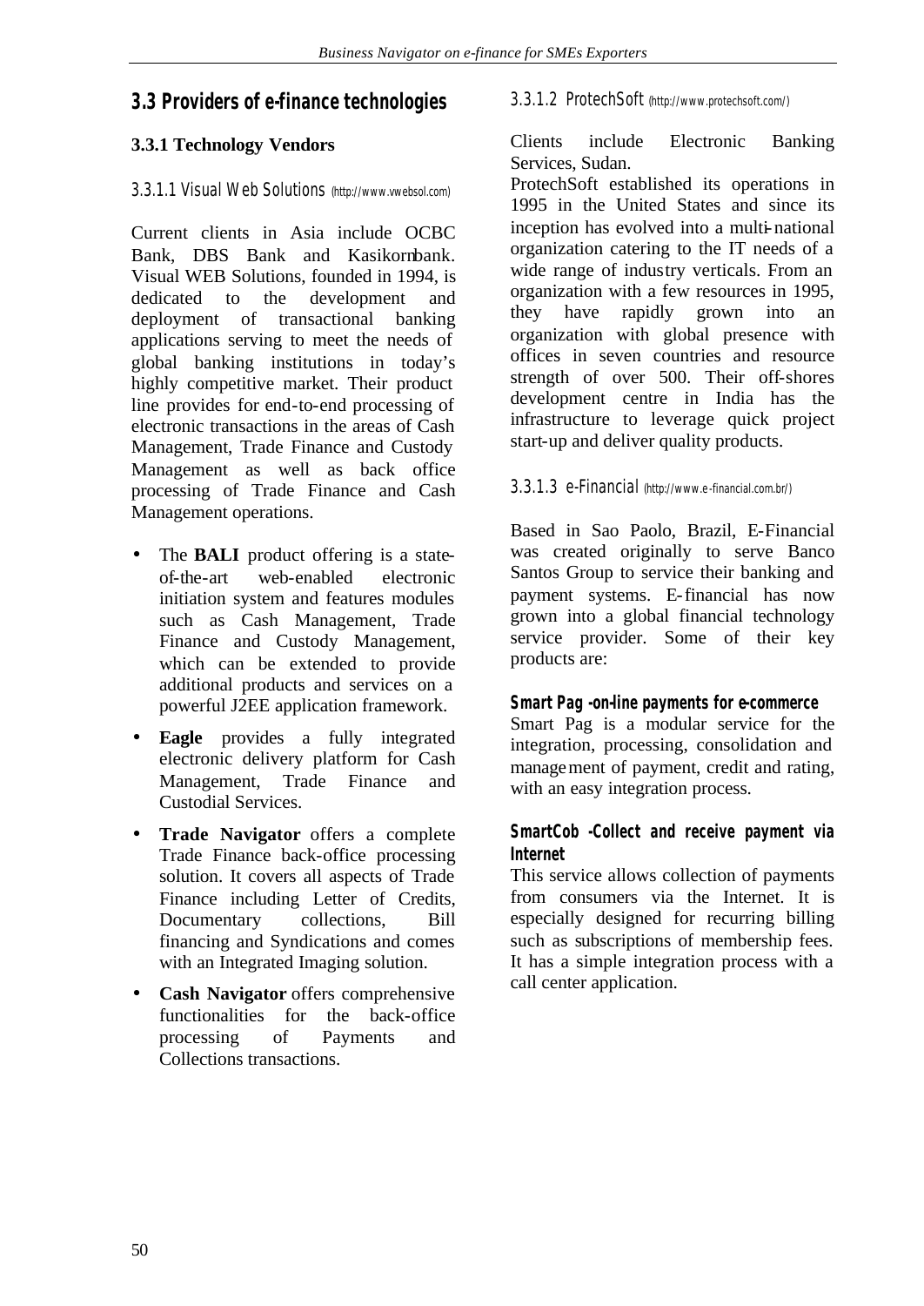## 3.3 Providers of e-finance technologies

### 3.3.1 Technology Vendors

#### 3.3.1.1 Visual Web Solutions (http://www.vwebsol.com)

Current clients in Asia include OCBC Bank, DBS Bank and Kasikornbank. Visual WEB Solutions, founded in 1994, is dedicated to the development and deployment of transactional banking applications serving to meet the needs of global banking institutions in today's highly competitive market. Their product line provides for end-to-end processing of electronic transactions in the areas of Cash Management, Trade Finance and Custody Management as well as back office processing of Trade Finance and Cash Management operations.

- The **BALI** product offering is a state-of-the-art web-enabled electronic initiation system and features modules such as Cash Management, Trade Finance and Custody Management, which can be extended to provide additional products and services on a powerful J2EE application framework.
- **Eagle** provides a fully integrated electronic delivery platform for Cash Management, Trade Finance and Custodial Services.
- **Trade Navigator** offers a complete Trade Finance back-office processing solution. It covers all aspects of Trade Finance including Letter of Credits, Documentary collections, Bill financing and Syndications and comes with an Integrated Imaging solution.
- **Cash Navigator** offers comprehensive functionalities for the back-office processing of Payments and Collections transactions.

#### 3.3.1.2 ProtechSoft (http://www.protechsoft.com/)

Clients include Electronic Banking Services, Sudan.

ProtechSoft established its operations in 1995 in the United States and since its inception has evolved into a multi-national organization catering to the IT needs of a wide range of industry verticals. From an organization with a few resources in 1995, they have rapidly grown into an organization with global presence with offices in seven countries and resource strength of over 500. Their off-shores development centre in India has the infrastructure to leverage quick project start-up and deliver quality products.

#### 3.3.1.3 e-Financial (http://www.e-financial.com.br/)

Based in Sao Paolo, Brazil, E-Financial was created originally to serve Banco Santos Group to service their banking and payment systems. E-financial has now grown into a global financial technology service provider. Some of their key products are:

**Smart Pag -on-line payments for e-commerce**

Smart Pag is a modular service for the integration, processing, consolidation and management of payment, credit and rating, with an easy integration process.

**SmartCob -Collect and receive payment via Internet**

This service allows collection of payments from consumers via the Internet. It is especially designed for recurring billing such as subscriptions of membership fees. It has a simple integration process with a call center application.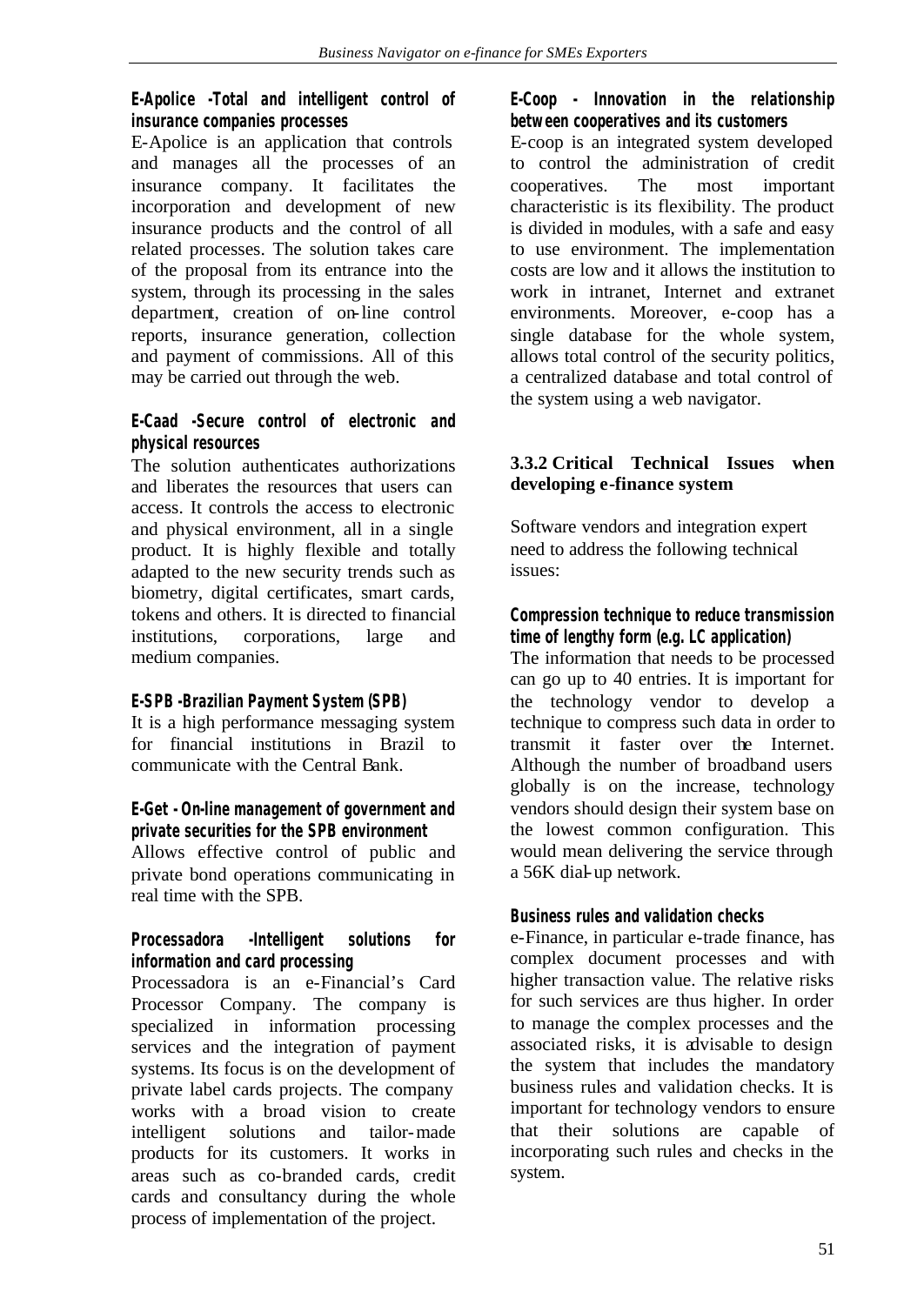**E-Apolice -Total and intelligent control of insurance companies processes**

E-Apolice is an application that controls and manages all the processes of an insurance company. It facilitates the incorporation and development of new insurance products and the control of all related processes. The solution takes care of the proposal from its entrance into the system, through its processing in the sales department, creation of on-line control reports, insurance generation, collection and payment of commissions. All of this may be carried out through the web.

**E-Caad -Secure control of electronic and physical resources**

The solution authenticates authorizations and liberates the resources that users can access. It controls the access to electronic and physical environment, all in a single product. It is highly flexible and totally adapted to the new security trends such as biometry, digital certificates, smart cards, tokens and others. It is directed to financial institutions, corporations, large and medium companies.

**E-SPB -Brazilian Payment System (SPB)**

It is a high performance messaging system for financial institutions in Brazil to communicate with the Central Bank.

**E-Get - On-line management of government and private securities for the SPB environment**

Allows effective control of public and private bond operations communicating in real time with the SPB.

**Processadora -Intelligent solutions for information and card processing**

Processadora is an e-Financial's Card Processor Company. The company is specialized in information processing services and the integration of payment systems. Its focus is on the development of private label cards projects. The company works with a broad vision to create intelligent solutions and tailor-made products for its customers. It works in areas such as co-branded cards, credit cards and consultancy during the whole process of implementation of the project.

**E-Coop - Innovation in the relationship between cooperatives and its customers**

E-coop is an integrated system developed to control the administration of credit cooperatives. The most important characteristic is its flexibility. The product is divided in modules, with a safe and easy to use environment. The implementation costs are low and it allows the institution to work in intranet, Internet and extranet environments. Moreover, e-coop has a single database for the whole system, allows total control of the security politics, a centralized database and total control of the system using a web navigator.

### 3.3.2 Critical Technical Issues when developing e-finance system

Software vendors and integration expert need to address the following technical issues:

**Compression technique to reduce transmission time of lengthy form (e.g. LC application)**

The information that needs to be processed can go up to 40 entries. It is important for the technology vendor to develop a technique to compress such data in order to transmit it faster over the Internet. Although the number of broadband users globally is on the increase, technology vendors should design their system base on the lowest common configuration. This would mean delivering the service through a 56K dial-up network.

**Business rules and validation checks**

e-Finance, in particular e-trade finance, has complex document processes and with higher transaction value. The relative risks for such services are thus higher. In order to manage the complex processes and the associated risks, it is advisable to design the system that includes the mandatory business rules and validation checks. It is important for technology vendors to ensure that their solutions are capable of incorporating such rules and checks in the system.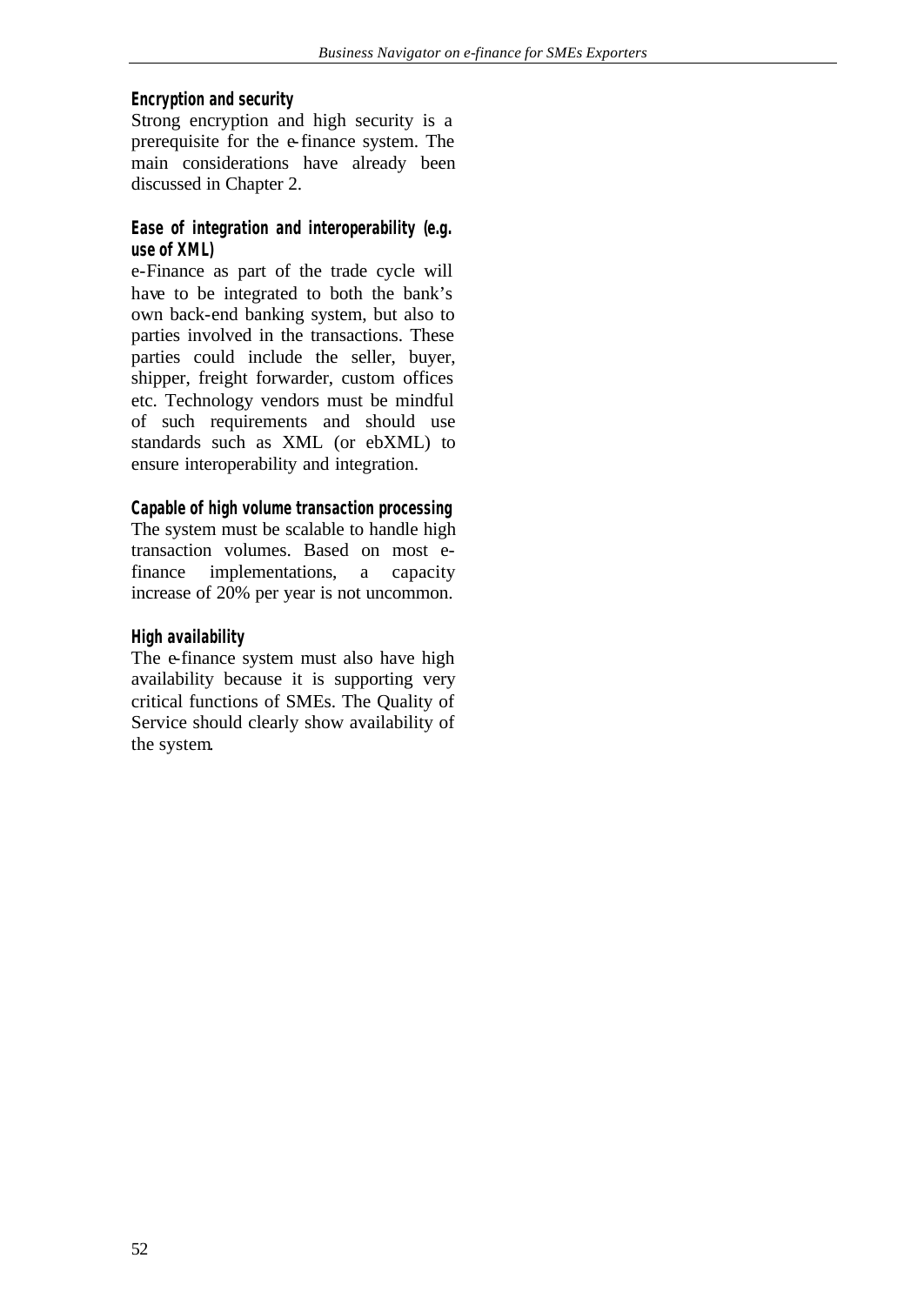**Encryption and security**

Strong encryption and high security is a prerequisite for the e-finance system. The main considerations have already been discussed in Chapter 2.

**Ease of integration and interoperability (e.g. use of XML)**

e-Finance as part of the trade cycle will have to be integrated to both the bank's own back-end banking system, but also to parties involved in the transactions. These parties could include the seller, buyer, shipper, freight forwarder, custom offices etc. Technology vendors must be mindful of such requirements and should use standards such as XML (or ebXML) to ensure interoperability and integration.

**Capable of high volume transaction processing**

The system must be scalable to handle high transaction volumes. Based on most e-finance implementations, a capacity increase of 20% per year is not uncommon.

**High availability**

The e-finance system must also have high availability because it is supporting very critical functions of SMEs. The Quality of Service should clearly show availability of the system.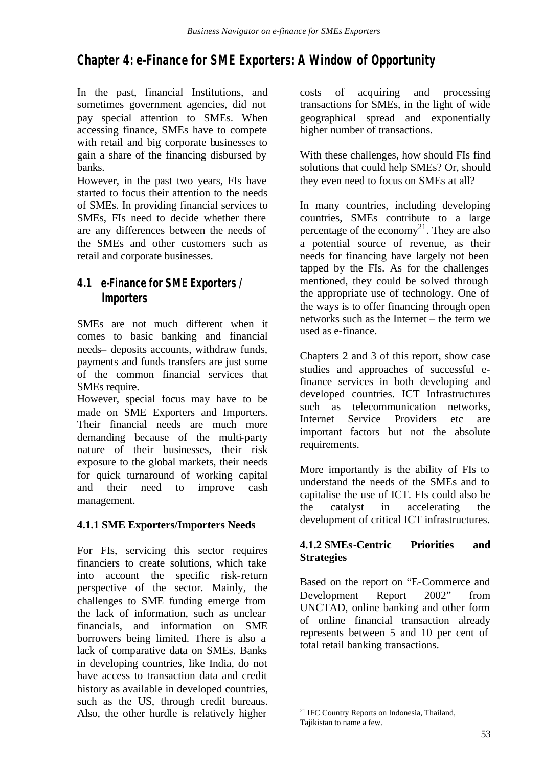# Chapter 4: e-Finance for SME Exporters: A Window of Opportunity

In the past, financial Institutions, and sometimes government agencies, did not pay special attention to SMEs. When accessing finance, SMEs have to compete with retail and big corporate businesses to gain a share of the financing disbursed by banks.

However, in the past two years, FIs have started to focus their attention to the needs of SMEs. In providing financial services to SMEs, FIs need to decide whether there are any differences between the needs of the SMEs and other customers such as retail and corporate businesses.

## 4.1 e-Finance for SME Exporters / Importers

SMEs are not much different when it comes to basic banking and financial needs– deposits accounts, withdraw funds, payments and funds transfers are just some of the common financial services that SMEs require.

However, special focus may have to be made on SME Exporters and Importers. Their financial needs are much more demanding because of the multi-party nature of their businesses, their risk exposure to the global markets, their needs for quick turnaround of working capital and their need to improve cash management.

### 4.1.1 SME Exporters/Importers Needs

For FIs, servicing this sector requires financiers to create solutions, which take into account the specific risk-return perspective of the sector. Mainly, the challenges to SME funding emerge from the lack of information, such as unclear financials, and information on SME borrowers being limited. There is also a lack of comparative data on SMEs. Banks in developing countries, like India, do not have access to transaction data and credit history as available in developed countries, such as the US, through credit bureaus. Also, the other hurdle is relatively higher costs of acquiring and processing transactions for SMEs, in the light of wide geographical spread and exponentially higher number of transactions.

With these challenges, how should FIs find solutions that could help SMEs? Or, should they even need to focus on SMEs at all?

In many countries, including developing countries, SMEs contribute to a large percentage of the economy[21]. They are also a potential source of revenue, as their needs for financing have largely not been tapped by the FIs. As for the challenges mentioned, they could be solved through the appropriate use of technology. One of the ways is to offer financing through open networks such as the Internet – the term we used as e-finance.

Chapters 2 and 3 of this report, show case studies and approaches of successful e-finance services in both developing and developed countries. ICT Infrastructures such as telecommunication networks, Internet Service Providers etc are important factors but not the absolute requirements.

More importantly is the ability of FIs to understand the needs of the SMEs and to capitalise the use of ICT. FIs could also be the catalyst in accelerating the development of critical ICT infrastructures.

### 4.1.2 SMEs-Centric Priorities and Strategies

Based on the report on "E-Commerce and Development Report 2002" from UNCTAD, online banking and other form of online financial transaction already represents between 5 and 10 per cent of total retail banking transactions.

[21] IFC Country Reports on Indonesia, Thailand, Tajikistan to name a few.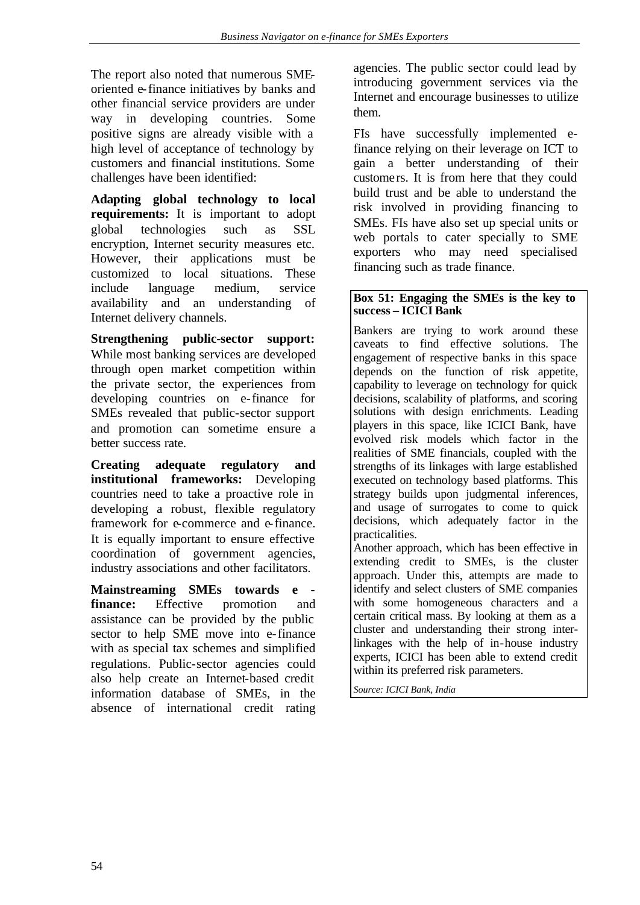The report also noted that numerous SME-oriented e-finance initiatives by banks and other financial service providers are under way in developing countries. Some positive signs are already visible with a high level of acceptance of technology by customers and financial institutions. Some challenges have been identified:

**Adapting global technology to local requirements:** It is important to adopt global technologies such as SSL encryption, Internet security measures etc. However, their applications must be customized to local situations. These include language medium, service availability and an understanding of Internet delivery channels.

**Strengthening public-sector support:** While most banking services are developed through open market competition within the private sector, the experiences from developing countries on e-finance for SMEs revealed that public-sector support and promotion can sometime ensure a better success rate.

**Creating adequate regulatory and institutional frameworks:** Developing countries need to take a proactive role in developing a robust, flexible regulatory framework for e-commerce and e-finance. It is equally important to ensure effective coordination of government agencies, industry associations and other facilitators.

**Mainstreaming SMEs towards e-finance:** Effective promotion and assistance can be provided by the public sector to help SME move into e-finance with as special tax schemes and simplified regulations. Public-sector agencies could also help create an Internet-based credit information database of SMEs, in the absence of international credit rating agencies. The public sector could lead by introducing government services via the Internet and encourage businesses to utilize them.

FIs have successfully implemented e-finance relying on their leverage on ICT to gain a better understanding of their customers. It is from here that they could build trust and be able to understand the risk involved in providing financing to SMEs. FIs have also set up special units or web portals to cater specially to SME exporters who may need specialised financing such as trade finance.

**Box 51: Engaging the SMEs is the key to success – ICICI Bank**

Bankers are trying to work around these caveats to find effective solutions. The engagement of respective banks in this space depends on the function of risk appetite, capability to leverage on technology for quick decisions, scalability of platforms, and scoring solutions with design enrichments. Leading players in this space, like ICICI Bank, have evolved risk models which factor in the realities of SME financials, coupled with the strengths of its linkages with large established executed on technology based platforms. This strategy builds upon judgmental inferences, and usage of surrogates to come to quick decisions, which adequately factor in the practicalities.

Another approach, which has been effective in extending credit to SMEs, is the cluster approach. Under this, attempts are made to identify and select clusters of SME companies with some homogeneous characters and a certain critical mass. By looking at them as a cluster and understanding their strong inter-linkages with the help of in-house industry experts, ICICI has been able to extend credit within its preferred risk parameters.

*Source: ICICI Bank, India*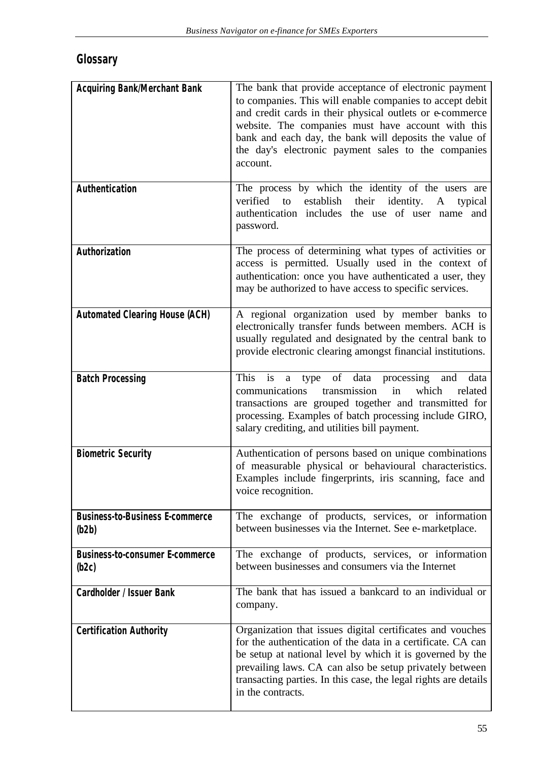## Glossary

| | |
|---|---|
| **Acquiring Bank/Merchant Bank** | The bank that provide acceptance of electronic payment to companies. This will enable companies to accept debit and credit cards in their physical outlets or e-commerce website. The companies must have account with this bank and each day, the bank will deposits the value of the day's electronic payment sales to the companies account. |
| **Authentication** | The process by which the identity of the users are verified to establish their identity. A typical authentication includes the use of user name and password. |
| **Authorization** | The process of determining what types of activities or access is permitted. Usually used in the context of authentication: once you have authenticated a user, they may be authorized to have access to specific services. |
| **Automated Clearing House (ACH)** | A regional organization used by member banks to electronically transfer funds between members. ACH is usually regulated and designated by the central bank to provide electronic clearing amongst financial institutions. |
| **Batch Processing** | This is a type of data processing and data communications transmission in which related transactions are grouped together and transmitted for processing. Examples of batch processing include GIRO, salary crediting, and utilities bill payment. |
| **Biometric Security** | Authentication of persons based on unique combinations of measurable physical or behavioural characteristics. Examples include fingerprints, iris scanning, face and voice recognition. |
| **Business-to-Business E-commerce (b2b)** | The exchange of products, services, or information between businesses via the Internet. See e-marketplace. |
| **Business-to-consumer E-commerce (b2c)** | The exchange of products, services, or information between businesses and consumers via the Internet |
| **Cardholder / Issuer Bank** | The bank that has issued a bankcard to an individual or company. |
| **Certification Authority** | Organization that issues digital certificates and vouches for the authentication of the data in a certificate. CA can be setup at national level by which it is governed by the prevailing laws. CA can also be setup privately between transacting parties. In this case, the legal rights are details in the contracts. |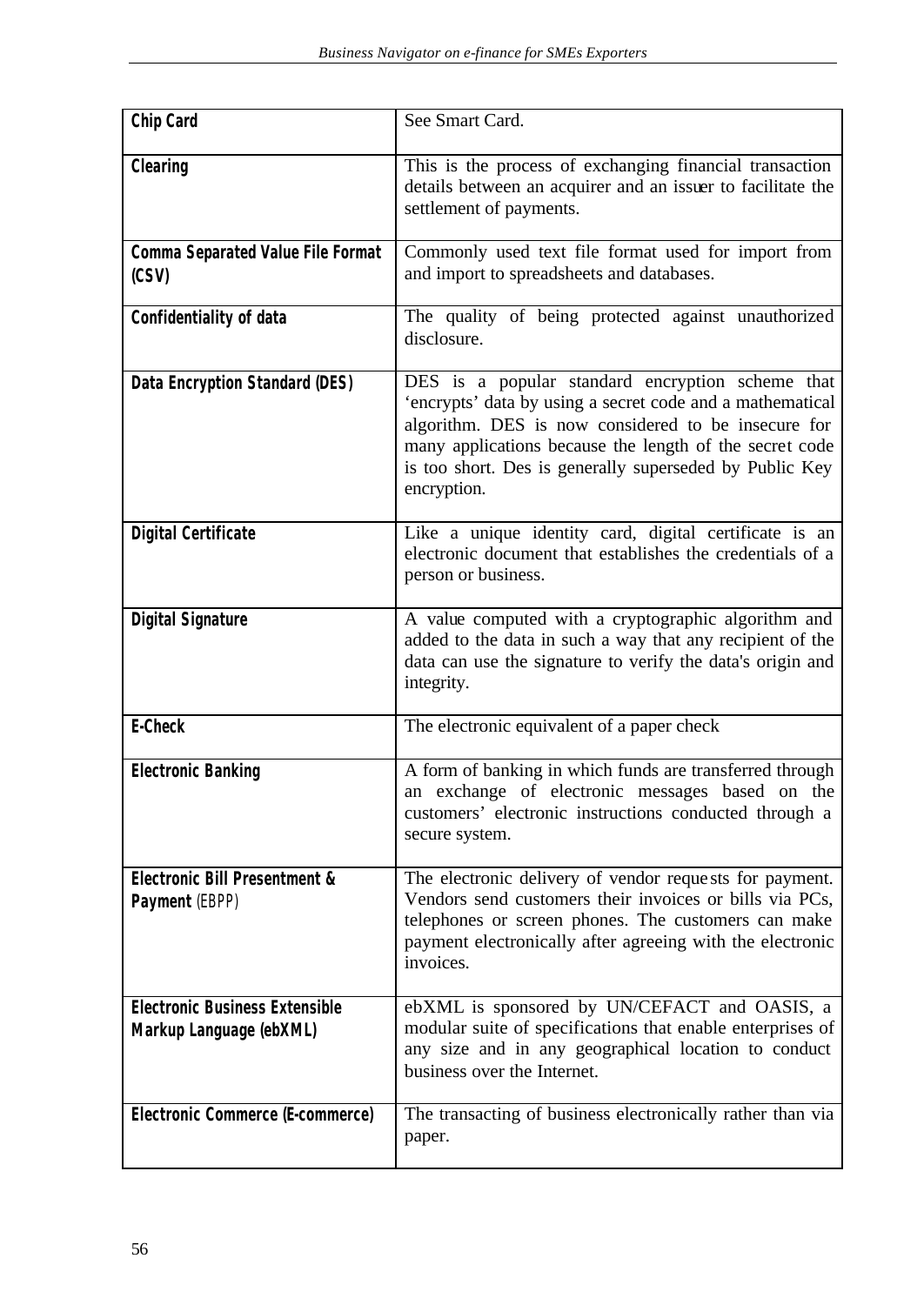| | |
|---|---|
| **Chip Card** | See Smart Card. |
| **Clearing** | This is the process of exchanging financial transaction details between an acquirer and an issuer to facilitate the settlement of payments. |
| **Comma Separated Value File Format (CSV)** | Commonly used text file format used for import from and import to spreadsheets and databases. |
| **Confidentiality of data** | The quality of being protected against unauthorized disclosure. |
| **Data Encryption Standard (DES)** | DES is a popular standard encryption scheme that 'encrypts' data by using a secret code and a mathematical algorithm. DES is now considered to be insecure for many applications because the length of the secret code is too short. Des is generally superseded by Public Key encryption. |
| **Digital Certificate** | Like a unique identity card, digital certificate is an electronic document that establishes the credentials of a person or business. |
| **Digital Signature** | A value computed with a cryptographic algorithm and added to the data in such a way that any recipient of the data can use the signature to verify the data's origin and integrity. |
| **E-Check** | The electronic equivalent of a paper check |
| **Electronic Banking** | A form of banking in which funds are transferred through an exchange of electronic messages based on the customers' electronic instructions conducted through a secure system. |
| **Electronic Bill Presentment & Payment** (EBPP) | The electronic delivery of vendor requests for payment. Vendors send customers their invoices or bills via PCs, telephones or screen phones. The customers can make payment electronically after agreeing with the electronic invoices. |
| **Electronic Business Extensible Markup Language (ebXML)** | ebXML is sponsored by UN/CEFACT and OASIS, a modular suite of specifications that enable enterprises of any size and in any geographical location to conduct business over the Internet. |
| **Electronic Commerce (E-commerce)** | The transacting of business electronically rather than via paper. |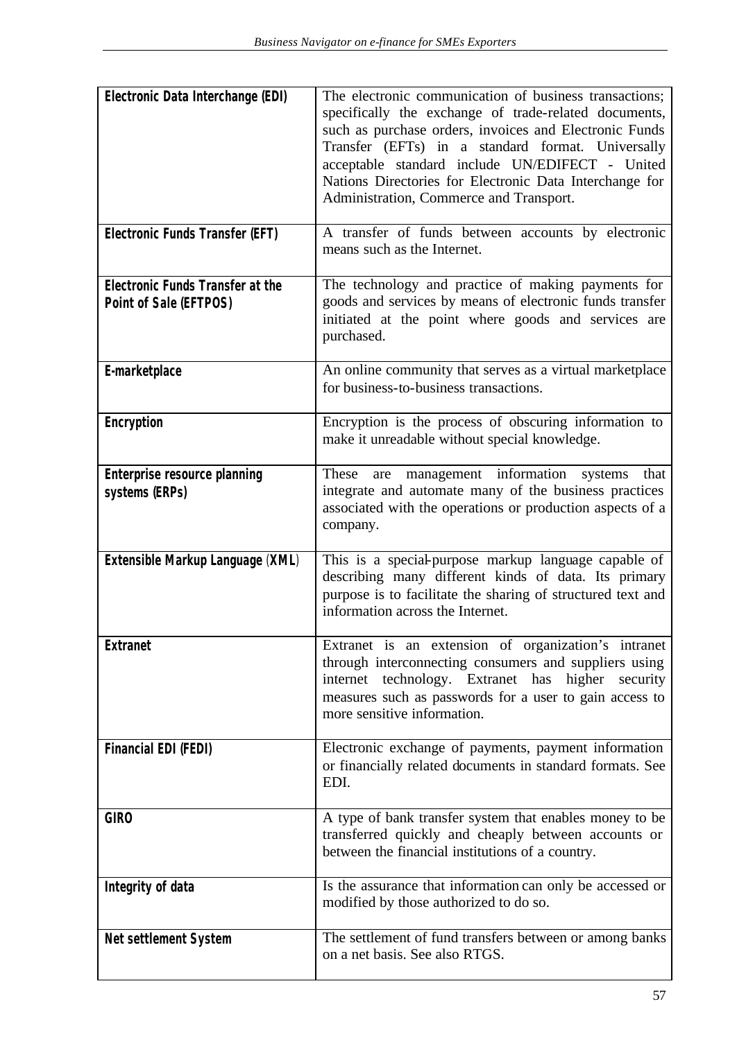| | |
|---|---|
| **Electronic Data Interchange (EDI)** | The electronic communication of business transactions; specifically the exchange of trade-related documents, such as purchase orders, invoices and Electronic Funds Transfer (EFTs) in a standard format. Universally acceptable standard include UN/EDIFECT - United Nations Directories for Electronic Data Interchange for Administration, Commerce and Transport. |
| **Electronic Funds Transfer (EFT)** | A transfer of funds between accounts by electronic means such as the Internet. |
| **Electronic Funds Transfer at the Point of Sale (EFTPOS)** | The technology and practice of making payments for goods and services by means of electronic funds transfer initiated at the point where goods and services are purchased. |
| **E-marketplace** | An online community that serves as a virtual marketplace for business-to-business transactions. |
| **Encryption** | Encryption is the process of obscuring information to make it unreadable without special knowledge. |
| **Enterprise resource planning systems (ERPs)** | These are management information systems that integrate and automate many of the business practices associated with the operations or production aspects of a company. |
| **Extensible Markup Language (XML)** | This is a special-purpose markup language capable of describing many different kinds of data. Its primary purpose is to facilitate the sharing of structured text and information across the Internet. |
| **Extranet** | Extranet is an extension of organization's intranet through interconnecting consumers and suppliers using internet technology. Extranet has higher security measures such as passwords for a user to gain access to more sensitive information. |
| **Financial EDI (FEDI)** | Electronic exchange of payments, payment information or financially related documents in standard formats. See EDI. |
| **GIRO** | A type of bank transfer system that enables money to be transferred quickly and cheaply between accounts or between the financial institutions of a country. |
| **Integrity of data** | Is the assurance that information can only be accessed or modified by those authorized to do so. |
| **Net settlement System** | The settlement of fund transfers between or among banks on a net basis. See also RTGS. |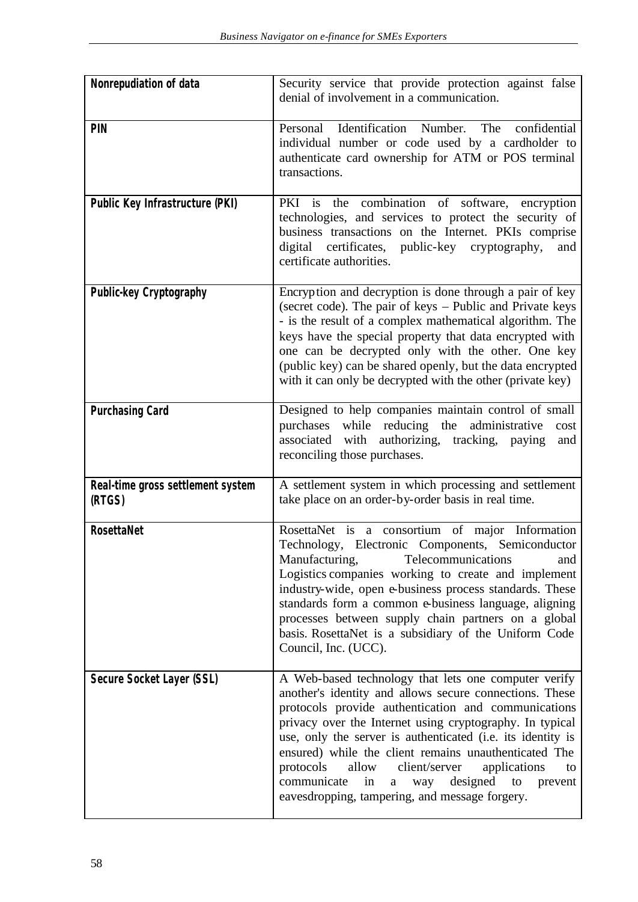| | |
|---|---|
| **Nonrepudiation of data** | Security service that provide protection against false denial of involvement in a communication. |
| **PIN** | Personal Identification Number. The confidential individual number or code used by a cardholder to authenticate card ownership for ATM or POS terminal transactions. |
| **Public Key Infrastructure (PKI)** | PKI is the combination of software, encryption technologies, and services to protect the security of business transactions on the Internet. PKIs comprise digital certificates, public-key cryptography, and certificate authorities. |
| **Public-key Cryptography** | Encryption and decryption is done through a pair of key (secret code). The pair of keys – Public and Private keys - is the result of a complex mathematical algorithm. The keys have the special property that data encrypted with one can be decrypted only with the other. One key (public key) can be shared openly, but the data encrypted with it can only be decrypted with the other (private key) |
| **Purchasing Card** | Designed to help companies maintain control of small purchases while reducing the administrative cost associated with authorizing, tracking, paying and reconciling those purchases. |
| **Real-time gross settlement system (RTGS)** | A settlement system in which processing and settlement take place on an order-by-order basis in real time. |
| **RosettaNet** | RosettaNet is a consortium of major Information Technology, Electronic Components, Semiconductor Manufacturing, Telecommunications and Logistics companies working to create and implement industry-wide, open e-business process standards. These standards form a common e-business language, aligning processes between supply chain partners on a global basis. RosettaNet is a subsidiary of the Uniform Code Council, Inc. (UCC). |
| **Secure Socket Layer (SSL)** | A Web-based technology that lets one computer verify another's identity and allows secure connections. These protocols provide authentication and communications privacy over the Internet using cryptography. In typical use, only the server is authenticated (i.e. its identity is ensured) while the client remains unauthenticated The protocols allow client/server applications to communicate in a way designed to prevent eavesdropping, tampering, and message forgery. |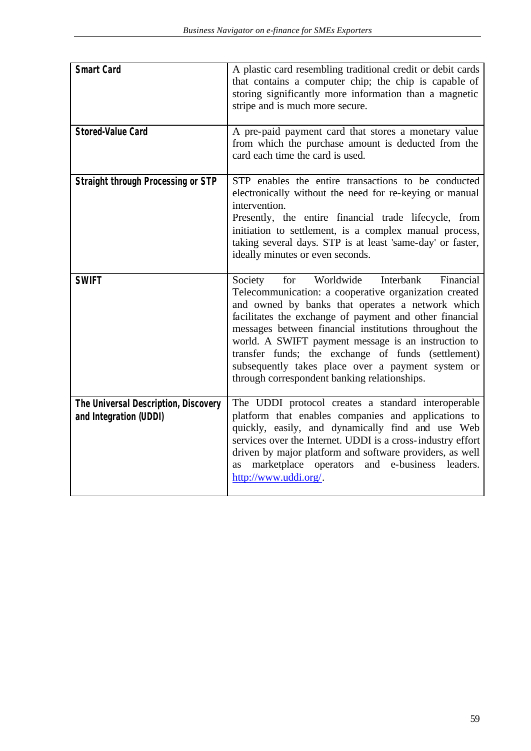| | |
|---|---|
| **Smart Card** | A plastic card resembling traditional credit or debit cards that contains a computer chip; the chip is capable of storing significantly more information than a magnetic stripe and is much more secure. |
| **Stored-Value Card** | A pre-paid payment card that stores a monetary value from which the purchase amount is deducted from the card each time the card is used. |
| **Straight through Processing or STP** | STP enables the entire transactions to be conducted electronically without the need for re-keying or manual intervention.<br>Presently, the entire financial trade lifecycle, from initiation to settlement, is a complex manual process, taking several days. STP is at least 'same-day' or faster, ideally minutes or even seconds. |
| **SWIFT** | Society for Worldwide Interbank Financial Telecommunication: a cooperative organization created and owned by banks that operates a network which facilitates the exchange of payment and other financial messages between financial institutions throughout the world. A SWIFT payment message is an instruction to transfer funds; the exchange of funds (settlement) subsequently takes place over a payment system or through correspondent banking relationships. |
| **The Universal Description, Discovery and Integration (UDDI)** | The UDDI protocol creates a standard interoperable platform that enables companies and applications to quickly, easily, and dynamically find and use Web services over the Internet. UDDI is a cross-industry effort driven by major platform and software providers, as well as marketplace operators and e-business leaders. http://www.uddi.org/. |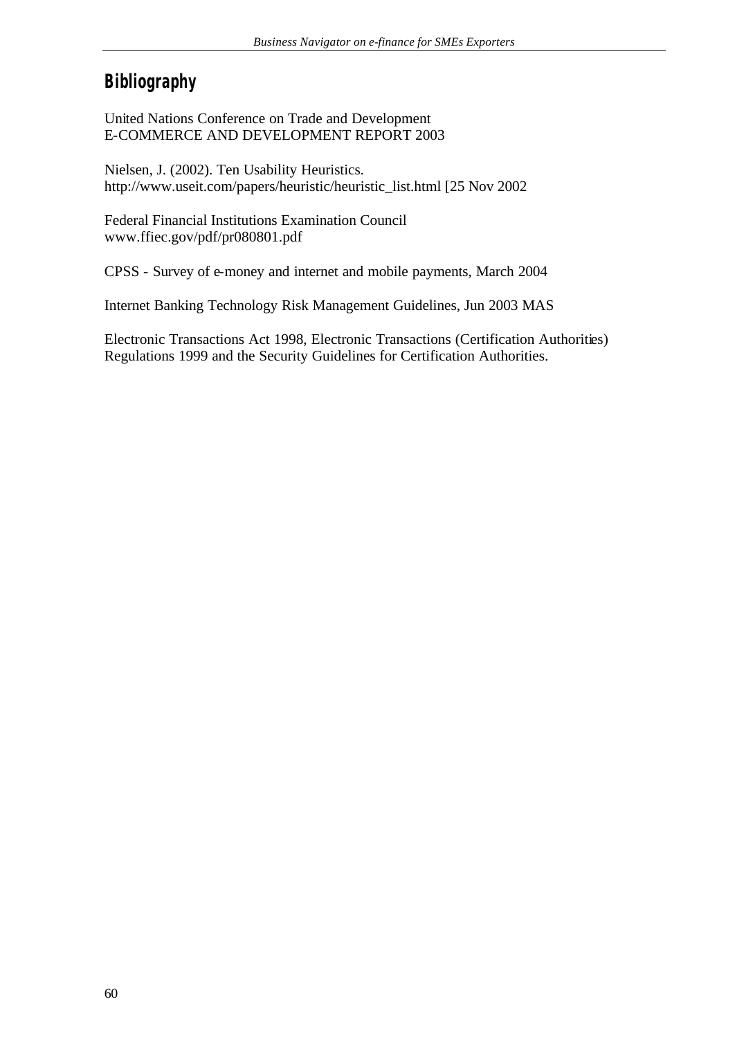# Bibliography

United Nations Conference on Trade and Development
E-COMMERCE AND DEVELOPMENT REPORT 2003

Nielsen, J. (2002). Ten Usability Heuristics.
http://www.useit.com/papers/heuristic/heuristic_list.html [25 Nov 2002

Federal Financial Institutions Examination Council
www.ffiec.gov/pdf/pr080801.pdf

CPSS - Survey of e-money and internet and mobile payments, March 2004

Internet Banking Technology Risk Management Guidelines, Jun 2003 MAS

Electronic Transactions Act 1998, Electronic Transactions (Certification Authorities) Regulations 1999 and the Security Guidelines for Certification Authorities.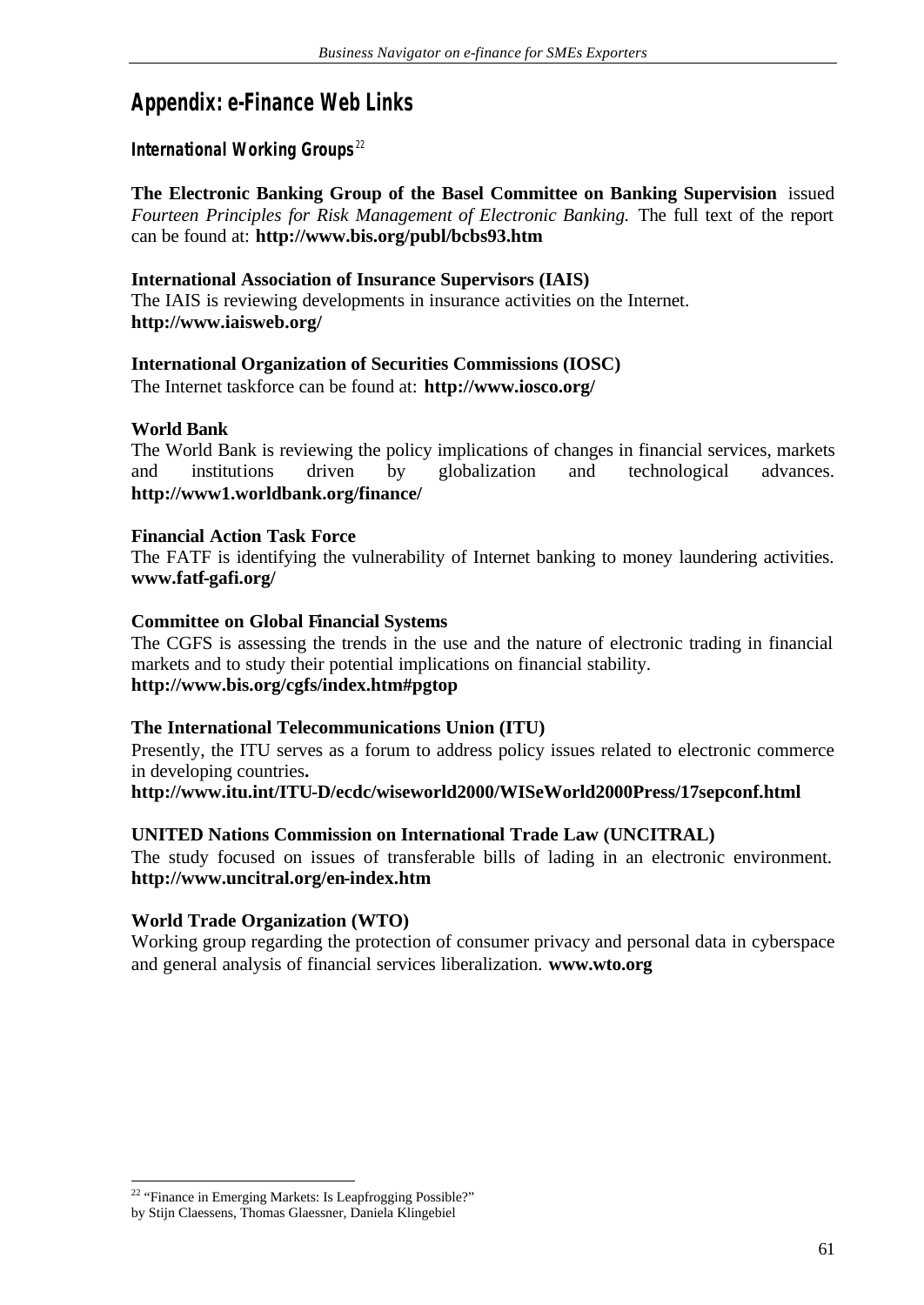## Appendix: e-Finance Web Links

### International Working Groups[22]

**The Electronic Banking Group of the Basel Committee on Banking Supervision** issued *Fourteen Principles for Risk Management of Electronic Banking.* The full text of the report can be found at: **http://www.bis.org/publ/bcbs93.htm**

**International Association of Insurance Supervisors (IAIS)**
The IAIS is reviewing developments in insurance activities on the Internet.
**http://www.iaisweb.org/**

**International Organization of Securities Commissions (IOSC)**
The Internet taskforce can be found at: **http://www.iosco.org/**

**World Bank**
The World Bank is reviewing the policy implications of changes in financial services, markets and institutions driven by globalization and technological advances. **http://www1.worldbank.org/finance/**

**Financial Action Task Force**
The FATF is identifying the vulnerability of Internet banking to money laundering activities. **www.fatf-gafi.org/**

**Committee on Global Financial Systems**
The CGFS is assessing the trends in the use and the nature of electronic trading in financial markets and to study their potential implications on financial stability.
**http://www.bis.org/cgfs/index.htm#pgtop**

**The International Telecommunications Union (ITU)**
Presently, the ITU serves as a forum to address policy issues related to electronic commerce in developing countries**.**
**http://www.itu.int/ITU-D/ecdc/wiseworld2000/WISeWorld2000Press/17sepconf.html**

**UNITED Nations Commission on International Trade Law (UNCITRAL)**
The study focused on issues of transferable bills of lading in an electronic environment. **http://www.uncitral.org/en-index.htm**

**World Trade Organization (WTO)**
Working group regarding the protection of consumer privacy and personal data in cyberspace and general analysis of financial services liberalization. **www.wto.org**

[22] "Finance in Emerging Markets: Is Leapfrogging Possible?" by Stijn Claessens, Thomas Glaessner, Daniela Klingebiel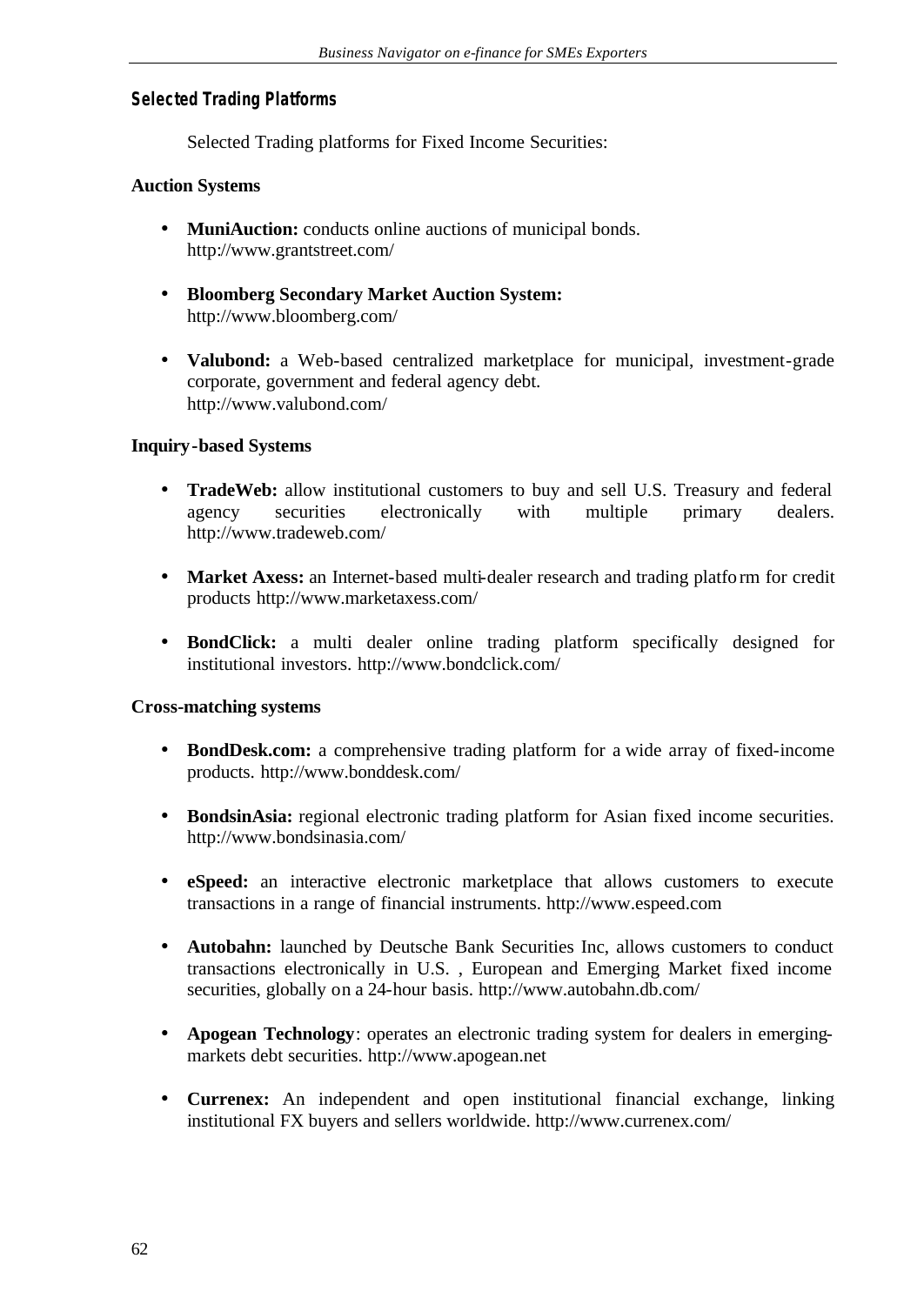### Selected Trading Platforms

Selected Trading platforms for Fixed Income Securities:

**Auction Systems**

- **MuniAuction:** conducts online auctions of municipal bonds. http://www.grantstreet.com/
- **Bloomberg Secondary Market Auction System:** http://www.bloomberg.com/
- **Valubond:** a Web-based centralized marketplace for municipal, investment-grade corporate, government and federal agency debt. http://www.valubond.com/

**Inquiry-based Systems**

- **TradeWeb:** allow institutional customers to buy and sell U.S. Treasury and federal agency securities electronically with multiple primary dealers. http://www.tradeweb.com/
- **Market Axess:** an Internet-based multi-dealer research and trading platform for credit products http://www.marketaxess.com/
- **BondClick:** a multi dealer online trading platform specifically designed for institutional investors. http://www.bondclick.com/

**Cross-matching systems**

- **BondDesk.com:** a comprehensive trading platform for a wide array of fixed-income products. http://www.bonddesk.com/
- **BondsinAsia:** regional electronic trading platform for Asian fixed income securities. http://www.bondsinasia.com/
- **eSpeed:** an interactive electronic marketplace that allows customers to execute transactions in a range of financial instruments. http://www.espeed.com
- **Autobahn:** launched by Deutsche Bank Securities Inc, allows customers to conduct transactions electronically in U.S. , European and Emerging Market fixed income securities, globally on a 24-hour basis. http://www.autobahn.db.com/
- **Apogean Technology**: operates an electronic trading system for dealers in emerging-markets debt securities. http://www.apogean.net
- **Currenex:** An independent and open institutional financial exchange, linking institutional FX buyers and sellers worldwide. http://www.currenex.com/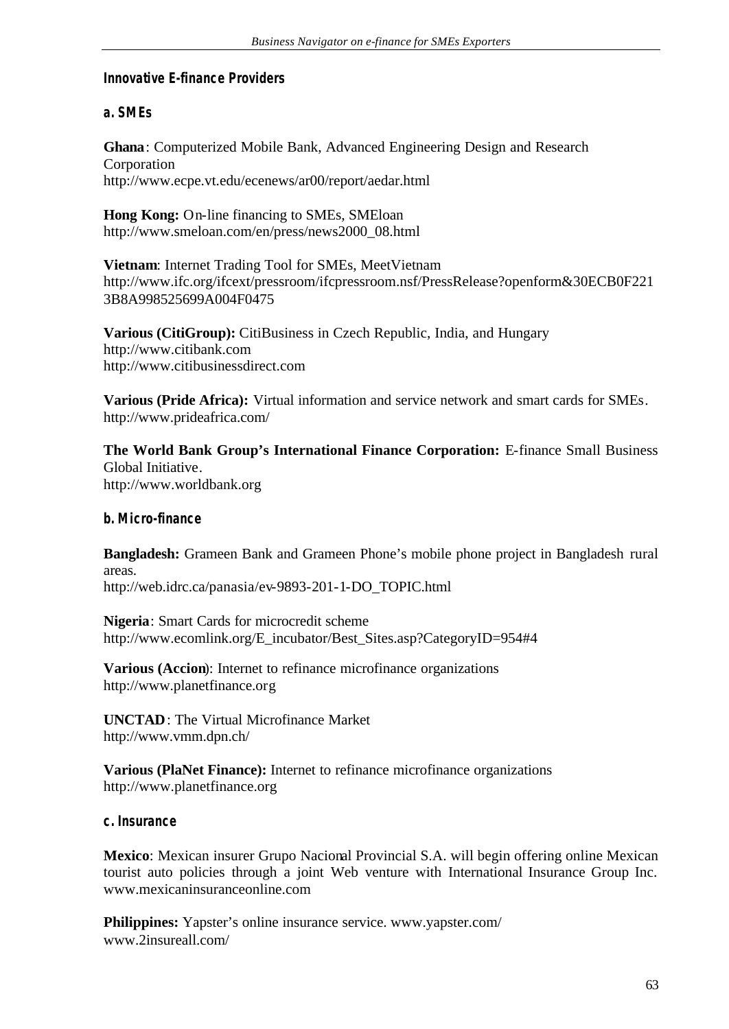### Innovative E-finance Providers

#### a. SMEs

**Ghana**: Computerized Mobile Bank, Advanced Engineering Design and Research Corporation
http://www.ecpe.vt.edu/ecenews/ar00/report/aedar.html

**Hong Kong:** On-line financing to SMEs, SMEloan
http://www.smeloan.com/en/press/news2000_08.html

**Vietnam**: Internet Trading Tool for SMEs, MeetVietnam
http://www.ifc.org/ifcext/pressroom/ifcpressroom.nsf/PressRelease?openform&30ECB0F2213B8A998525699A004F0475

**Various (CitiGroup):** CitiBusiness in Czech Republic, India, and Hungary
http://www.citibank.com
http://www.citibusinessdirect.com

**Various (Pride Africa):** Virtual information and service network and smart cards for SMEs.
http://www.prideafrica.com/

**The World Bank Group's International Finance Corporation:** E-finance Small Business Global Initiative.
http://www.worldbank.org

#### b. Micro-finance

**Bangladesh:** Grameen Bank and Grameen Phone's mobile phone project in Bangladesh rural areas.
http://web.idrc.ca/panasia/ev-9893-201-1-DO_TOPIC.html

**Nigeria**: Smart Cards for microcredit scheme
http://www.ecomlink.org/E_incubator/Best_Sites.asp?CategoryID=954#4

**Various (Accion)**: Internet to refinance microfinance organizations
http://www.planetfinance.org

**UNCTAD**: The Virtual Microfinance Market
http://www.vmm.dpn.ch/

**Various (PlaNet Finance):** Internet to refinance microfinance organizations
http://www.planetfinance.org

#### c. Insurance

**Mexico**: Mexican insurer Grupo Nacional Provincial S.A. will begin offering online Mexican tourist auto policies through a joint Web venture with International Insurance Group Inc. www.mexicaninsuranceonline.com

**Philippines:** Yapster's online insurance service. www.yapster.com/
www.2insureall.com/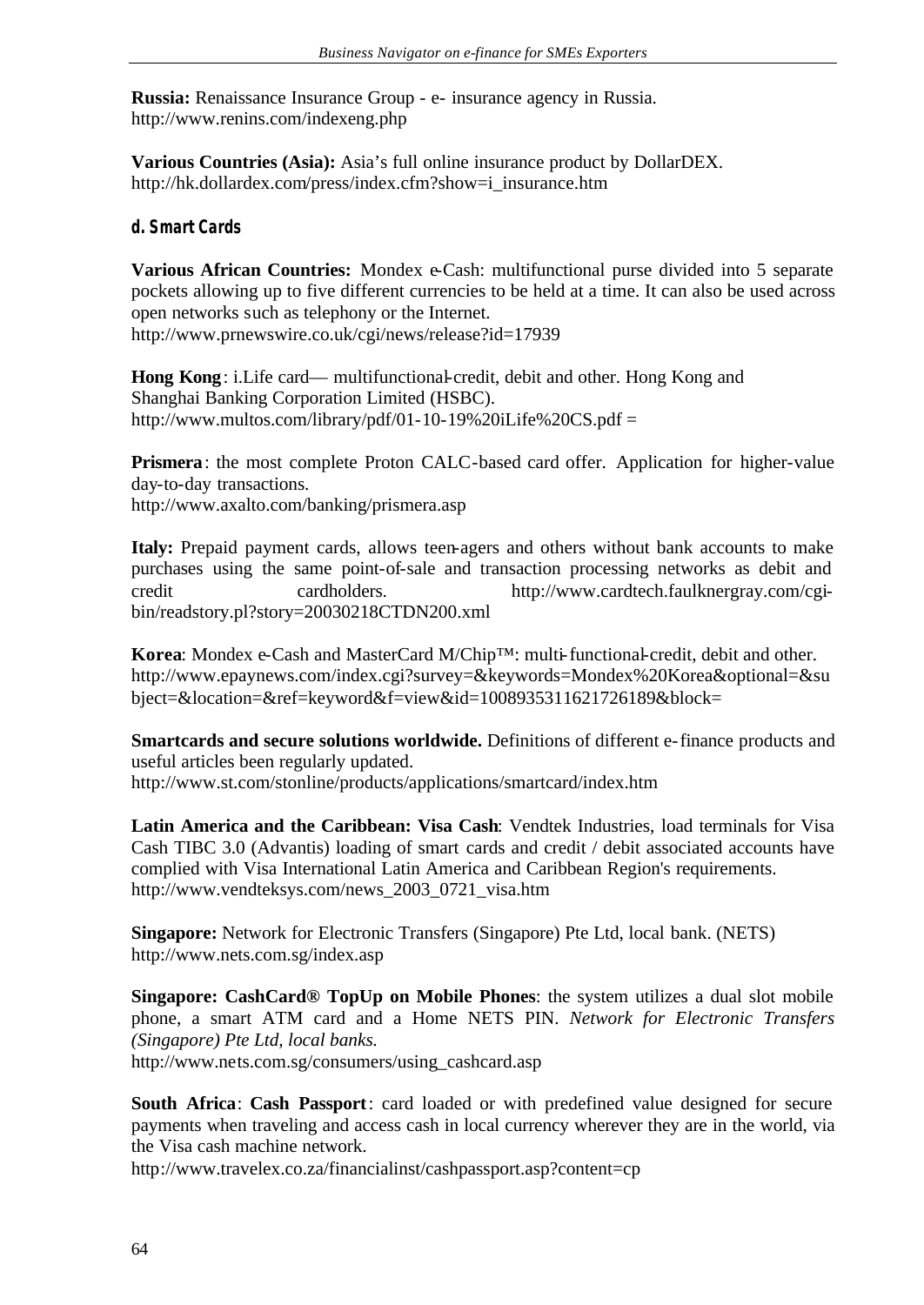**Russia:** Renaissance Insurance Group - e- insurance agency in Russia. http://www.renins.com/indexeng.php

**Various Countries (Asia):** Asia's full online insurance product by DollarDEX. http://hk.dollardex.com/press/index.cfm?show=i_insurance.htm

### d. Smart Cards

**Various African Countries:** Mondex e-Cash: multifunctional purse divided into 5 separate pockets allowing up to five different currencies to be held at a time. It can also be used across open networks such as telephony or the Internet.
http://www.prnewswire.co.uk/cgi/news/release?id=17939

**Hong Kong**: i.Life card— multifunctional-credit, debit and other. Hong Kong and Shanghai Banking Corporation Limited (HSBC).
http://www.multos.com/library/pdf/01-10-19%20iLife%20CS.pdf =

**Prismera**: the most complete Proton CALC-based card offer. Application for higher-value day-to-day transactions.
http://www.axalto.com/banking/prismera.asp

**Italy:** Prepaid payment cards, allows teen-agers and others without bank accounts to make purchases using the same point-of-sale and transaction processing networks as debit and credit cardholders. http://www.cardtech.faulknergray.com/cgi-bin/readstory.pl?story=20030218CTDN200.xml

**Korea**: Mondex e-Cash and MasterCard M/Chip™: multi-functional-credit, debit and other.
http://www.epaynews.com/index.cgi?survey=&keywords=Mondex%20Korea&optional=&subject=&location=&ref=keyword&f=view&id=1008935311621726189&block=

**Smartcards and secure solutions worldwide.** Definitions of different e-finance products and useful articles been regularly updated.
http://www.st.com/stonline/products/applications/smartcard/index.htm

**Latin America and the Caribbean: Visa Cash**: Vendtek Industries, load terminals for Visa Cash TIBC 3.0 (Advantis) loading of smart cards and credit / debit associated accounts have complied with Visa International Latin America and Caribbean Region's requirements.
http://www.vendteksys.com/news_2003_0721_visa.htm

**Singapore:** Network for Electronic Transfers (Singapore) Pte Ltd, local bank. (NETS)
http://www.nets.com.sg/index.asp

**Singapore: CashCard® TopUp on Mobile Phones**: the system utilizes a dual slot mobile phone, a smart ATM card and a Home NETS PIN. *Network for Electronic Transfers (Singapore) Pte Ltd, local banks.*
http://www.nets.com.sg/consumers/using_cashcard.asp

**South Africa**: **Cash Passport**: card loaded or with predefined value designed for secure payments when traveling and access cash in local currency wherever they are in the world, via the Visa cash machine network.
http://www.travelex.co.za/financialinst/cashpassport.asp?content=cp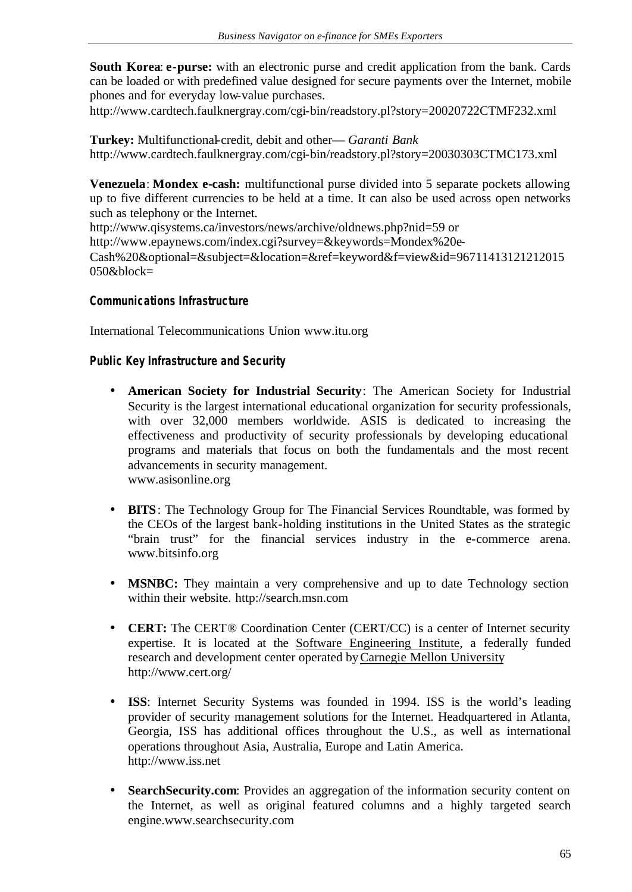**South Korea**: **e-purse:** with an electronic purse and credit application from the bank. Cards can be loaded or with predefined value designed for secure payments over the Internet, mobile phones and for everyday low-value purchases.
http://www.cardtech.faulknergray.com/cgi-bin/readstory.pl?story=20020722CTMF232.xml

**Turkey:** Multifunctional-credit, debit and other— *Garanti Bank*
http://www.cardtech.faulknergray.com/cgi-bin/readstory.pl?story=20030303CTMC173.xml

**Venezuela**: **Mondex e-cash:** multifunctional purse divided into 5 separate pockets allowing up to five different currencies to be held at a time. It can also be used across open networks such as telephony or the Internet.
http://www.qisystems.ca/investors/news/archive/oldnews.php?nid=59 or
http://www.epaynews.com/index.cgi?survey=&keywords=Mondex%20e-Cash%20&optional=&subject=&location=&ref=keyword&f=view&id=96711413121212015050&block=

### Communications Infrastructure

International Telecommunications Union www.itu.org

### Public Key Infrastructure and Security

- **American Society for Industrial Security**: The American Society for Industrial Security is the largest international educational organization for security professionals, with over 32,000 members worldwide. ASIS is dedicated to increasing the effectiveness and productivity of security professionals by developing educational programs and materials that focus on both the fundamentals and the most recent advancements in security management.
  www.asisonline.org

- **BITS**: The Technology Group for The Financial Services Roundtable, was formed by the CEOs of the largest bank-holding institutions in the United States as the strategic "brain trust" for the financial services industry in the e-commerce arena. www.bitsinfo.org

- **MSNBC:** They maintain a very comprehensive and up to date Technology section within their website. http://search.msn.com

- **CERT:** The CERT® Coordination Center (CERT/CC) is a center of Internet security expertise. It is located at the Software Engineering Institute, a federally funded research and development center operated by Carnegie Mellon University
  http://www.cert.org/

- **ISS**: Internet Security Systems was founded in 1994. ISS is the world's leading provider of security management solutions for the Internet. Headquartered in Atlanta, Georgia, ISS has additional offices throughout the U.S., as well as international operations throughout Asia, Australia, Europe and Latin America.
  http://www.iss.net

- **SearchSecurity.com**: Provides an aggregation of the information security content on the Internet, as well as original featured columns and a highly targeted search engine.www.searchsecurity.com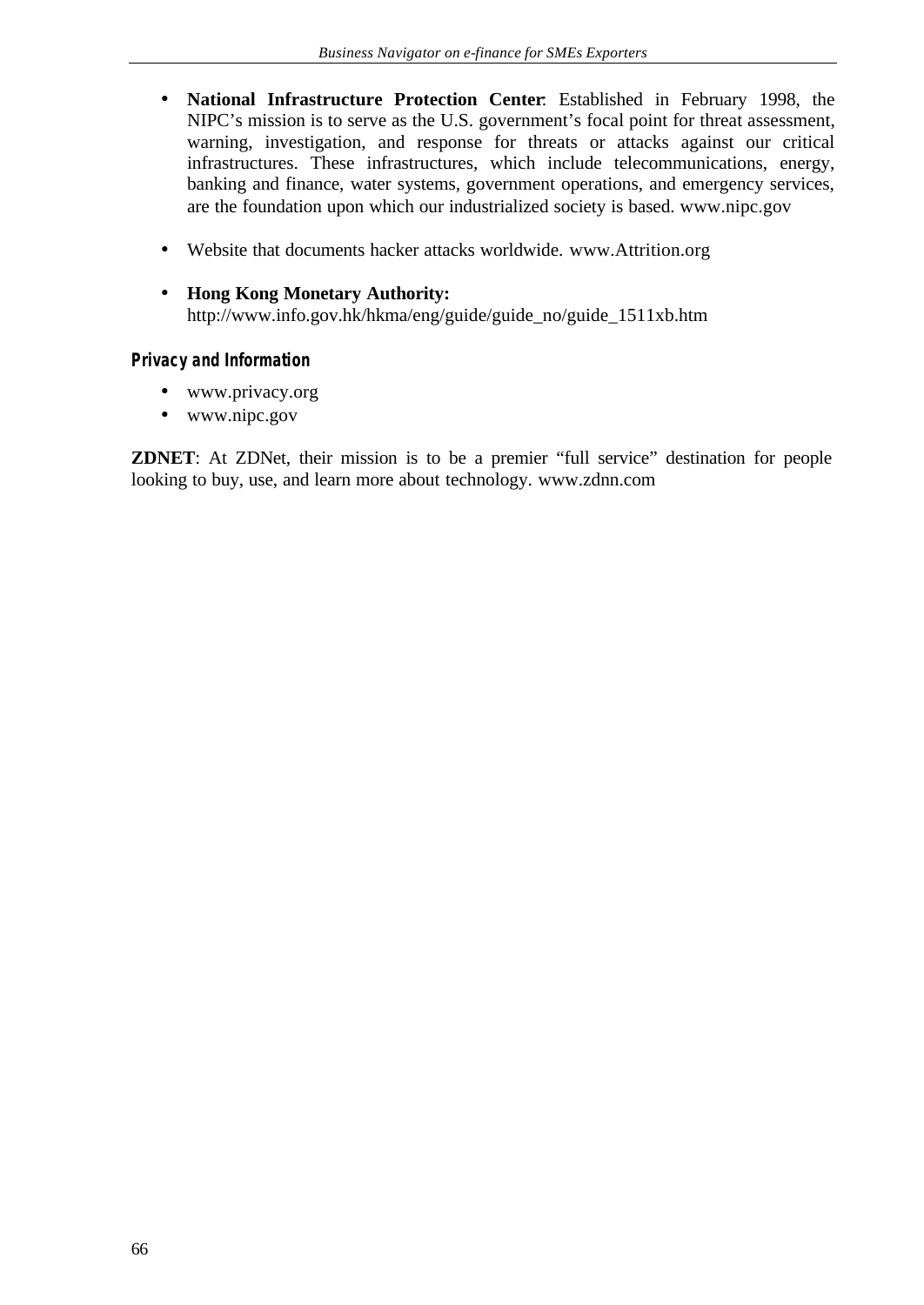- **National Infrastructure Protection Center**: Established in February 1998, the NIPC's mission is to serve as the U.S. government's focal point for threat assessment, warning, investigation, and response for threats or attacks against our critical infrastructures. These infrastructures, which include telecommunications, energy, banking and finance, water systems, government operations, and emergency services, are the foundation upon which our industrialized society is based. www.nipc.gov

- Website that documents hacker attacks worldwide. www.Attrition.org

- **Hong Kong Monetary Authority:** http://www.info.gov.hk/hkma/eng/guide/guide_no/guide_1511xb.htm

### Privacy and Information

- www.privacy.org
- www.nipc.gov

**ZDNET**: At ZDNet, their mission is to be a premier "full service" destination for people looking to buy, use, and learn more about technology. www.zdnn.com